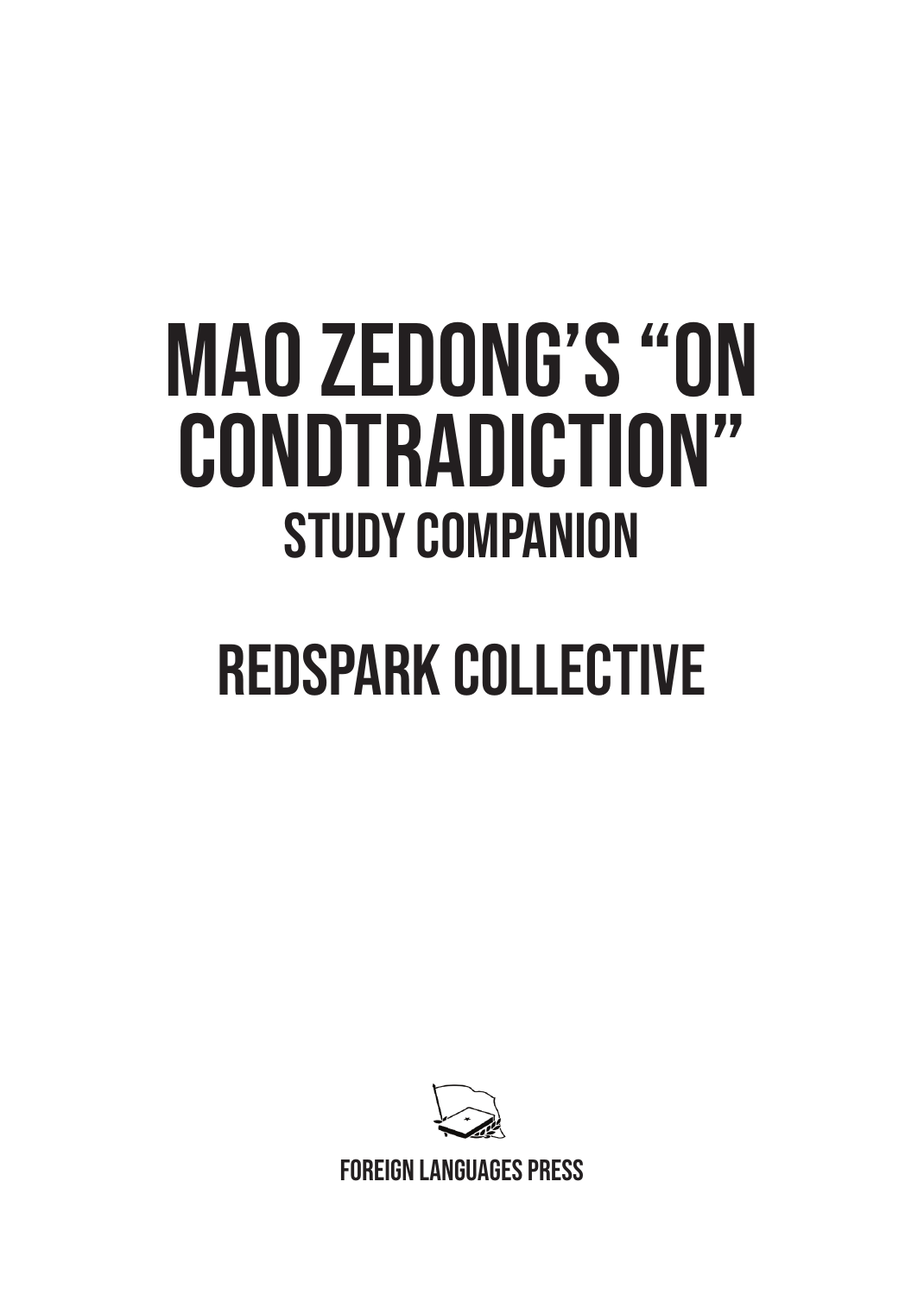# MAO ZEDONG'S "ON CONDTRADICTION"

## STUDY COMPANION

## REDSPARK COLLECTIVE

FOREIGN LANGUAGES PRESS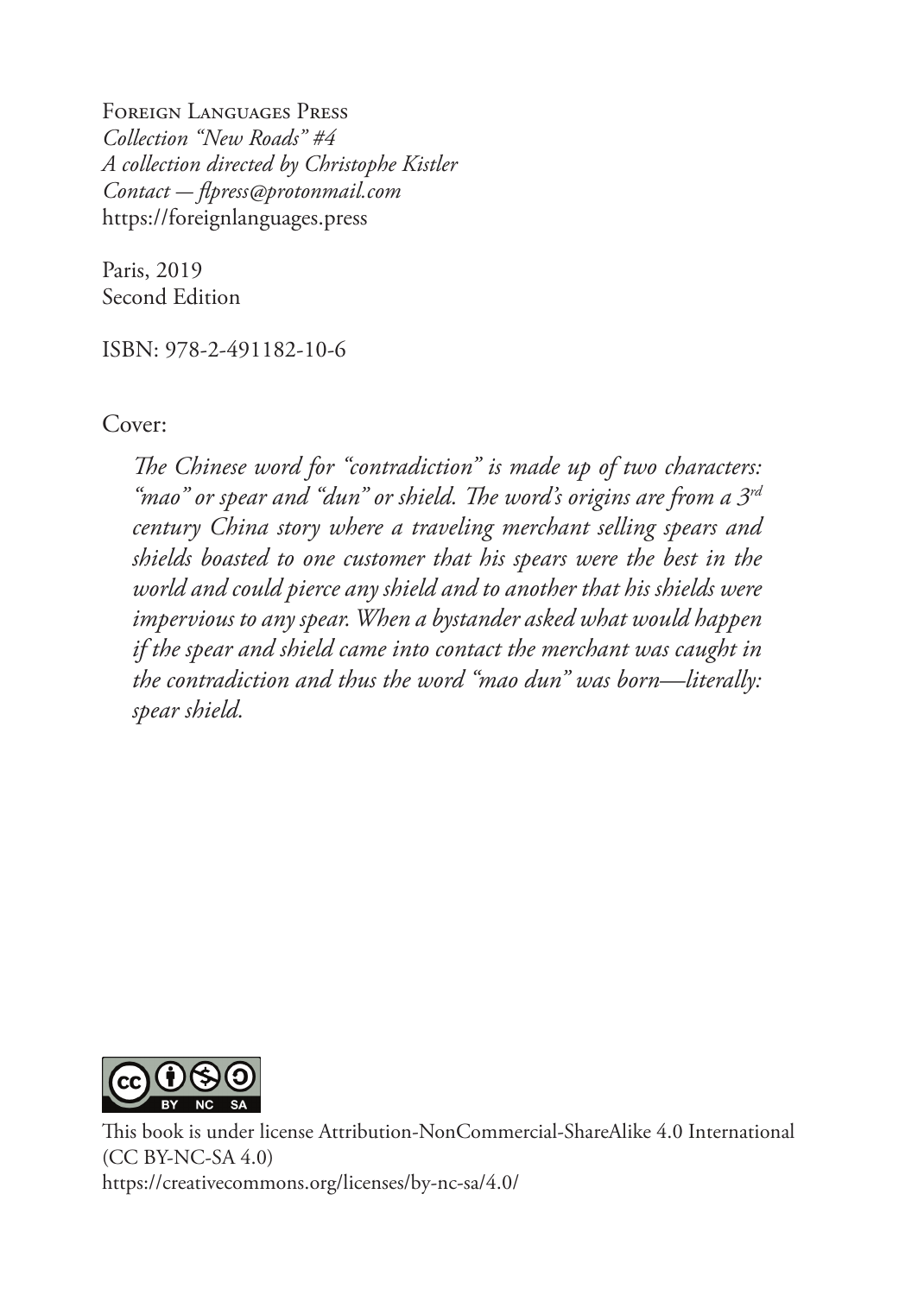Foreign Languages Press
*Collection "New Roads" #4*
*A collection directed by Christophe Kistler*
*Contact — flpress@protonmail.com*
https://foreignlanguages.press

Paris, 2019
Second Edition

ISBN: 978-2-491182-10-6

Cover:

> *The Chinese word for "contradiction" is made up of two characters: "mao" or spear and "dun" or shield. The word's origins are from a 3rd century China story where a traveling merchant selling spears and shields boasted to one customer that his spears were the best in the world and could pierce any shield and to another that his shields were impervious to any spear. When a bystander asked what would happen if the spear and shield came into contact the merchant was caught in the contradiction and thus the word "mao dun" was born—literally: spear shield.*

This book is under license Attribution-NonCommercial-ShareAlike 4.0 International (CC BY-NC-SA 4.0)
https://creativecommons.org/licenses/by-nc-sa/4.0/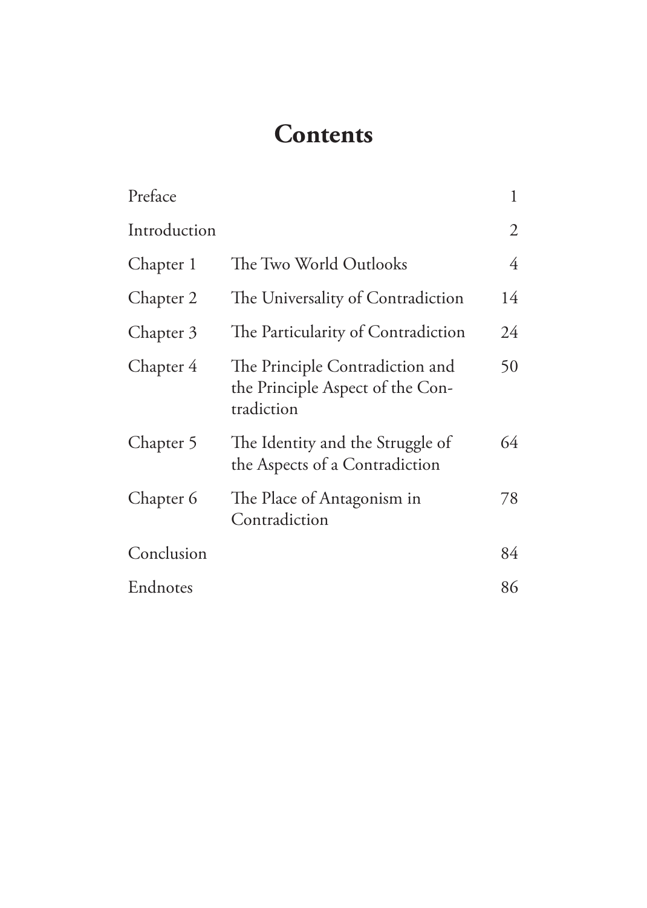# Contents

| | | |
|---|---|---|
| Preface | | 1 |
| Introduction | | 2 |
| Chapter 1 | The Two World Outlooks | 4 |
| Chapter 2 | The Universality of Contradiction | 14 |
| Chapter 3 | The Particularity of Contradiction | 24 |
| Chapter 4 | The Principle Contradiction and the Principle Aspect of the Contradiction | 50 |
| Chapter 5 | The Identity and the Struggle of the Aspects of a Contradiction | 64 |
| Chapter 6 | The Place of Antagonism in Contradiction | 78 |
| Conclusion | | 84 |
| Endnotes | | 86 |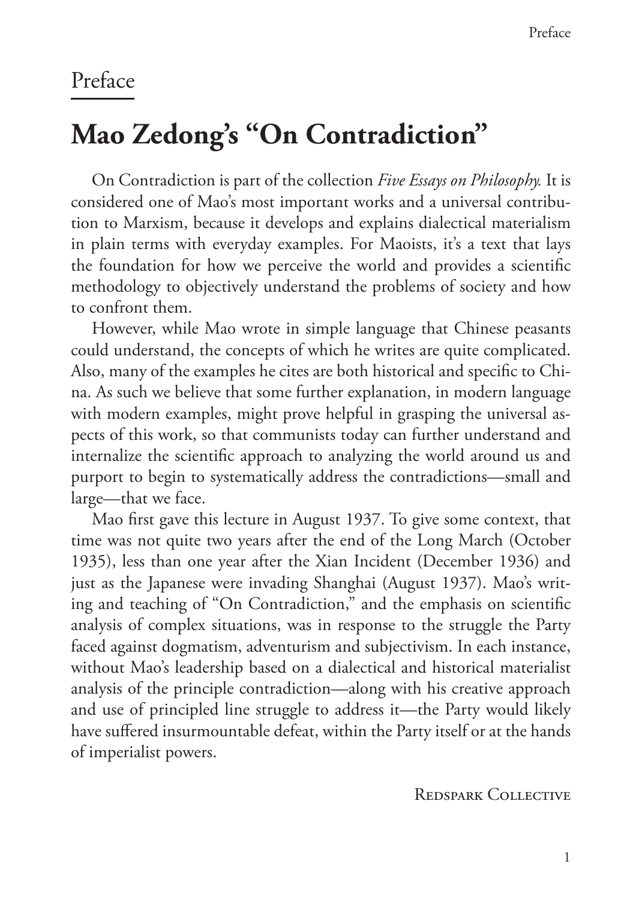## Preface

# Mao Zedong's "On Contradiction"

On Contradiction is part of the collection *Five Essays on Philosophy.* It is considered one of Mao's most important works and a universal contribution to Marxism, because it develops and explains dialectical materialism in plain terms with everyday examples. For Maoists, it's a text that lays the foundation for how we perceive the world and provides a scientific methodology to objectively understand the problems of society and how to confront them.

However, while Mao wrote in simple language that Chinese peasants could understand, the concepts of which he writes are quite complicated. Also, many of the examples he cites are both historical and specific to China. As such we believe that some further explanation, in modern language with modern examples, might prove helpful in grasping the universal aspects of this work, so that communists today can further understand and internalize the scientific approach to analyzing the world around us and purport to begin to systematically address the contradictions—small and large—that we face.

Mao first gave this lecture in August 1937. To give some context, that time was not quite two years after the end of the Long March (October 1935), less than one year after the Xian Incident (December 1936) and just as the Japanese were invading Shanghai (August 1937). Mao's writing and teaching of "On Contradiction," and the emphasis on scientific analysis of complex situations, was in response to the struggle the Party faced against dogmatism, adventurism and subjectivism. In each instance, without Mao's leadership based on a dialectical and historical materialist analysis of the principle contradiction—along with his creative approach and use of principled line struggle to address it—the Party would likely have suffered insurmountable defeat, within the Party itself or at the hands of imperialist powers.

Redspark Collective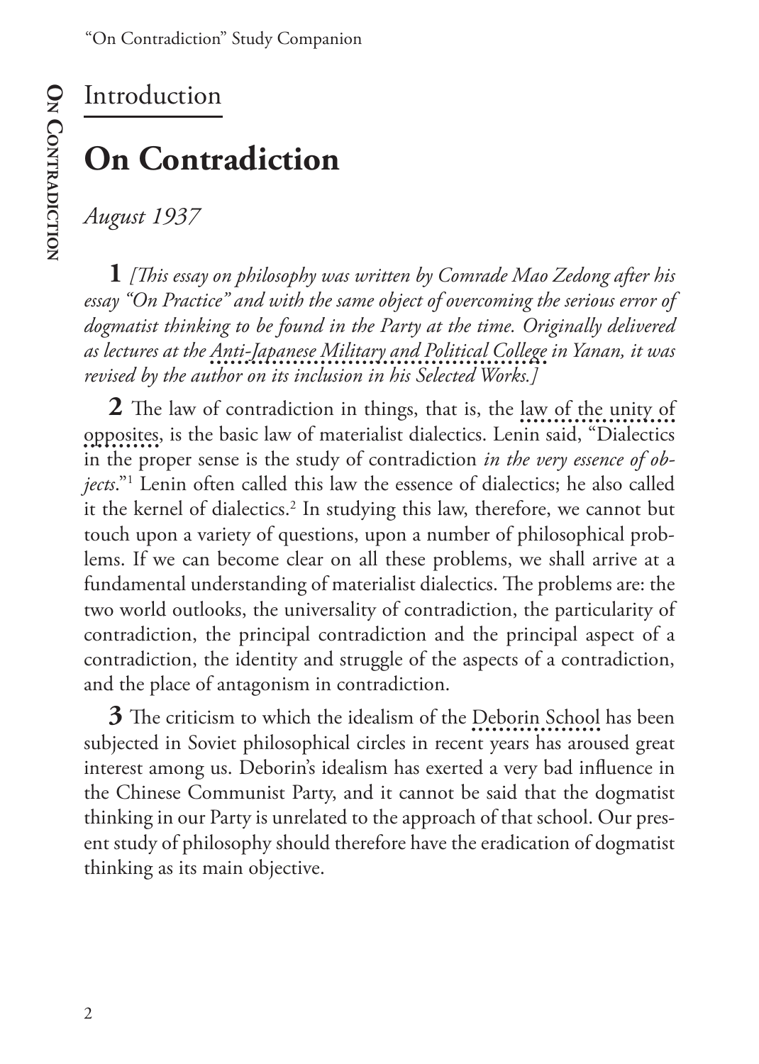## Introduction

# On Contradiction

*August 1937*

**1** *[This essay on philosophy was written by Comrade Mao Zedong after his essay "On Practice" and with the same object of overcoming the serious error of dogmatist thinking to be found in the Party at the time. Originally delivered as lectures at the Anti-Japanese Military and Political College in Yanan, it was revised by the author on its inclusion in his Selected Works.]*

**2** The law of contradiction in things, that is, the law of the unity of opposites, is the basic law of materialist dialectics. Lenin said, "Dialectics in the proper sense is the study of contradiction *in the very essence of objects*."[1] Lenin often called this law the essence of dialectics; he also called it the kernel of dialectics.[2] In studying this law, therefore, we cannot but touch upon a variety of questions, upon a number of philosophical problems. If we can become clear on all these problems, we shall arrive at a fundamental understanding of materialist dialectics. The problems are: the two world outlooks, the universality of contradiction, the particularity of contradiction, the principal contradiction and the principal aspect of a contradiction, the identity and struggle of the aspects of a contradiction, and the place of antagonism in contradiction.

**3** The criticism to which the idealism of the Deborin School has been subjected in Soviet philosophical circles in recent years has aroused great interest among us. Deborin's idealism has exerted a very bad influence in the Chinese Communist Party, and it cannot be said that the dogmatist thinking in our Party is unrelated to the approach of that school. Our present study of philosophy should therefore have the eradication of dogmatist thinking as its main objective.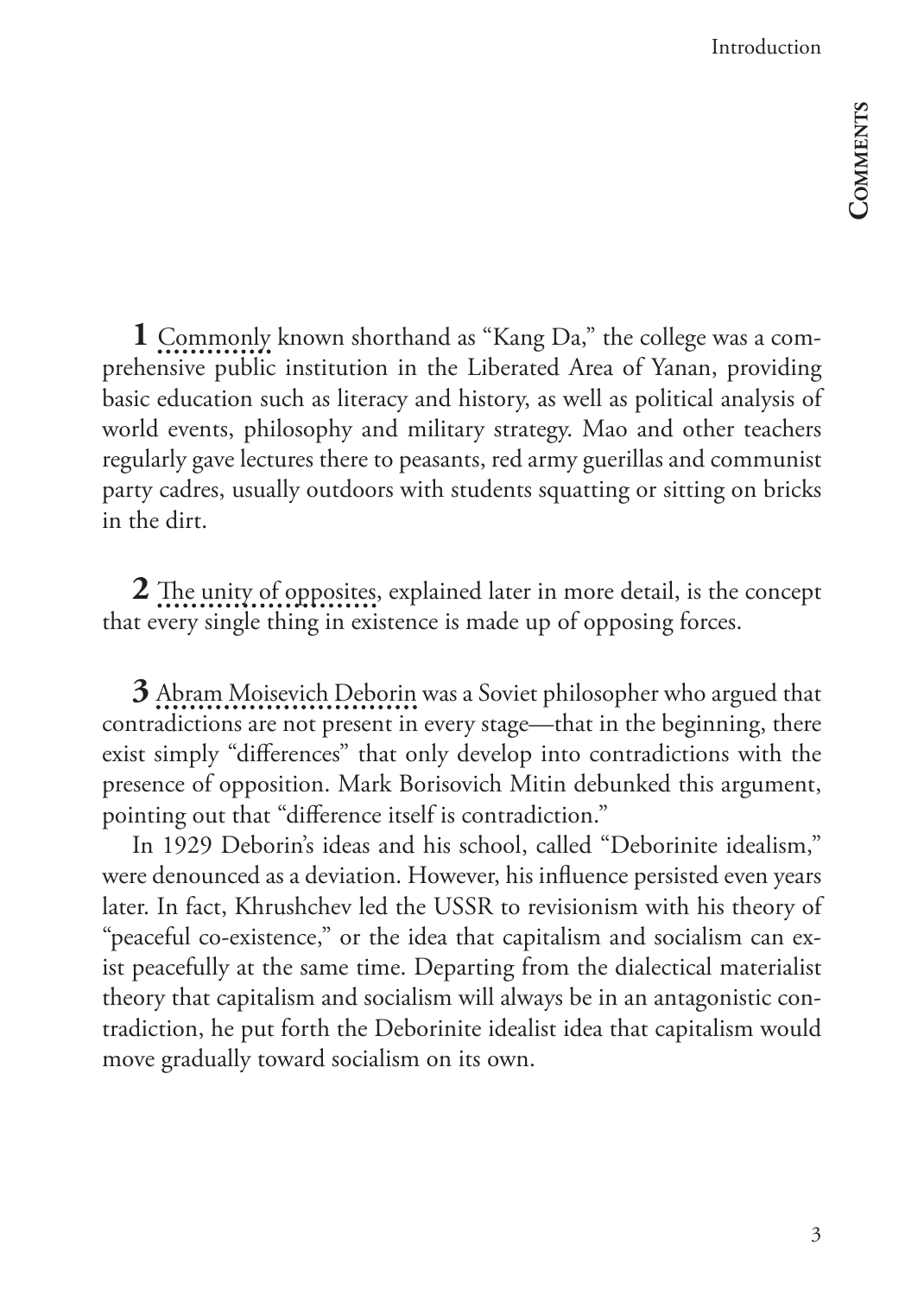**1** Commonly known shorthand as "Kang Da," the college was a comprehensive public institution in the Liberated Area of Yanan, providing basic education such as literacy and history, as well as political analysis of world events, philosophy and military strategy. Mao and other teachers regularly gave lectures there to peasants, red army guerillas and communist party cadres, usually outdoors with students squatting or sitting on bricks in the dirt.

**2** The unity of opposites, explained later in more detail, is the concept that every single thing in existence is made up of opposing forces.

**3** Abram Moisevich Deborin was a Soviet philosopher who argued that contradictions are not present in every stage—that in the beginning, there exist simply "differences" that only develop into contradictions with the presence of opposition. Mark Borisovich Mitin debunked this argument, pointing out that "difference itself is contradiction."

In 1929 Deborin's ideas and his school, called "Deborinite idealism," were denounced as a deviation. However, his influence persisted even years later. In fact, Khrushchev led the USSR to revisionism with his theory of "peaceful co-existence," or the idea that capitalism and socialism can exist peacefully at the same time. Departing from the dialectical materialist theory that capitalism and socialism will always be in an antagonistic contradiction, he put forth the Deborinite idealist idea that capitalism would move gradually toward socialism on its own.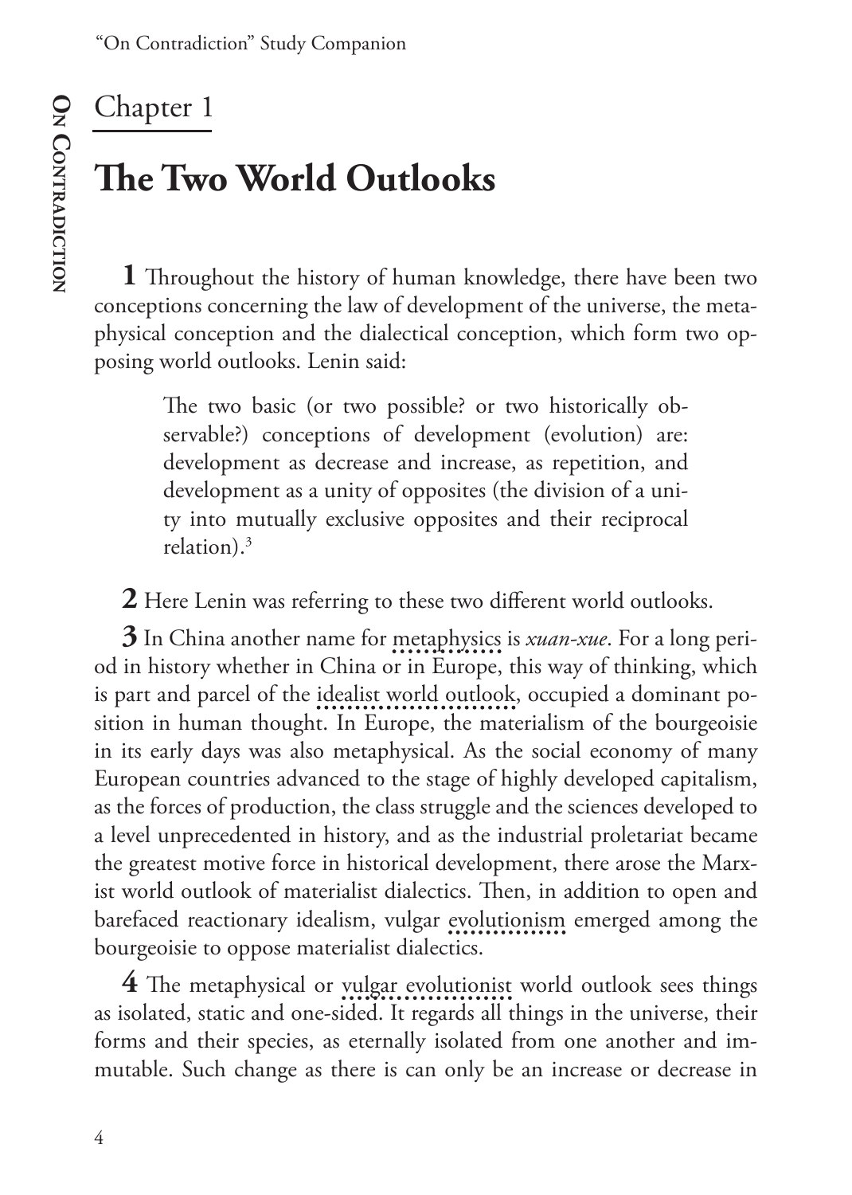Chapter 1

# The Two World Outlooks

**1** Throughout the history of human knowledge, there have been two conceptions concerning the law of development of the universe, the metaphysical conception and the dialectical conception, which form two opposing world outlooks. Lenin said:

> The two basic (or two possible? or two historically observable?) conceptions of development (evolution) are: development as decrease and increase, as repetition, and development as a unity of opposites (the division of a unity into mutually exclusive opposites and their reciprocal relation).[3]

**2** Here Lenin was referring to these two different world outlooks.

**3** In China another name for metaphysics is *xuan-xue*. For a long period in history whether in China or in Europe, this way of thinking, which is part and parcel of the idealist world outlook, occupied a dominant position in human thought. In Europe, the materialism of the bourgeoisie in its early days was also metaphysical. As the social economy of many European countries advanced to the stage of highly developed capitalism, as the forces of production, the class struggle and the sciences developed to a level unprecedented in history, and as the industrial proletariat became the greatest motive force in historical development, there arose the Marxist world outlook of materialist dialectics. Then, in addition to open and barefaced reactionary idealism, vulgar evolutionism emerged among the bourgeoisie to oppose materialist dialectics.

**4** The metaphysical or vulgar evolutionist world outlook sees things as isolated, static and one-sided. It regards all things in the universe, their forms and their species, as eternally isolated from one another and immutable. Such change as there is can only be an increase or decrease in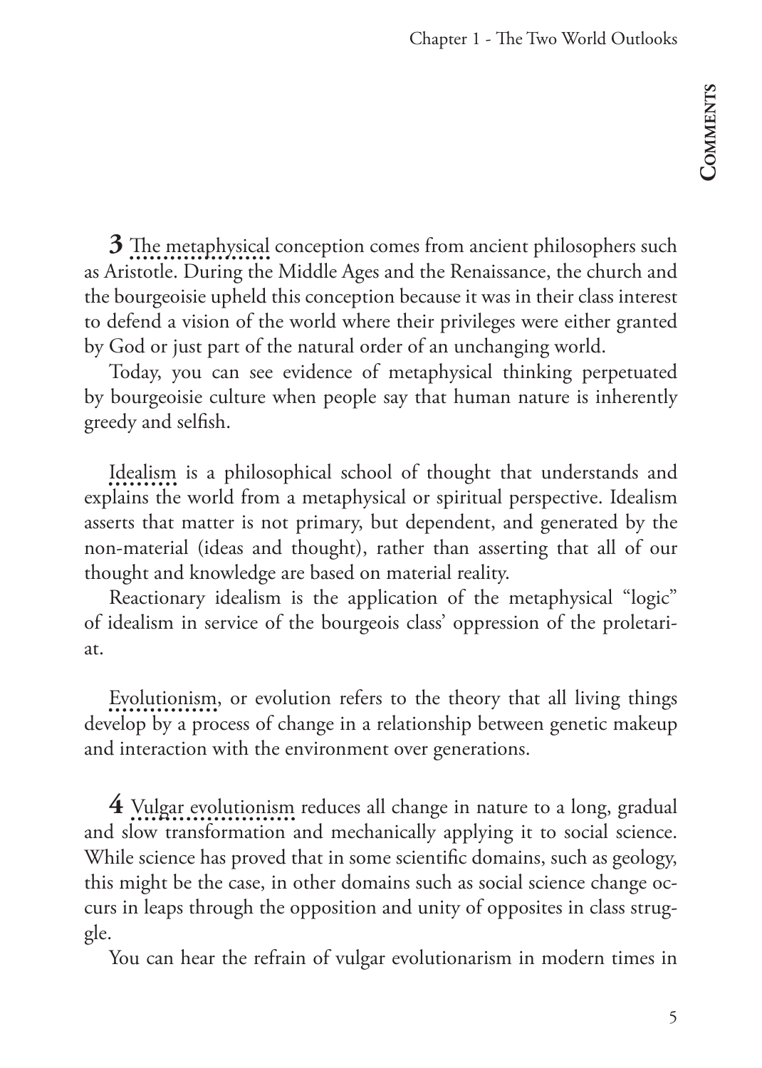**3** The metaphysical conception comes from ancient philosophers such as Aristotle. During the Middle Ages and the Renaissance, the church and the bourgeoisie upheld this conception because it was in their class interest to defend a vision of the world where their privileges were either granted by God or just part of the natural order of an unchanging world.

Today, you can see evidence of metaphysical thinking perpetuated by bourgeoisie culture when people say that human nature is inherently greedy and selfish.

Idealism is a philosophical school of thought that understands and explains the world from a metaphysical or spiritual perspective. Idealism asserts that matter is not primary, but dependent, and generated by the non-material (ideas and thought), rather than asserting that all of our thought and knowledge are based on material reality.

Reactionary idealism is the application of the metaphysical "logic" of idealism in service of the bourgeois class' oppression of the proletariat.

Evolutionism, or evolution refers to the theory that all living things develop by a process of change in a relationship between genetic makeup and interaction with the environment over generations.

**4** Vulgar evolutionism reduces all change in nature to a long, gradual and slow transformation and mechanically applying it to social science. While science has proved that in some scientific domains, such as geology, this might be the case, in other domains such as social science change occurs in leaps through the opposition and unity of opposites in class struggle.

You can hear the refrain of vulgar evolutionarism in modern times in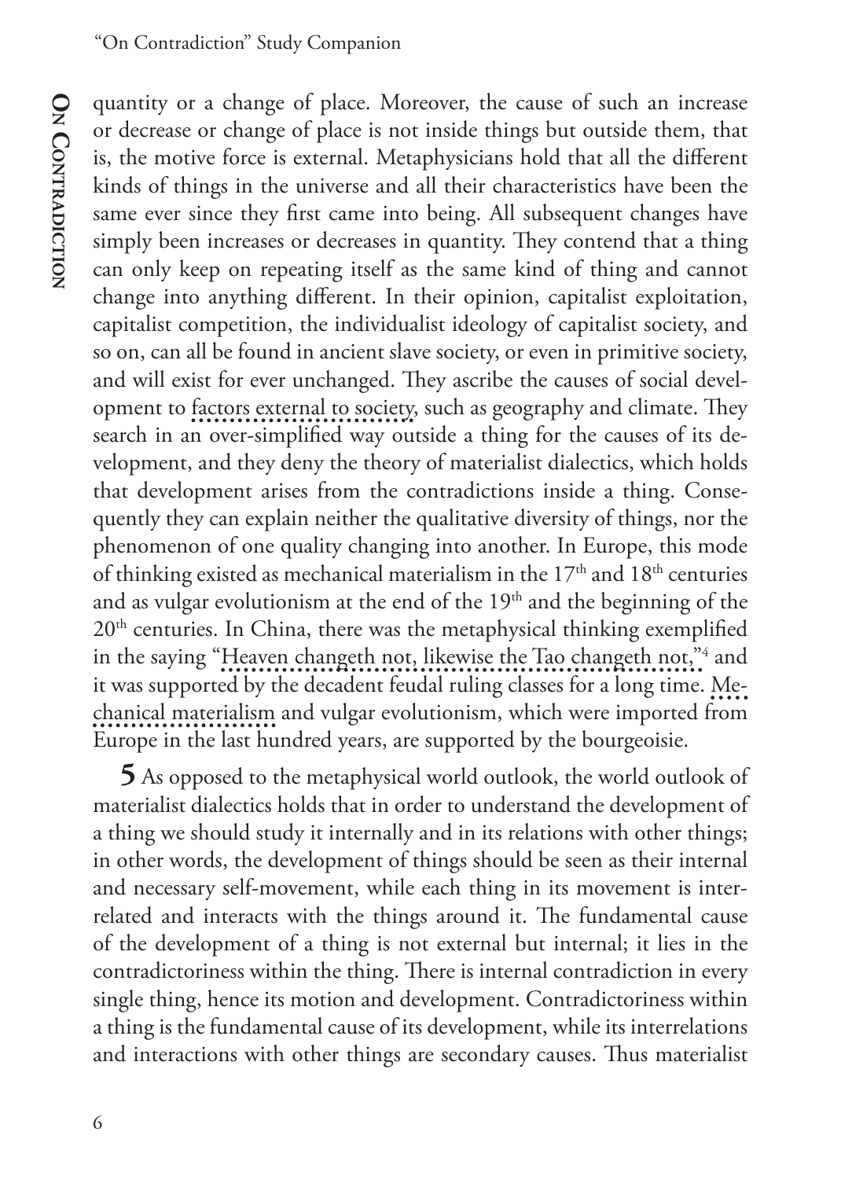quantity or a change of place. Moreover, the cause of such an increase or decrease or change of place is not inside things but outside them, that is, the motive force is external. Metaphysicians hold that all the different kinds of things in the universe and all their characteristics have been the same ever since they first came into being. All subsequent changes have simply been increases or decreases in quantity. They contend that a thing can only keep on repeating itself as the same kind of thing and cannot change into anything different. In their opinion, capitalist exploitation, capitalist competition, the individualist ideology of capitalist society, and so on, can all be found in ancient slave society, or even in primitive society, and will exist for ever unchanged. They ascribe the causes of social development to factors external to society, such as geography and climate. They search in an over-simplified way outside a thing for the causes of its development, and they deny the theory of materialist dialectics, which holds that development arises from the contradictions inside a thing. Consequently they can explain neither the qualitative diversity of things, nor the phenomenon of one quality changing into another. In Europe, this mode of thinking existed as mechanical materialism in the 17th and 18th centuries and as vulgar evolutionism at the end of the 19th and the beginning of the 20th centuries. In China, there was the metaphysical thinking exemplified in the saying "Heaven changeth not, likewise the Tao changeth not,"[4] and it was supported by the decadent feudal ruling classes for a long time. Mechanical materialism and vulgar evolutionism, which were imported from Europe in the last hundred years, are supported by the bourgeoisie.

**5** As opposed to the metaphysical world outlook, the world outlook of materialist dialectics holds that in order to understand the development of a thing we should study it internally and in its relations with other things; in other words, the development of things should be seen as their internal and necessary self-movement, while each thing in its movement is interrelated and interacts with the things around it. The fundamental cause of the development of a thing is not external but internal; it lies in the contradictoriness within the thing. There is internal contradiction in every single thing, hence its motion and development. Contradictoriness within a thing is the fundamental cause of its development, while its interrelations and interactions with other things are secondary causes. Thus materialist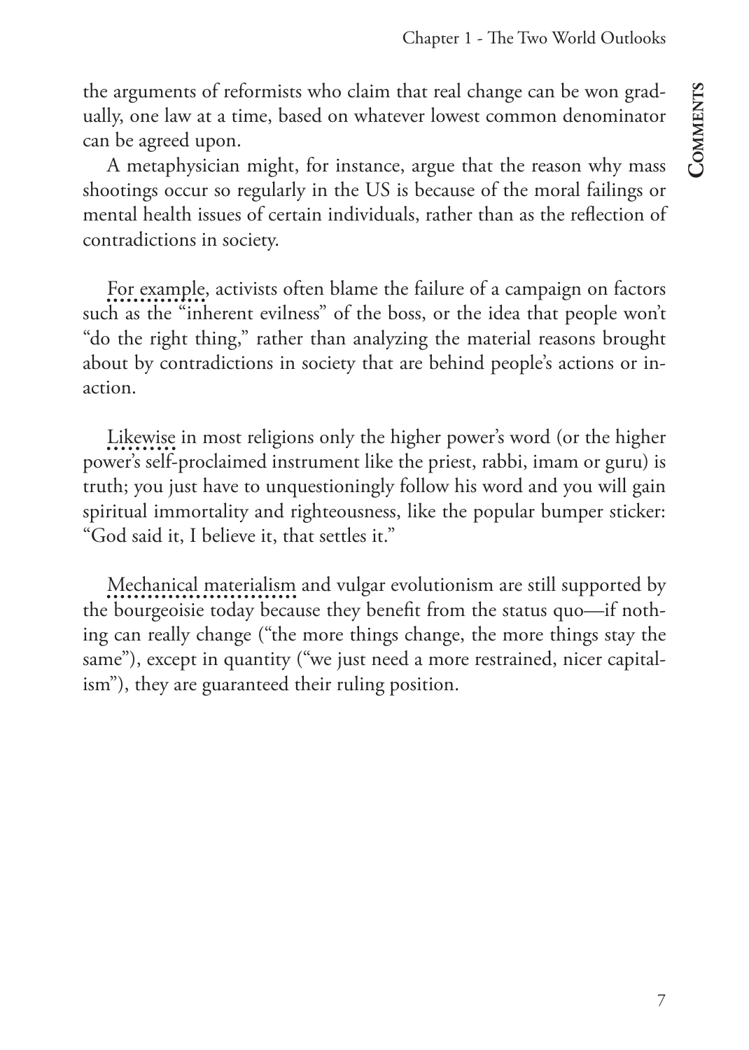the arguments of reformists who claim that real change can be won gradually, one law at a time, based on whatever lowest common denominator can be agreed upon.

A metaphysician might, for instance, argue that the reason why mass shootings occur so regularly in the US is because of the moral failings or mental health issues of certain individuals, rather than as the reflection of contradictions in society.

For example, activists often blame the failure of a campaign on factors such as the "inherent evilness" of the boss, or the idea that people won't "do the right thing," rather than analyzing the material reasons brought about by contradictions in society that are behind people's actions or inaction.

Likewise in most religions only the higher power's word (or the higher power's self-proclaimed instrument like the priest, rabbi, imam or guru) is truth; you just have to unquestioningly follow his word and you will gain spiritual immortality and righteousness, like the popular bumper sticker: "God said it, I believe it, that settles it."

Mechanical materialism and vulgar evolutionism are still supported by the bourgeoisie today because they benefit from the status quo—if nothing can really change ("the more things change, the more things stay the same"), except in quantity ("we just need a more restrained, nicer capitalism"), they are guaranteed their ruling position.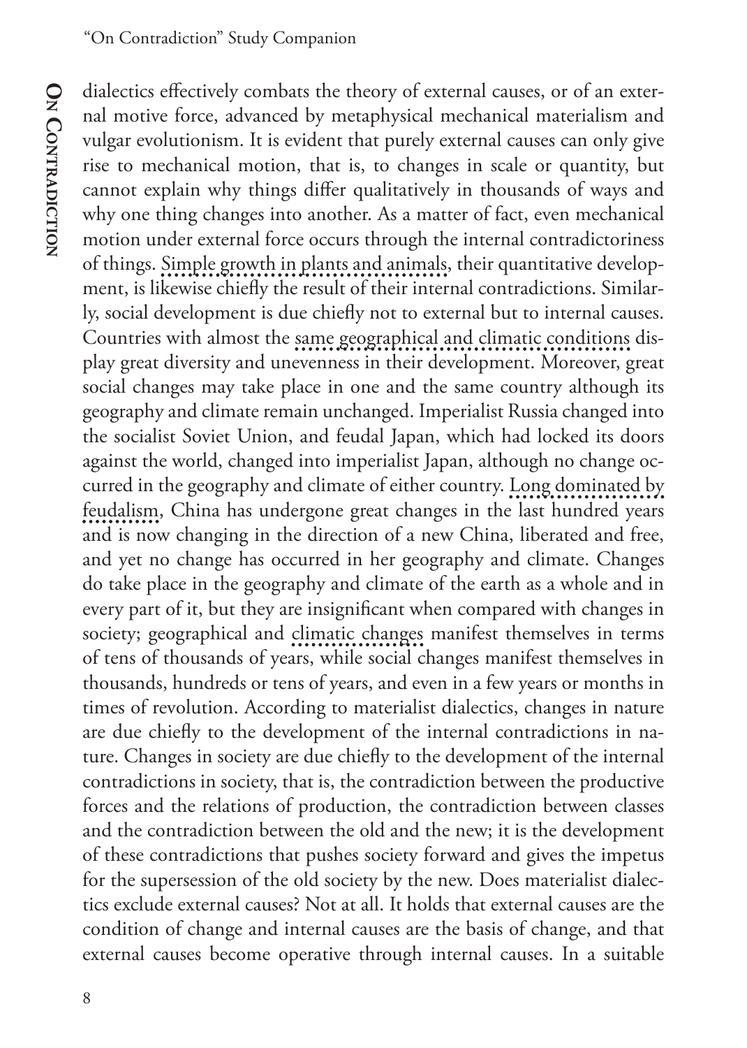dialectics effectively combats the theory of external causes, or of an external motive force, advanced by metaphysical mechanical materialism and vulgar evolutionism. It is evident that purely external causes can only give rise to mechanical motion, that is, to changes in scale or quantity, but cannot explain why things differ qualitatively in thousands of ways and why one thing changes into another. As a matter of fact, even mechanical motion under external force occurs through the internal contradictoriness of things. Simple growth in plants and animals, their quantitative development, is likewise chiefly the result of their internal contradictions. Similarly, social development is due chiefly not to external but to internal causes. Countries with almost the same geographical and climatic conditions display great diversity and unevenness in their development. Moreover, great social changes may take place in one and the same country although its geography and climate remain unchanged. Imperialist Russia changed into the socialist Soviet Union, and feudal Japan, which had locked its doors against the world, changed into imperialist Japan, although no change occurred in the geography and climate of either country. Long dominated by feudalism, China has undergone great changes in the last hundred years and is now changing in the direction of a new China, liberated and free, and yet no change has occurred in her geography and climate. Changes do take place in the geography and climate of the earth as a whole and in every part of it, but they are insignificant when compared with changes in society; geographical and climatic changes manifest themselves in terms of tens of thousands of years, while social changes manifest themselves in thousands, hundreds or tens of years, and even in a few years or months in times of revolution. According to materialist dialectics, changes in nature are due chiefly to the development of the internal contradictions in nature. Changes in society are due chiefly to the development of the internal contradictions in society, that is, the contradiction between the productive forces and the relations of production, the contradiction between classes and the contradiction between the old and the new; it is the development of these contradictions that pushes society forward and gives the impetus for the supersession of the old society by the new. Does materialist dialectics exclude external causes? Not at all. It holds that external causes are the condition of change and internal causes are the basis of change, and that external causes become operative through internal causes. In a suitable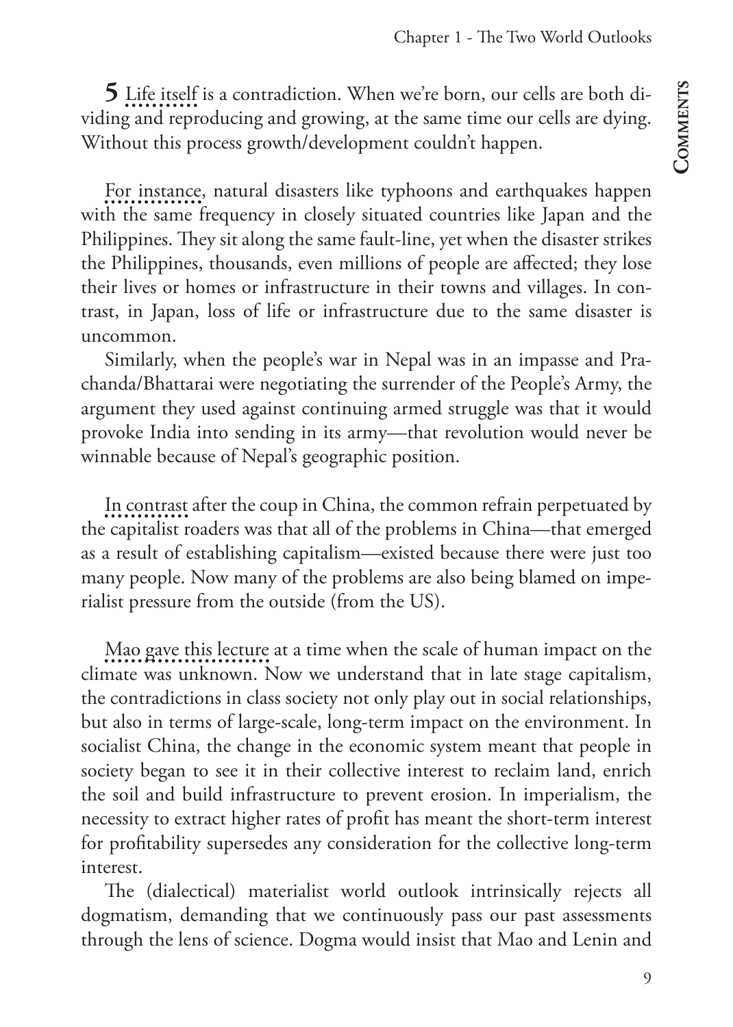**5** Life itself is a contradiction. When we're born, our cells are both dividing and reproducing and growing, at the same time our cells are dying. Without this process growth/development couldn't happen.

For instance, natural disasters like typhoons and earthquakes happen with the same frequency in closely situated countries like Japan and the Philippines. They sit along the same fault-line, yet when the disaster strikes the Philippines, thousands, even millions of people are affected; they lose their lives or homes or infrastructure in their towns and villages. In contrast, in Japan, loss of life or infrastructure due to the same disaster is uncommon.

Similarly, when the people's war in Nepal was in an impasse and Prachanda/Bhattarai were negotiating the surrender of the People's Army, the argument they used against continuing armed struggle was that it would provoke India into sending in its army—that revolution would never be winnable because of Nepal's geographic position.

In contrast after the coup in China, the common refrain perpetuated by the capitalist roaders was that all of the problems in China—that emerged as a result of establishing capitalism—existed because there were just too many people. Now many of the problems are also being blamed on imperialist pressure from the outside (from the US).

Mao gave this lecture at a time when the scale of human impact on the climate was unknown. Now we understand that in late stage capitalism, the contradictions in class society not only play out in social relationships, but also in terms of large-scale, long-term impact on the environment. In socialist China, the change in the economic system meant that people in society began to see it in their collective interest to reclaim land, enrich the soil and build infrastructure to prevent erosion. In imperialism, the necessity to extract higher rates of profit has meant the short-term interest for profitability supersedes any consideration for the collective long-term interest.

The (dialectical) materialist world outlook intrinsically rejects all dogmatism, demanding that we continuously pass our past assessments through the lens of science. Dogma would insist that Mao and Lenin and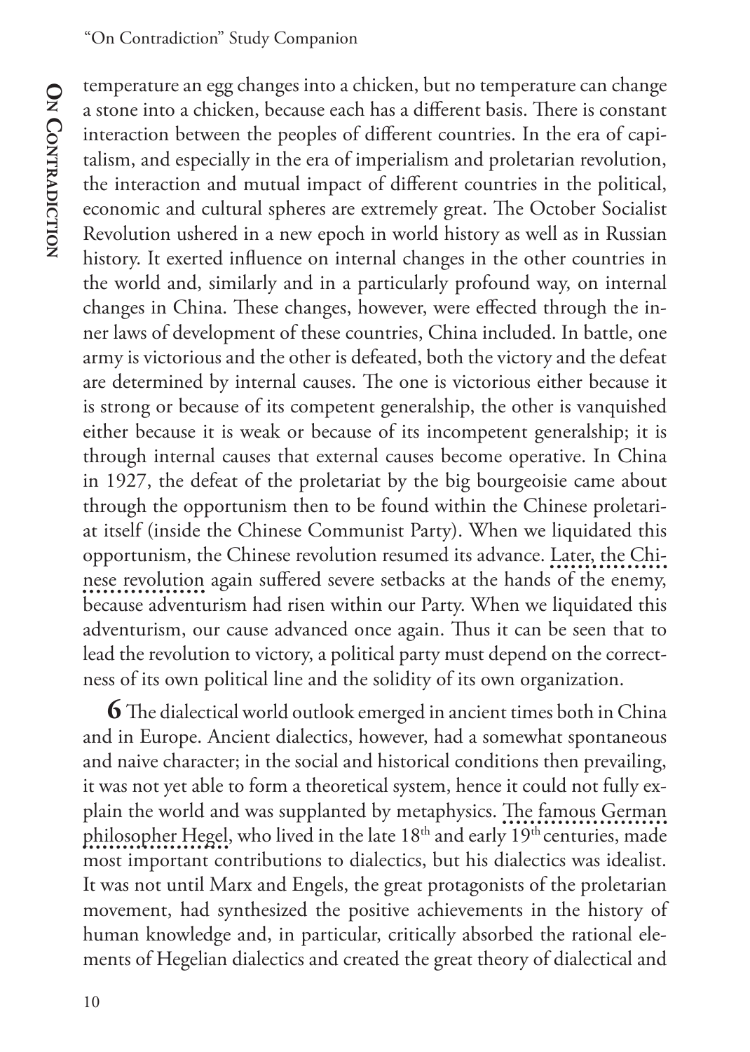temperature an egg changes into a chicken, but no temperature can change a stone into a chicken, because each has a different basis. There is constant interaction between the peoples of different countries. In the era of capitalism, and especially in the era of imperialism and proletarian revolution, the interaction and mutual impact of different countries in the political, economic and cultural spheres are extremely great. The October Socialist Revolution ushered in a new epoch in world history as well as in Russian history. It exerted influence on internal changes in the other countries in the world and, similarly and in a particularly profound way, on internal changes in China. These changes, however, were effected through the inner laws of development of these countries, China included. In battle, one army is victorious and the other is defeated, both the victory and the defeat are determined by internal causes. The one is victorious either because it is strong or because of its competent generalship, the other is vanquished either because it is weak or because of its incompetent generalship; it is through internal causes that external causes become operative. In China in 1927, the defeat of the proletariat by the big bourgeoisie came about through the opportunism then to be found within the Chinese proletariat itself (inside the Chinese Communist Party). When we liquidated this opportunism, the Chinese revolution resumed its advance. Later, the Chinese revolution again suffered severe setbacks at the hands of the enemy, because adventurism had risen within our Party. When we liquidated this adventurism, our cause advanced once again. Thus it can be seen that to lead the revolution to victory, a political party must depend on the correctness of its own political line and the solidity of its own organization.

**6** The dialectical world outlook emerged in ancient times both in China and in Europe. Ancient dialectics, however, had a somewhat spontaneous and naive character; in the social and historical conditions then prevailing, it was not yet able to form a theoretical system, hence it could not fully explain the world and was supplanted by metaphysics. The famous German philosopher Hegel, who lived in the late 18th and early 19th centuries, made most important contributions to dialectics, but his dialectics was idealist. It was not until Marx and Engels, the great protagonists of the proletarian movement, had synthesized the positive achievements in the history of human knowledge and, in particular, critically absorbed the rational elements of Hegelian dialectics and created the great theory of dialectical and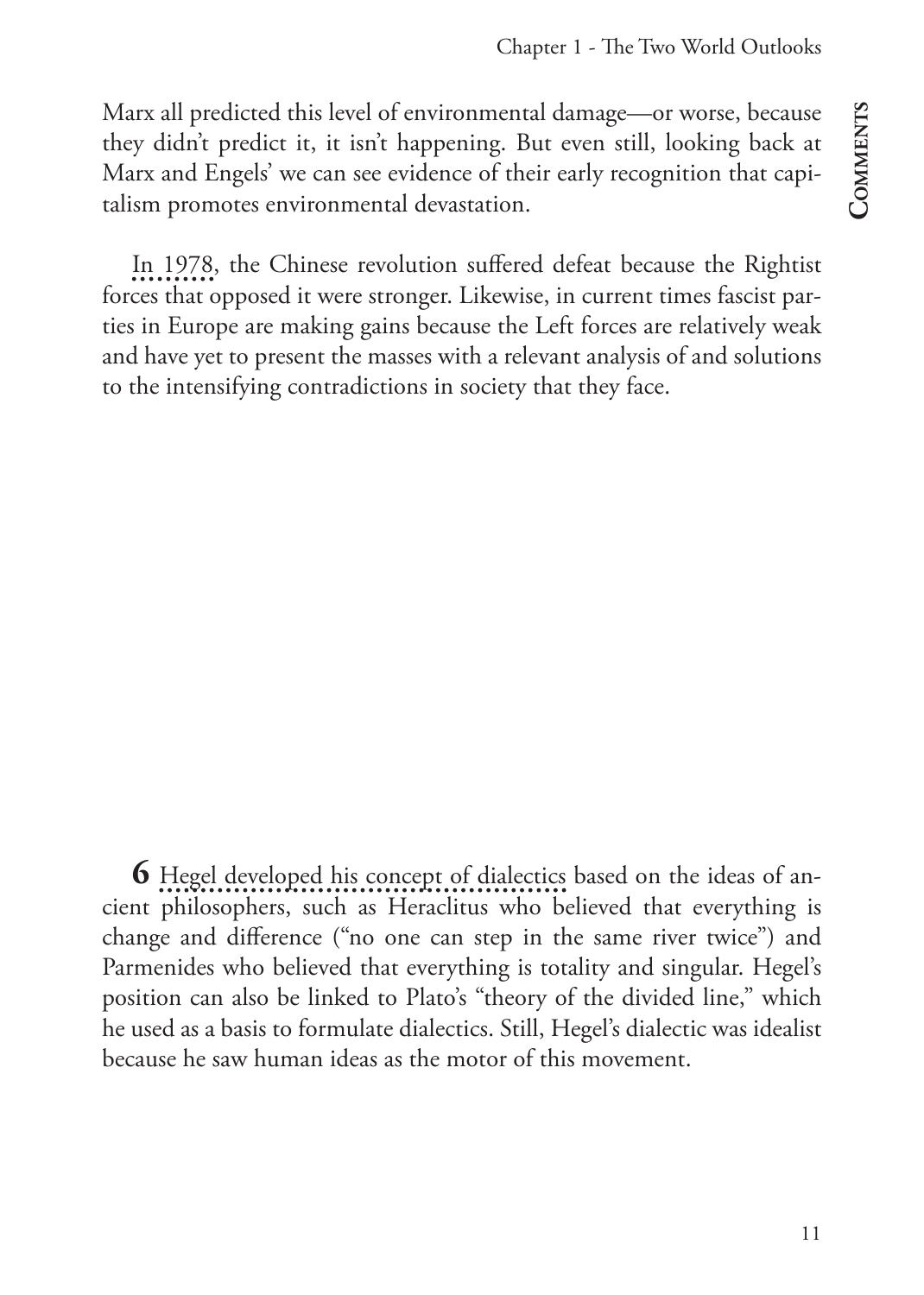Marx all predicted this level of environmental damage—or worse, because they didn't predict it, it isn't happening. But even still, looking back at Marx and Engels' we can see evidence of their early recognition that capitalism promotes environmental devastation.

In 1978, the Chinese revolution suffered defeat because the Rightist forces that opposed it were stronger. Likewise, in current times fascist parties in Europe are making gains because the Left forces are relatively weak and have yet to present the masses with a relevant analysis of and solutions to the intensifying contradictions in society that they face.

**6** Hegel developed his concept of dialectics based on the ideas of ancient philosophers, such as Heraclitus who believed that everything is change and difference ("no one can step in the same river twice") and Parmenides who believed that everything is totality and singular. Hegel's position can also be linked to Plato's "theory of the divided line," which he used as a basis to formulate dialectics. Still, Hegel's dialectic was idealist because he saw human ideas as the motor of this movement.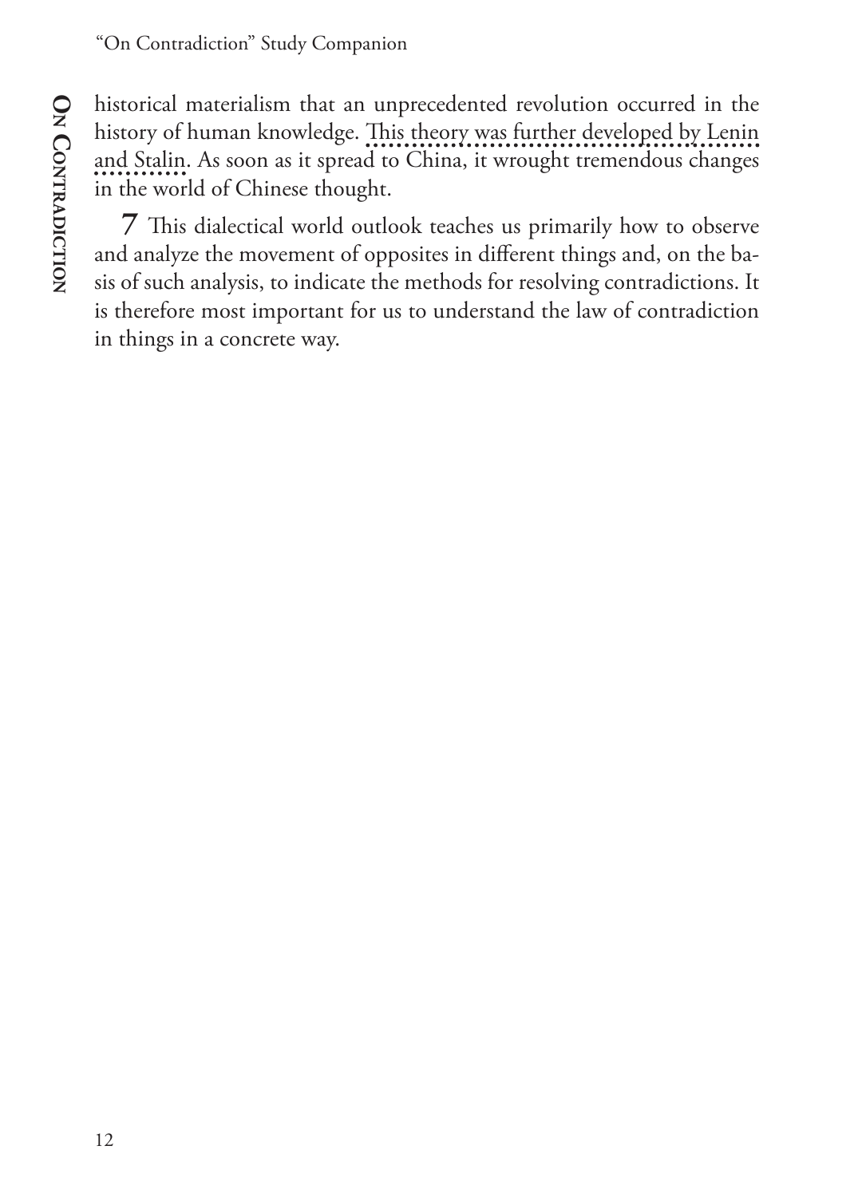historical materialism that an unprecedented revolution occurred in the history of human knowledge. This theory was further developed by Lenin and Stalin. As soon as it spread to China, it wrought tremendous changes in the world of Chinese thought.

**7** This dialectical world outlook teaches us primarily how to observe and analyze the movement of opposites in different things and, on the basis of such analysis, to indicate the methods for resolving contradictions. It is therefore most important for us to understand the law of contradiction in things in a concrete way.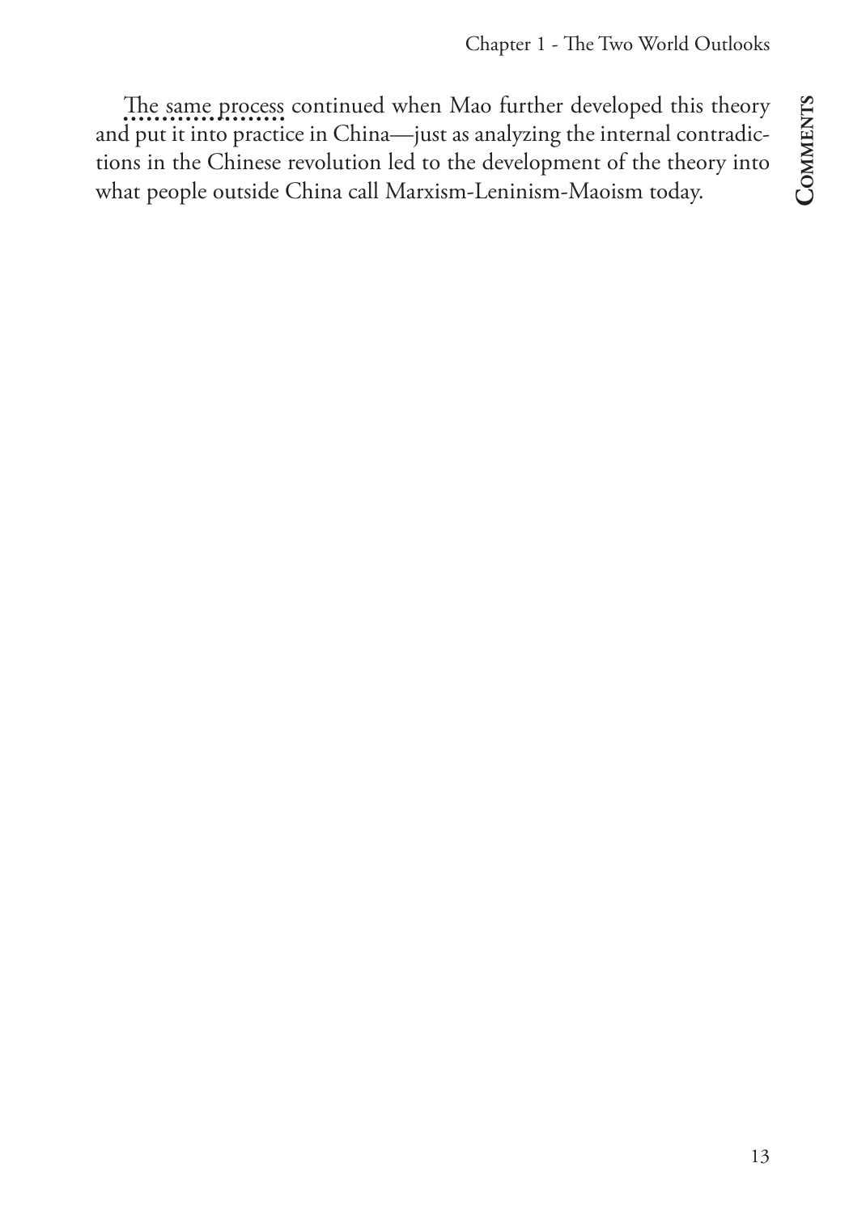The same process continued when Mao further developed this theory and put it into practice in China—just as analyzing the internal contradictions in the Chinese revolution led to the development of the theory into what people outside China call Marxism-Leninism-Maoism today.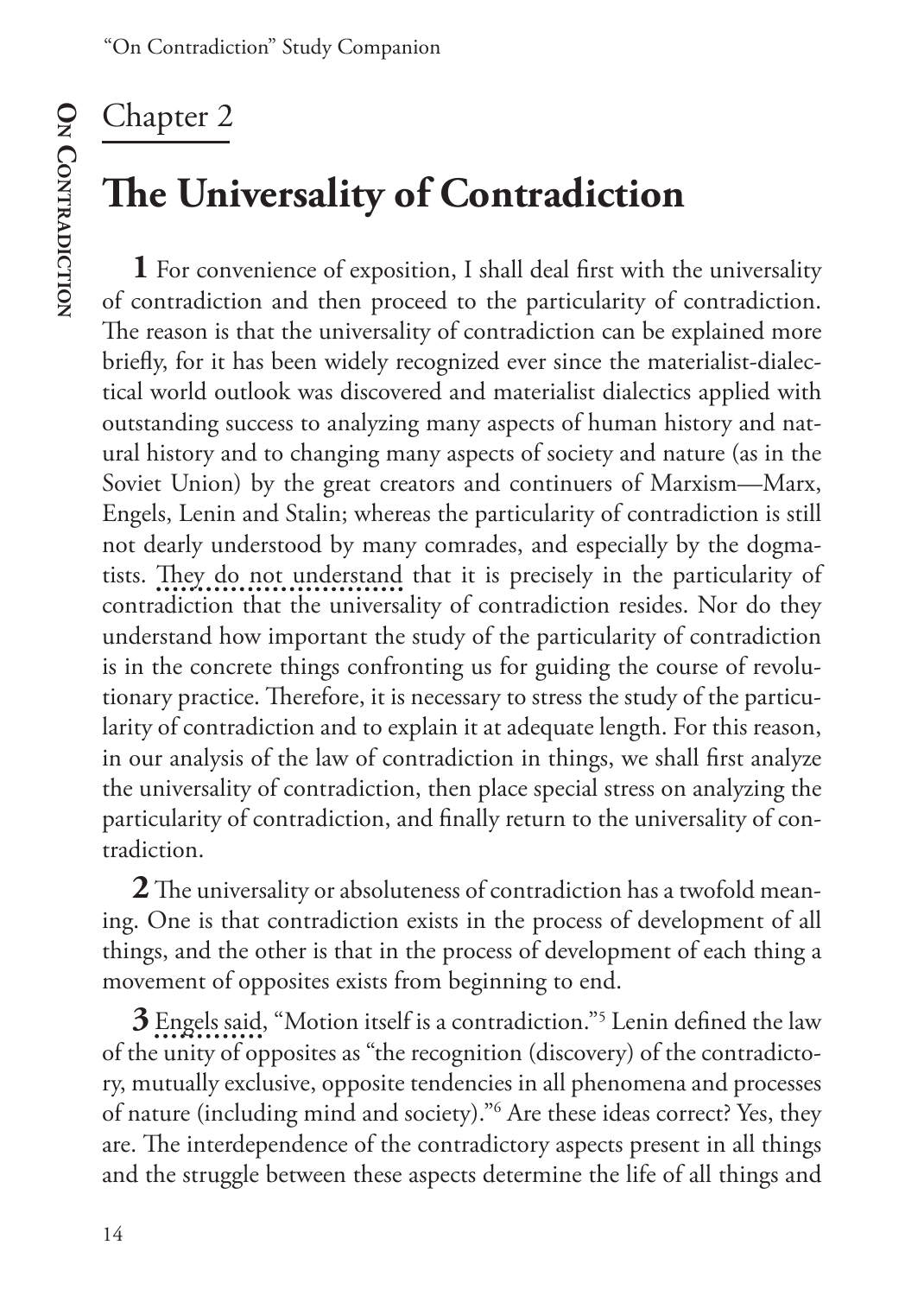## Chapter 2

# The Universality of Contradiction

**1** For convenience of exposition, I shall deal first with the universality of contradiction and then proceed to the particularity of contradiction. The reason is that the universality of contradiction can be explained more briefly, for it has been widely recognized ever since the materialist-dialectical world outlook was discovered and materialist dialectics applied with outstanding success to analyzing many aspects of human history and natural history and to changing many aspects of society and nature (as in the Soviet Union) by the great creators and continuers of Marxism—Marx, Engels, Lenin and Stalin; whereas the particularity of contradiction is still not dearly understood by many comrades, and especially by the dogmatists. They do not understand that it is precisely in the particularity of contradiction that the universality of contradiction resides. Nor do they understand how important the study of the particularity of contradiction is in the concrete things confronting us for guiding the course of revolutionary practice. Therefore, it is necessary to stress the study of the particularity of contradiction and to explain it at adequate length. For this reason, in our analysis of the law of contradiction in things, we shall first analyze the universality of contradiction, then place special stress on analyzing the particularity of contradiction, and finally return to the universality of contradiction.

**2** The universality or absoluteness of contradiction has a twofold meaning. One is that contradiction exists in the process of development of all things, and the other is that in the process of development of each thing a movement of opposites exists from beginning to end.

**3** Engels said, "Motion itself is a contradiction."[5] Lenin defined the law of the unity of opposites as "the recognition (discovery) of the contradictory, mutually exclusive, opposite tendencies in all phenomena and processes of nature (including mind and society)."[6] Are these ideas correct? Yes, they are. The interdependence of the contradictory aspects present in all things and the struggle between these aspects determine the life of all things and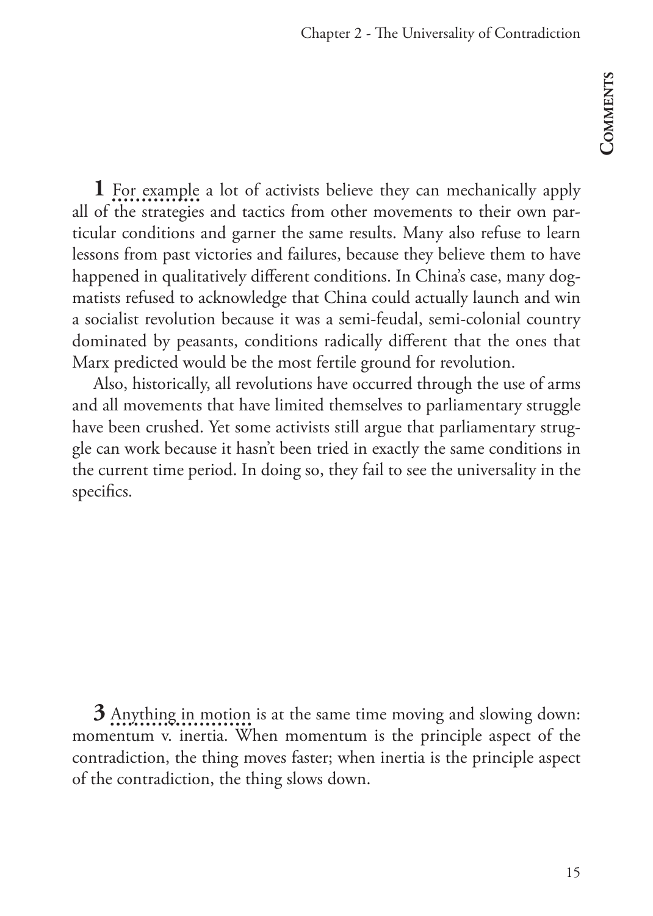**1** For example a lot of activists believe they can mechanically apply all of the strategies and tactics from other movements to their own particular conditions and garner the same results. Many also refuse to learn lessons from past victories and failures, because they believe them to have happened in qualitatively different conditions. In China's case, many dogmatists refused to acknowledge that China could actually launch and win a socialist revolution because it was a semi-feudal, semi-colonial country dominated by peasants, conditions radically different that the ones that Marx predicted would be the most fertile ground for revolution.

Also, historically, all revolutions have occurred through the use of arms and all movements that have limited themselves to parliamentary struggle have been crushed. Yet some activists still argue that parliamentary struggle can work because it hasn't been tried in exactly the same conditions in the current time period. In doing so, they fail to see the universality in the specifics.

**3** Anything in motion is at the same time moving and slowing down: momentum v. inertia. When momentum is the principle aspect of the contradiction, the thing moves faster; when inertia is the principle aspect of the contradiction, the thing slows down.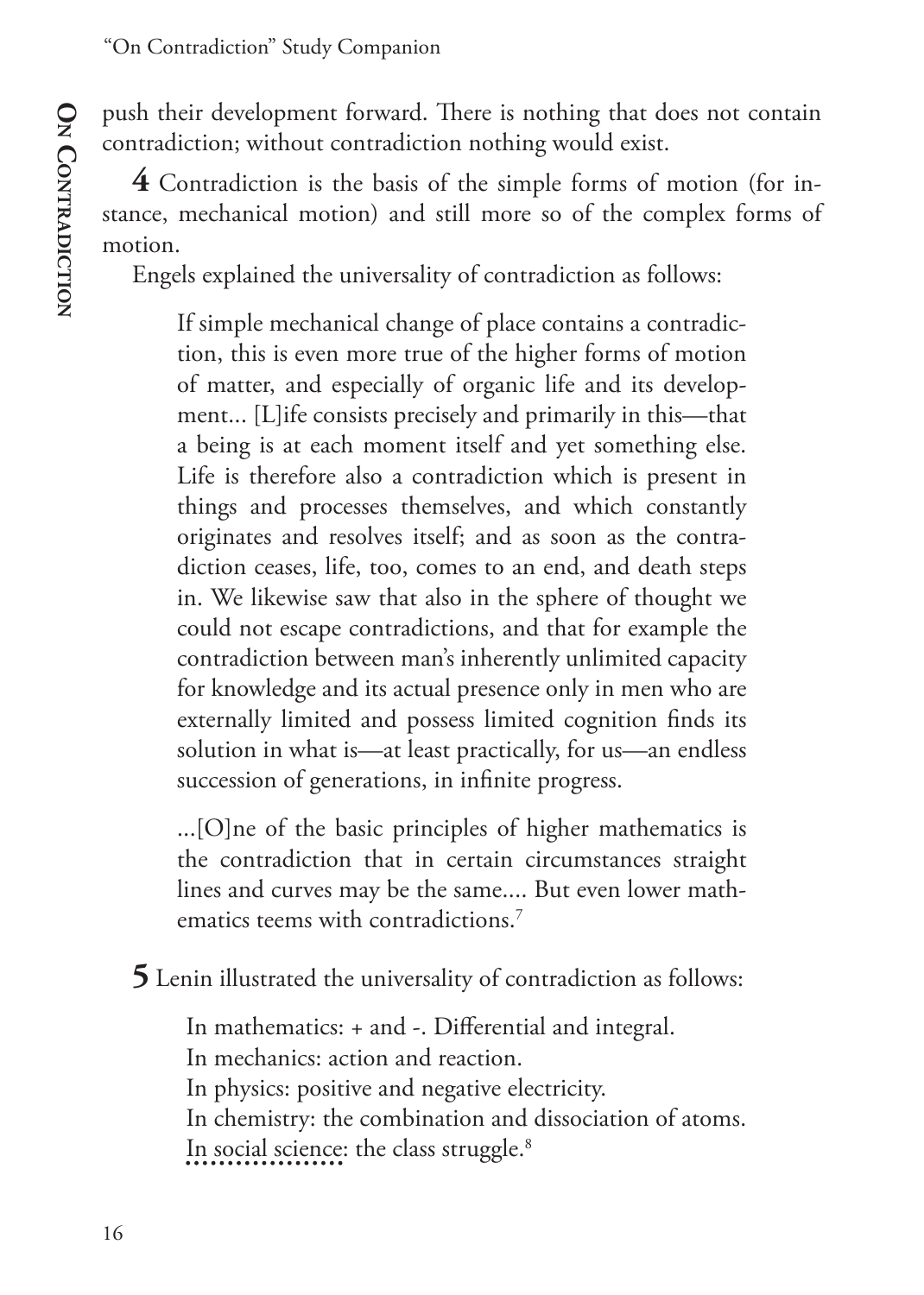push their development forward. There is nothing that does not contain contradiction; without contradiction nothing would exist.

**4** Contradiction is the basis of the simple forms of motion (for instance, mechanical motion) and still more so of the complex forms of motion.

Engels explained the universality of contradiction as follows:

> If simple mechanical change of place contains a contradiction, this is even more true of the higher forms of motion of matter, and especially of organic life and its development... [L]ife consists precisely and primarily in this—that a being is at each moment itself and yet something else. Life is therefore also a contradiction which is present in things and processes themselves, and which constantly originates and resolves itself; and as soon as the contradiction ceases, life, too, comes to an end, and death steps in. We likewise saw that also in the sphere of thought we could not escape contradictions, and that for example the contradiction between man's inherently unlimited capacity for knowledge and its actual presence only in men who are externally limited and possess limited cognition finds its solution in what is—at least practically, for us—an endless succession of generations, in infinite progress.
>
> ...[O]ne of the basic principles of higher mathematics is the contradiction that in certain circumstances straight lines and curves may be the same.... But even lower mathematics teems with contradictions.[7]

**5** Lenin illustrated the universality of contradiction as follows:

> In mathematics: + and -. Differential and integral.
> In mechanics: action and reaction.
> In physics: positive and negative electricity.
> In chemistry: the combination and dissociation of atoms.
> In social science: the class struggle.[8]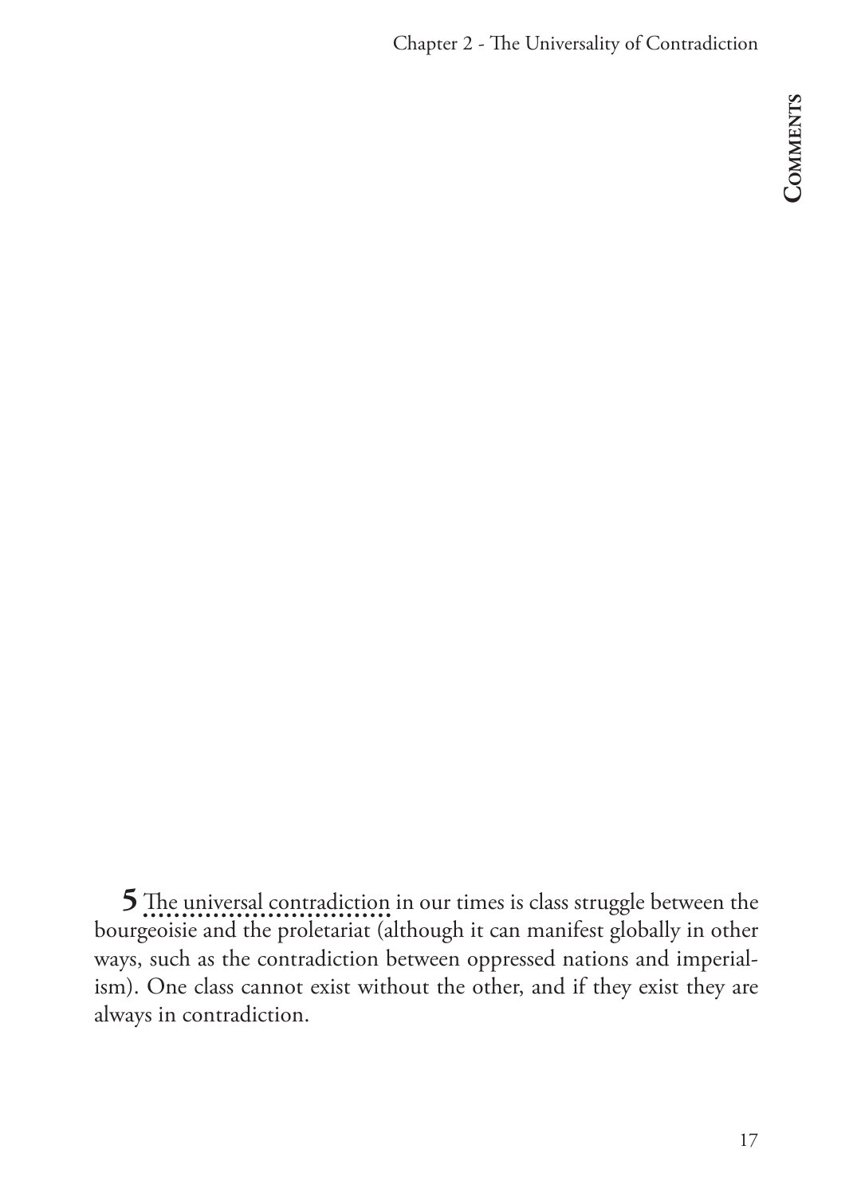**5** The universal contradiction in our times is class struggle between the bourgeoisie and the proletariat (although it can manifest globally in other ways, such as the contradiction between oppressed nations and imperialism). One class cannot exist without the other, and if they exist they are always in contradiction.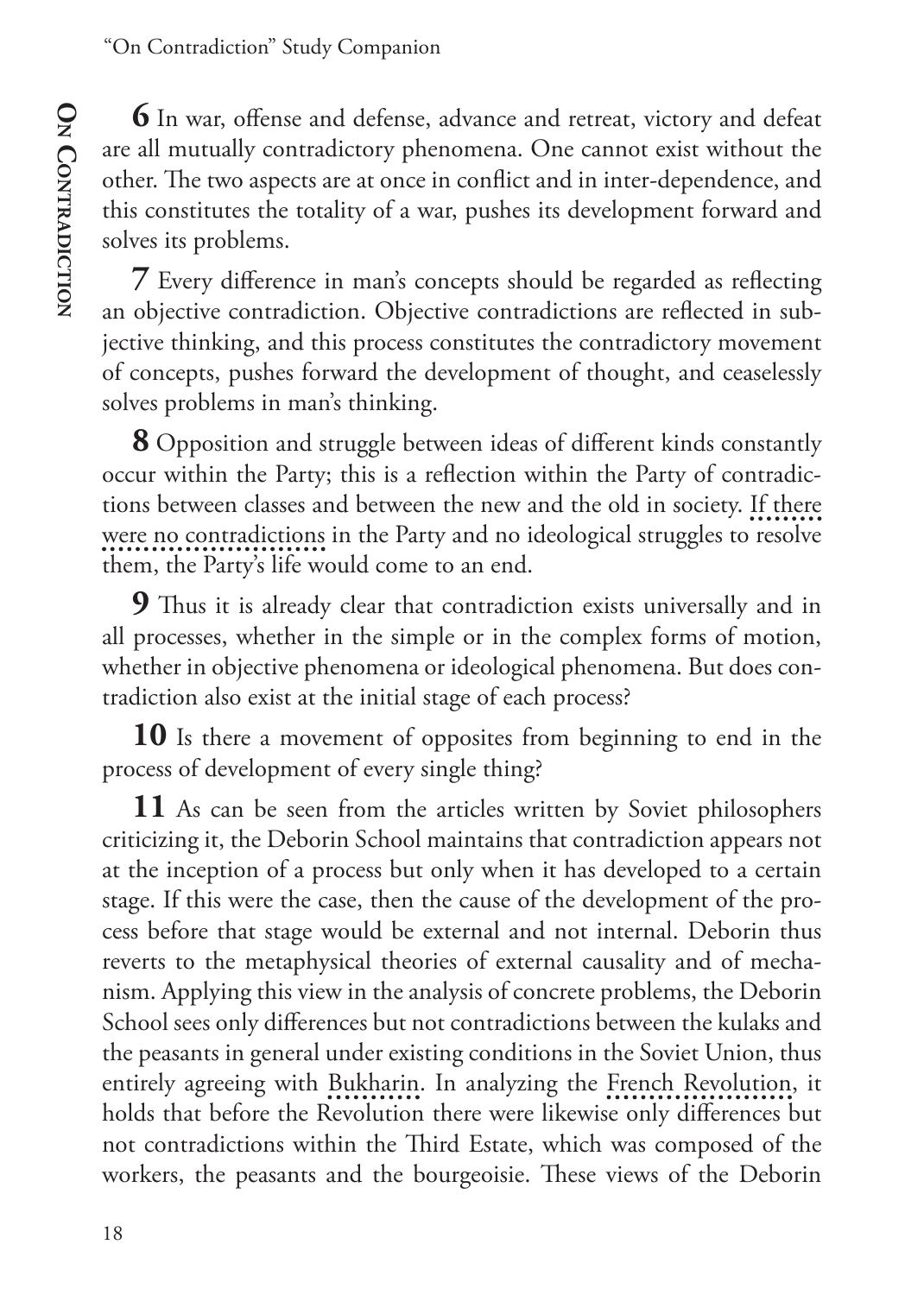**6** In war, offense and defense, advance and retreat, victory and defeat are all mutually contradictory phenomena. One cannot exist without the other. The two aspects are at once in conflict and in inter-dependence, and this constitutes the totality of a war, pushes its development forward and solves its problems.

**7** Every difference in man's concepts should be regarded as reflecting an objective contradiction. Objective contradictions are reflected in subjective thinking, and this process constitutes the contradictory movement of concepts, pushes forward the development of thought, and ceaselessly solves problems in man's thinking.

**8** Opposition and struggle between ideas of different kinds constantly occur within the Party; this is a reflection within the Party of contradictions between classes and between the new and the old in society. If there were no contradictions in the Party and no ideological struggles to resolve them, the Party's life would come to an end.

**9** Thus it is already clear that contradiction exists universally and in all processes, whether in the simple or in the complex forms of motion, whether in objective phenomena or ideological phenomena. But does contradiction also exist at the initial stage of each process?

**10** Is there a movement of opposites from beginning to end in the process of development of every single thing?

**11** As can be seen from the articles written by Soviet philosophers criticizing it, the Deborin School maintains that contradiction appears not at the inception of a process but only when it has developed to a certain stage. If this were the case, then the cause of the development of the process before that stage would be external and not internal. Deborin thus reverts to the metaphysical theories of external causality and of mechanism. Applying this view in the analysis of concrete problems, the Deborin School sees only differences but not contradictions between the kulaks and the peasants in general under existing conditions in the Soviet Union, thus entirely agreeing with Bukharin. In analyzing the French Revolution, it holds that before the Revolution there were likewise only differences but not contradictions within the Third Estate, which was composed of the workers, the peasants and the bourgeoisie. These views of the Deborin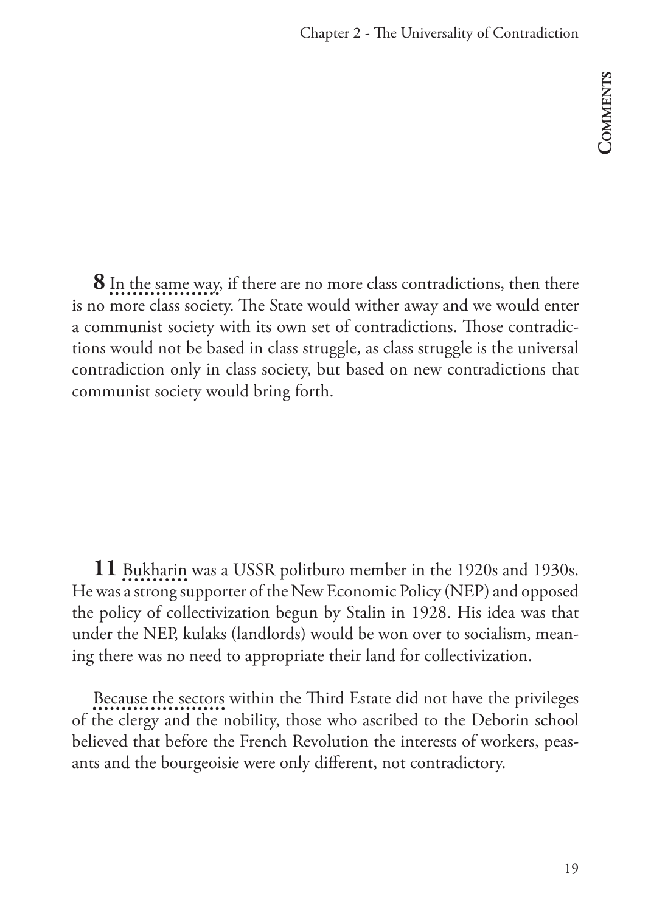**8** In the same way, if there are no more class contradictions, then there is no more class society. The State would wither away and we would enter a communist society with its own set of contradictions. Those contradictions would not be based in class struggle, as class struggle is the universal contradiction only in class society, but based on new contradictions that communist society would bring forth.

**11** Bukharin was a USSR politburo member in the 1920s and 1930s. He was a strong supporter of the New Economic Policy (NEP) and opposed the policy of collectivization begun by Stalin in 1928. His idea was that under the NEP, kulaks (landlords) would be won over to socialism, meaning there was no need to appropriate their land for collectivization.

Because the sectors within the Third Estate did not have the privileges of the clergy and the nobility, those who ascribed to the Deborin school believed that before the French Revolution the interests of workers, peasants and the bourgeoisie were only different, not contradictory.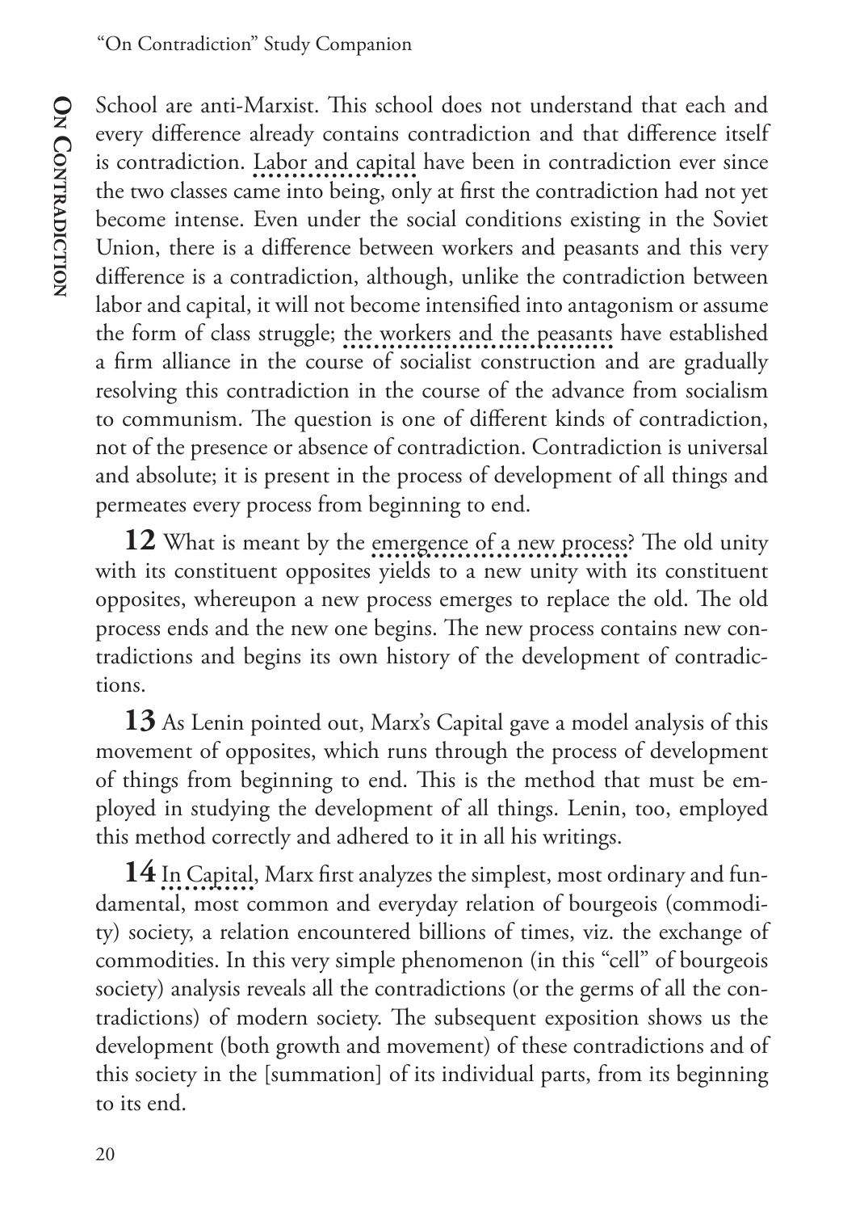School are anti-Marxist. This school does not understand that each and every difference already contains contradiction and that difference itself is contradiction. Labor and capital have been in contradiction ever since the two classes came into being, only at first the contradiction had not yet become intense. Even under the social conditions existing in the Soviet Union, there is a difference between workers and peasants and this very difference is a contradiction, although, unlike the contradiction between labor and capital, it will not become intensified into antagonism or assume the form of class struggle; the workers and the peasants have established a firm alliance in the course of socialist construction and are gradually resolving this contradiction in the course of the advance from socialism to communism. The question is one of different kinds of contradiction, not of the presence or absence of contradiction. Contradiction is universal and absolute; it is present in the process of development of all things and permeates every process from beginning to end.

**12** What is meant by the emergence of a new process? The old unity with its constituent opposites yields to a new unity with its constituent opposites, whereupon a new process emerges to replace the old. The old process ends and the new one begins. The new process contains new contradictions and begins its own history of the development of contradictions.

**13** As Lenin pointed out, Marx's Capital gave a model analysis of this movement of opposites, which runs through the process of development of things from beginning to end. This is the method that must be employed in studying the development of all things. Lenin, too, employed this method correctly and adhered to it in all his writings.

**14** In Capital, Marx first analyzes the simplest, most ordinary and fundamental, most common and everyday relation of bourgeois (commodity) society, a relation encountered billions of times, viz. the exchange of commodities. In this very simple phenomenon (in this "cell" of bourgeois society) analysis reveals all the contradictions (or the germs of all the contradictions) of modern society. The subsequent exposition shows us the development (both growth and movement) of these contradictions and of this society in the [summation] of its individual parts, from its beginning to its end.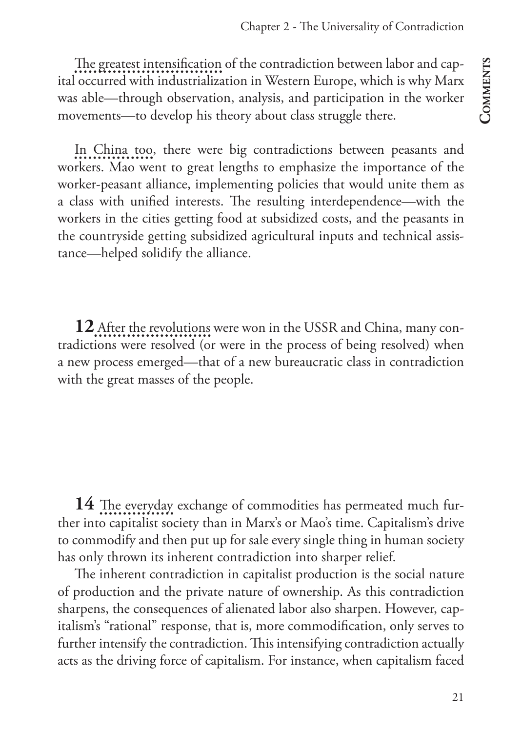The greatest intensification of the contradiction between labor and capital occurred with industrialization in Western Europe, which is why Marx was able—through observation, analysis, and participation in the worker movements—to develop his theory about class struggle there.

In China too, there were big contradictions between peasants and workers. Mao went to great lengths to emphasize the importance of the worker-peasant alliance, implementing policies that would unite them as a class with unified interests. The resulting interdependence—with the workers in the cities getting food at subsidized costs, and the peasants in the countryside getting subsidized agricultural inputs and technical assistance—helped solidify the alliance.

**12** After the revolutions were won in the USSR and China, many contradictions were resolved (or were in the process of being resolved) when a new process emerged—that of a new bureaucratic class in contradiction with the great masses of the people.

**14** The everyday exchange of commodities has permeated much further into capitalist society than in Marx's or Mao's time. Capitalism's drive to commodify and then put up for sale every single thing in human society has only thrown its inherent contradiction into sharper relief.

The inherent contradiction in capitalist production is the social nature of production and the private nature of ownership. As this contradiction sharpens, the consequences of alienated labor also sharpen. However, capitalism's "rational" response, that is, more commodification, only serves to further intensify the contradiction. This intensifying contradiction actually acts as the driving force of capitalism. For instance, when capitalism faced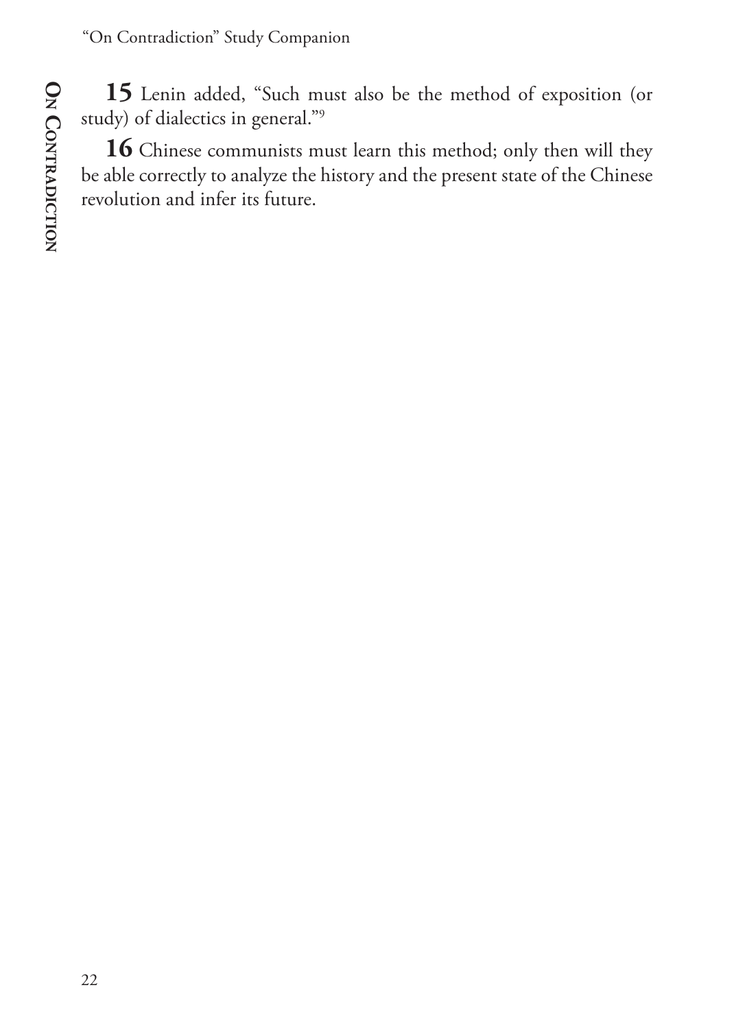**15** Lenin added, "Such must also be the method of exposition (or study) of dialectics in general."[9]

**16** Chinese communists must learn this method; only then will they be able correctly to analyze the history and the present state of the Chinese revolution and infer its future.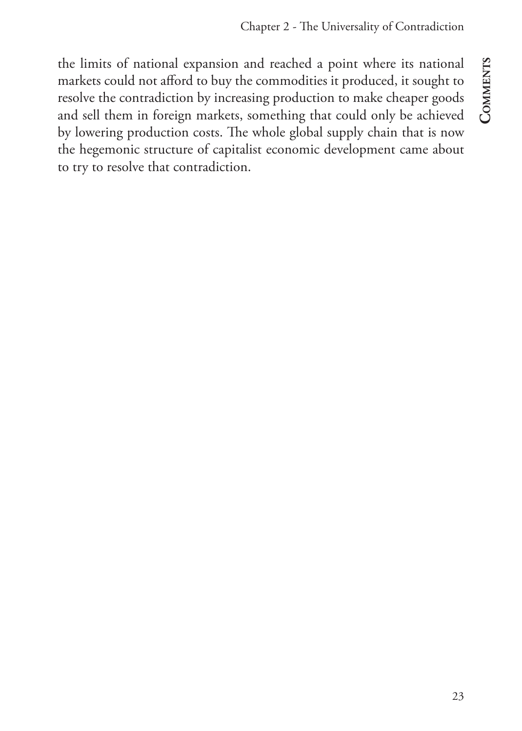the limits of national expansion and reached a point where its national markets could not afford to buy the commodities it produced, it sought to resolve the contradiction by increasing production to make cheaper goods and sell them in foreign markets, something that could only be achieved by lowering production costs. The whole global supply chain that is now the hegemonic structure of capitalist economic development came about to try to resolve that contradiction.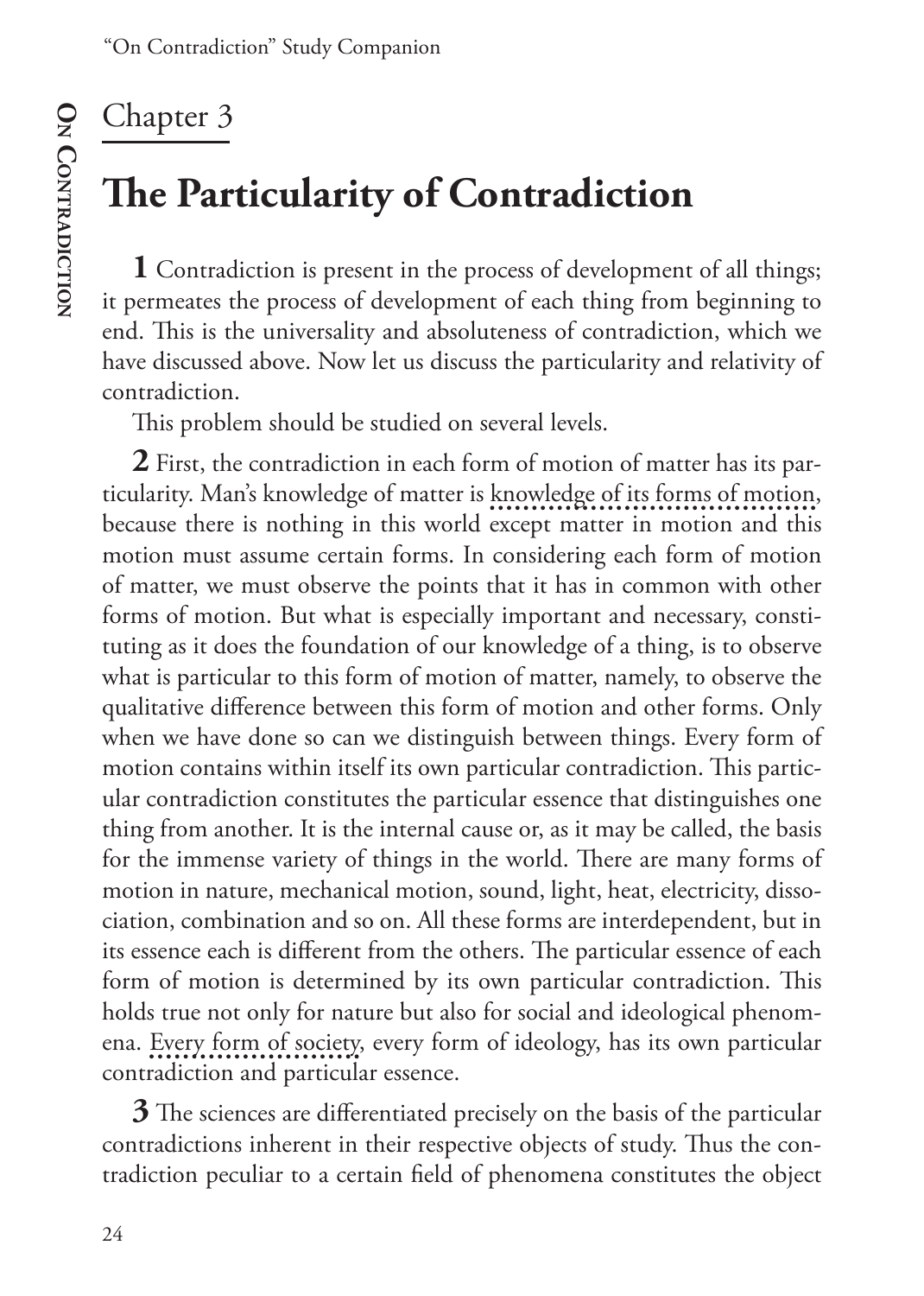# Chapter 3

## The Particularity of Contradiction

**1** Contradiction is present in the process of development of all things; it permeates the process of development of each thing from beginning to end. This is the universality and absoluteness of contradiction, which we have discussed above. Now let us discuss the particularity and relativity of contradiction.

This problem should be studied on several levels.

**2** First, the contradiction in each form of motion of matter has its particularity. Man's knowledge of matter is knowledge of its forms of motion, because there is nothing in this world except matter in motion and this motion must assume certain forms. In considering each form of motion of matter, we must observe the points that it has in common with other forms of motion. But what is especially important and necessary, constituting as it does the foundation of our knowledge of a thing, is to observe what is particular to this form of motion of matter, namely, to observe the qualitative difference between this form of motion and other forms. Only when we have done so can we distinguish between things. Every form of motion contains within itself its own particular contradiction. This particular contradiction constitutes the particular essence that distinguishes one thing from another. It is the internal cause or, as it may be called, the basis for the immense variety of things in the world. There are many forms of motion in nature, mechanical motion, sound, light, heat, electricity, dissociation, combination and so on. All these forms are interdependent, but in its essence each is different from the others. The particular essence of each form of motion is determined by its own particular contradiction. This holds true not only for nature but also for social and ideological phenomena. Every form of society, every form of ideology, has its own particular contradiction and particular essence.

**3** The sciences are differentiated precisely on the basis of the particular contradictions inherent in their respective objects of study. Thus the contradiction peculiar to a certain field of phenomena constitutes the object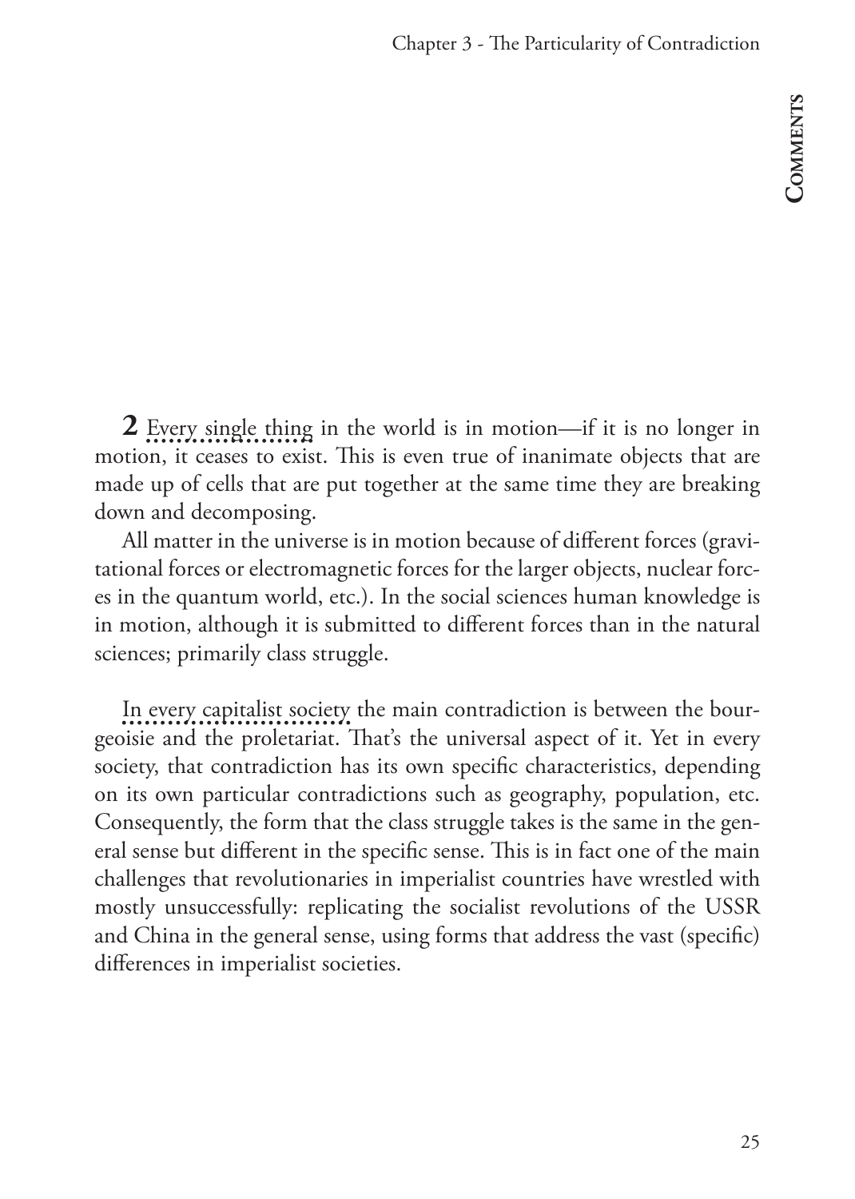**2** Every single thing in the world is in motion—if it is no longer in motion, it ceases to exist. This is even true of inanimate objects that are made up of cells that are put together at the same time they are breaking down and decomposing.

All matter in the universe is in motion because of different forces (gravitational forces or electromagnetic forces for the larger objects, nuclear forces in the quantum world, etc.). In the social sciences human knowledge is in motion, although it is submitted to different forces than in the natural sciences; primarily class struggle.

In every capitalist society the main contradiction is between the bourgeoisie and the proletariat. That's the universal aspect of it. Yet in every society, that contradiction has its own specific characteristics, depending on its own particular contradictions such as geography, population, etc. Consequently, the form that the class struggle takes is the same in the general sense but different in the specific sense. This is in fact one of the main challenges that revolutionaries in imperialist countries have wrestled with mostly unsuccessfully: replicating the socialist revolutions of the USSR and China in the general sense, using forms that address the vast (specific) differences in imperialist societies.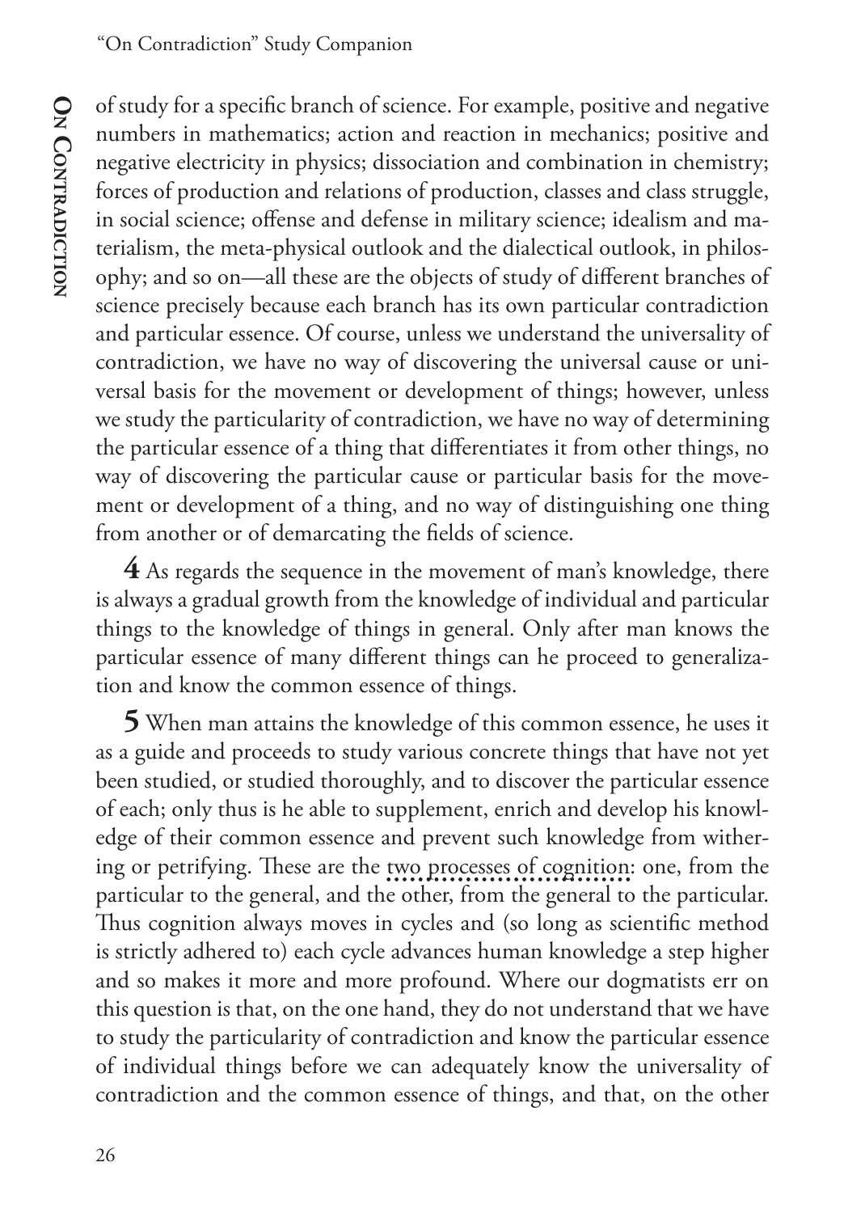of study for a specific branch of science. For example, positive and negative numbers in mathematics; action and reaction in mechanics; positive and negative electricity in physics; dissociation and combination in chemistry; forces of production and relations of production, classes and class struggle, in social science; offense and defense in military science; idealism and materialism, the meta-physical outlook and the dialectical outlook, in philosophy; and so on—all these are the objects of study of different branches of science precisely because each branch has its own particular contradiction and particular essence. Of course, unless we understand the universality of contradiction, we have no way of discovering the universal cause or universal basis for the movement or development of things; however, unless we study the particularity of contradiction, we have no way of determining the particular essence of a thing that differentiates it from other things, no way of discovering the particular cause or particular basis for the movement or development of a thing, and no way of distinguishing one thing from another or of demarcating the fields of science.

**4** As regards the sequence in the movement of man's knowledge, there is always a gradual growth from the knowledge of individual and particular things to the knowledge of things in general. Only after man knows the particular essence of many different things can he proceed to generalization and know the common essence of things.

**5** When man attains the knowledge of this common essence, he uses it as a guide and proceeds to study various concrete things that have not yet been studied, or studied thoroughly, and to discover the particular essence of each; only thus is he able to supplement, enrich and develop his knowledge of their common essence and prevent such knowledge from withering or petrifying. These are the two processes of cognition: one, from the particular to the general, and the other, from the general to the particular. Thus cognition always moves in cycles and (so long as scientific method is strictly adhered to) each cycle advances human knowledge a step higher and so makes it more and more profound. Where our dogmatists err on this question is that, on the one hand, they do not understand that we have to study the particularity of contradiction and know the particular essence of individual things before we can adequately know the universality of contradiction and the common essence of things, and that, on the other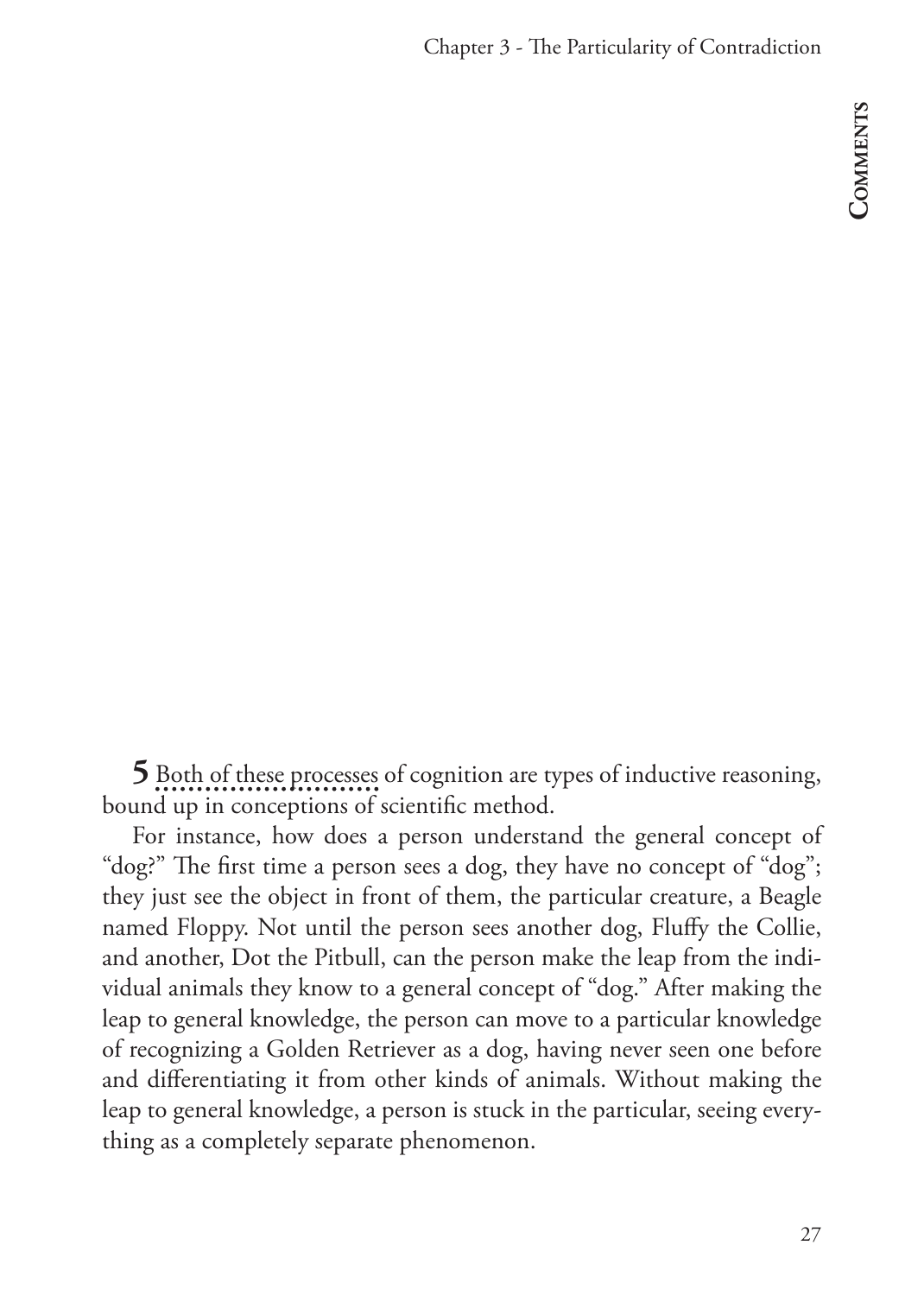**5** Both of these processes of cognition are types of inductive reasoning, bound up in conceptions of scientific method.

For instance, how does a person understand the general concept of "dog?" The first time a person sees a dog, they have no concept of "dog"; they just see the object in front of them, the particular creature, a Beagle named Floppy. Not until the person sees another dog, Fluffy the Collie, and another, Dot the Pitbull, can the person make the leap from the individual animals they know to a general concept of "dog." After making the leap to general knowledge, the person can move to a particular knowledge of recognizing a Golden Retriever as a dog, having never seen one before and differentiating it from other kinds of animals. Without making the leap to general knowledge, a person is stuck in the particular, seeing everything as a completely separate phenomenon.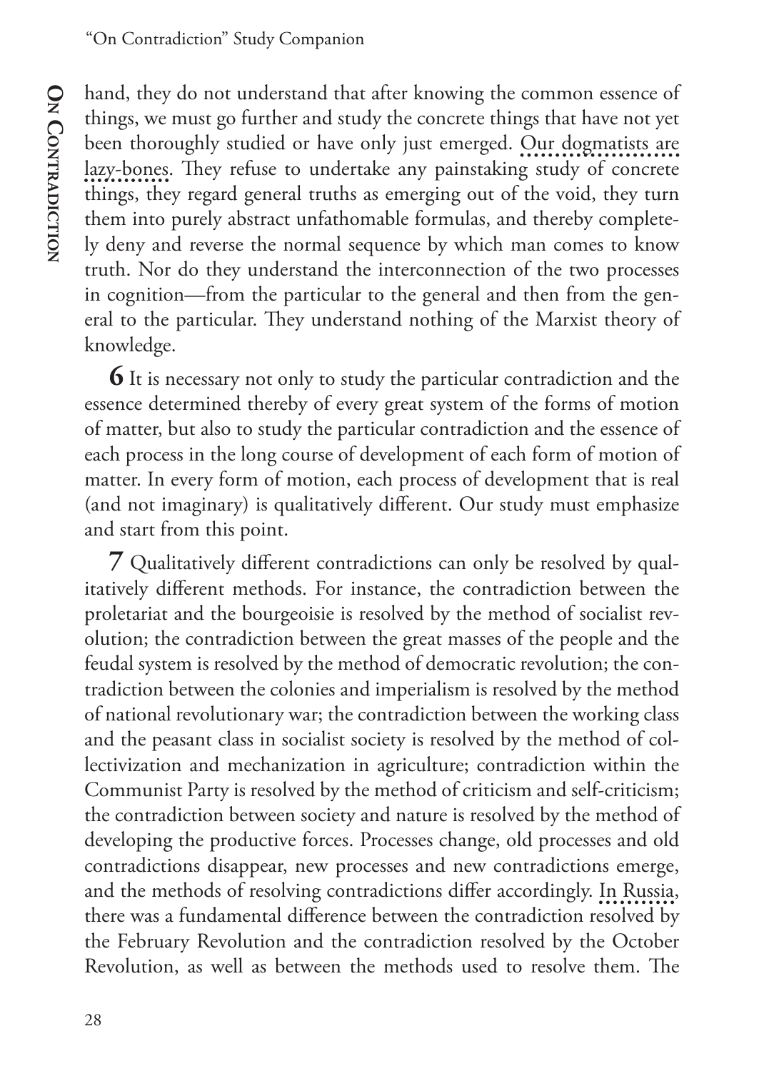hand, they do not understand that after knowing the common essence of things, we must go further and study the concrete things that have not yet been thoroughly studied or have only just emerged. Our dogmatists are lazy-bones. They refuse to undertake any painstaking study of concrete things, they regard general truths as emerging out of the void, they turn them into purely abstract unfathomable formulas, and thereby completely deny and reverse the normal sequence by which man comes to know truth. Nor do they understand the interconnection of the two processes in cognition—from the particular to the general and then from the general to the particular. They understand nothing of the Marxist theory of knowledge.

**6** It is necessary not only to study the particular contradiction and the essence determined thereby of every great system of the forms of motion of matter, but also to study the particular contradiction and the essence of each process in the long course of development of each form of motion of matter. In every form of motion, each process of development that is real (and not imaginary) is qualitatively different. Our study must emphasize and start from this point.

**7** Qualitatively different contradictions can only be resolved by qualitatively different methods. For instance, the contradiction between the proletariat and the bourgeoisie is resolved by the method of socialist revolution; the contradiction between the great masses of the people and the feudal system is resolved by the method of democratic revolution; the contradiction between the colonies and imperialism is resolved by the method of national revolutionary war; the contradiction between the working class and the peasant class in socialist society is resolved by the method of collectivization and mechanization in agriculture; contradiction within the Communist Party is resolved by the method of criticism and self-criticism; the contradiction between society and nature is resolved by the method of developing the productive forces. Processes change, old processes and old contradictions disappear, new processes and new contradictions emerge, and the methods of resolving contradictions differ accordingly. In Russia, there was a fundamental difference between the contradiction resolved by the February Revolution and the contradiction resolved by the October Revolution, as well as between the methods used to resolve them. The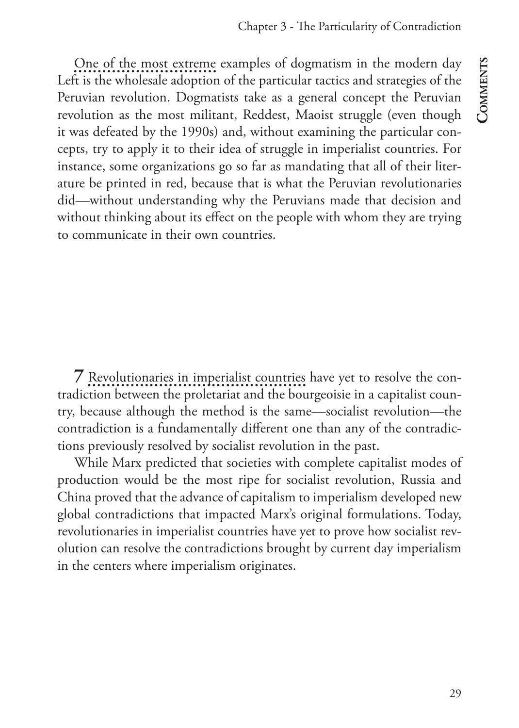One of the most extreme examples of dogmatism in the modern day Left is the wholesale adoption of the particular tactics and strategies of the Peruvian revolution. Dogmatists take as a general concept the Peruvian revolution as the most militant, Reddest, Maoist struggle (even though it was defeated by the 1990s) and, without examining the particular concepts, try to apply it to their idea of struggle in imperialist countries. For instance, some organizations go so far as mandating that all of their literature be printed in red, because that is what the Peruvian revolutionaries did—without understanding why the Peruvians made that decision and without thinking about its effect on the people with whom they are trying to communicate in their own countries.

**7** Revolutionaries in imperialist countries have yet to resolve the contradiction between the proletariat and the bourgeoisie in a capitalist country, because although the method is the same—socialist revolution—the contradiction is a fundamentally different one than any of the contradictions previously resolved by socialist revolution in the past.

While Marx predicted that societies with complete capitalist modes of production would be the most ripe for socialist revolution, Russia and China proved that the advance of capitalism to imperialism developed new global contradictions that impacted Marx's original formulations. Today, revolutionaries in imperialist countries have yet to prove how socialist revolution can resolve the contradictions brought by current day imperialism in the centers where imperialism originates.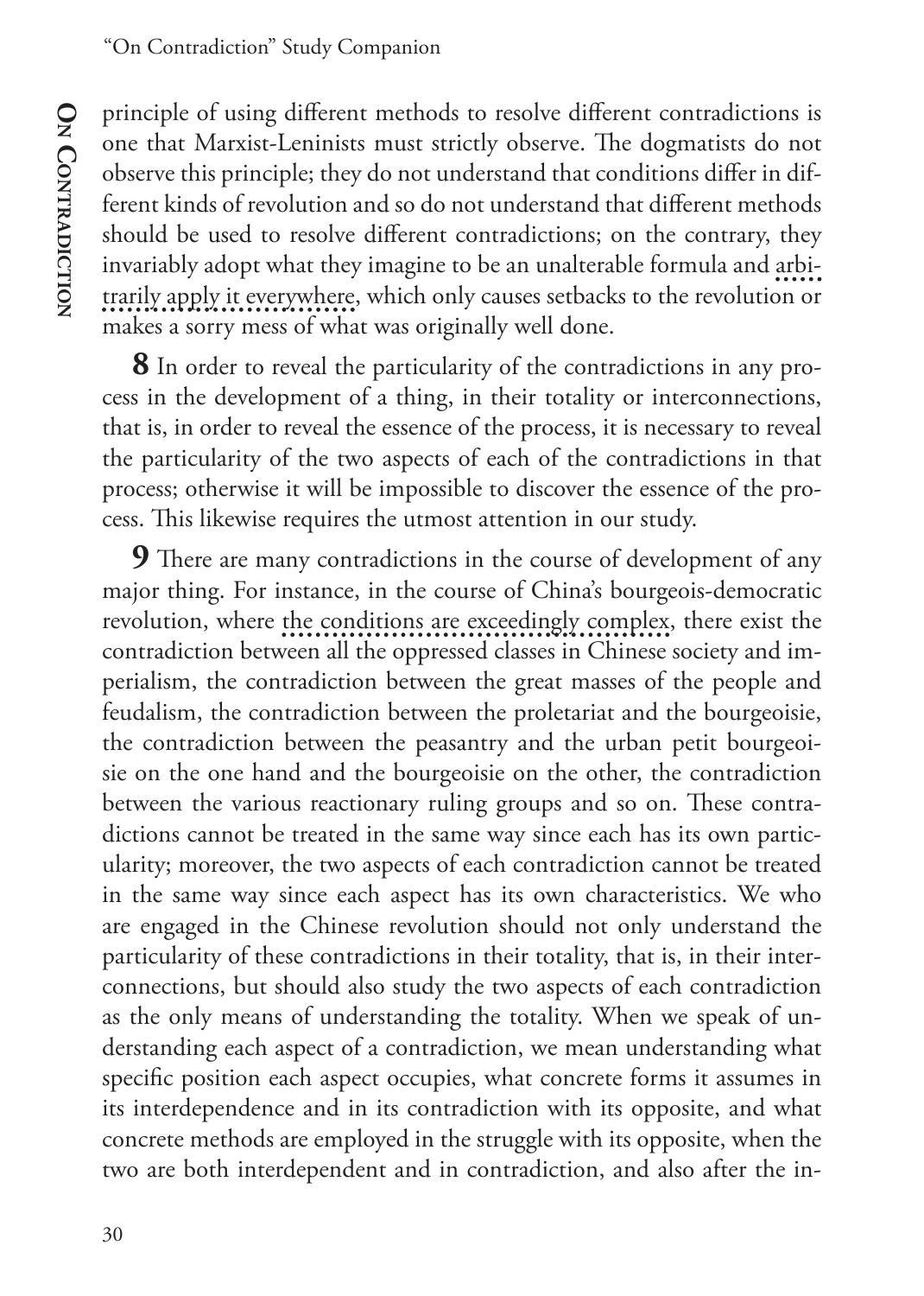principle of using different methods to resolve different contradictions is one that Marxist-Leninists must strictly observe. The dogmatists do not observe this principle; they do not understand that conditions differ in different kinds of revolution and so do not understand that different methods should be used to resolve different contradictions; on the contrary, they invariably adopt what they imagine to be an unalterable formula and arbitrarily apply it everywhere, which only causes setbacks to the revolution or makes a sorry mess of what was originally well done.

**8** In order to reveal the particularity of the contradictions in any process in the development of a thing, in their totality or interconnections, that is, in order to reveal the essence of the process, it is necessary to reveal the particularity of the two aspects of each of the contradictions in that process; otherwise it will be impossible to discover the essence of the process. This likewise requires the utmost attention in our study.

**9** There are many contradictions in the course of development of any major thing. For instance, in the course of China's bourgeois-democratic revolution, where the conditions are exceedingly complex, there exist the contradiction between all the oppressed classes in Chinese society and imperialism, the contradiction between the great masses of the people and feudalism, the contradiction between the proletariat and the bourgeoisie, the contradiction between the peasantry and the urban petit bourgeoisie on the one hand and the bourgeoisie on the other, the contradiction between the various reactionary ruling groups and so on. These contradictions cannot be treated in the same way since each has its own particularity; moreover, the two aspects of each contradiction cannot be treated in the same way since each aspect has its own characteristics. We who are engaged in the Chinese revolution should not only understand the particularity of these contradictions in their totality, that is, in their interconnections, but should also study the two aspects of each contradiction as the only means of understanding the totality. When we speak of understanding each aspect of a contradiction, we mean understanding what specific position each aspect occupies, what concrete forms it assumes in its interdependence and in its contradiction with its opposite, and what concrete methods are employed in the struggle with its opposite, when the two are both interdependent and in contradiction, and also after the in-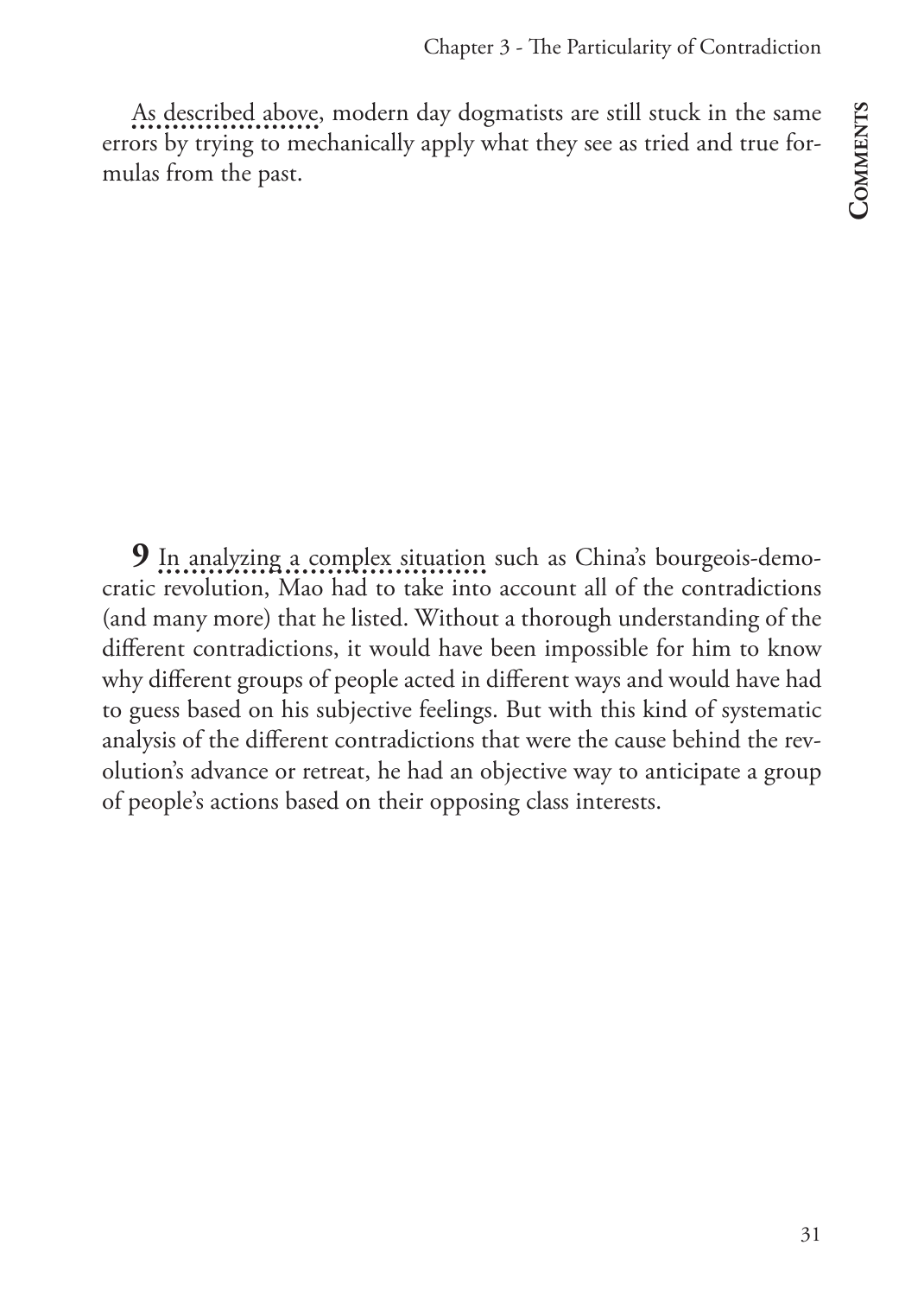As described above, modern day dogmatists are still stuck in the same errors by trying to mechanically apply what they see as tried and true formulas from the past.

**9** In analyzing a complex situation such as China's bourgeois-democratic revolution, Mao had to take into account all of the contradictions (and many more) that he listed. Without a thorough understanding of the different contradictions, it would have been impossible for him to know why different groups of people acted in different ways and would have had to guess based on his subjective feelings. But with this kind of systematic analysis of the different contradictions that were the cause behind the revolution's advance or retreat, he had an objective way to anticipate a group of people's actions based on their opposing class interests.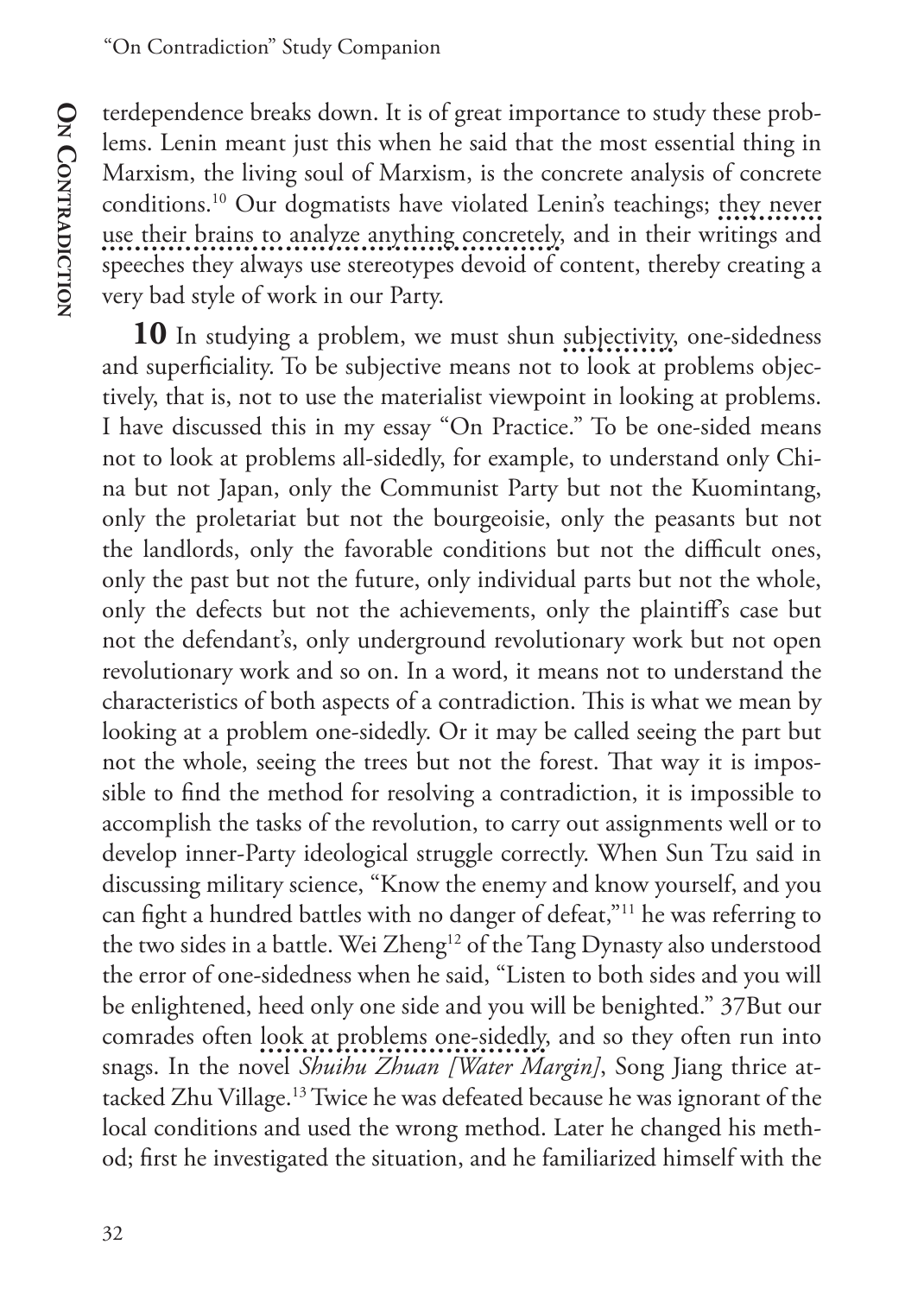terdependence breaks down. It is of great importance to study these problems. Lenin meant just this when he said that the most essential thing in Marxism, the living soul of Marxism, is the concrete analysis of concrete conditions.[10] Our dogmatists have violated Lenin's teachings; they never use their brains to analyze anything concretely, and in their writings and speeches they always use stereotypes devoid of content, thereby creating a very bad style of work in our Party.

**10** In studying a problem, we must shun subjectivity, one-sidedness and superficiality. To be subjective means not to look at problems objectively, that is, not to use the materialist viewpoint in looking at problems. I have discussed this in my essay "On Practice." To be one-sided means not to look at problems all-sidedly, for example, to understand only China but not Japan, only the Communist Party but not the Kuomintang, only the proletariat but not the bourgeoisie, only the peasants but not the landlords, only the favorable conditions but not the difficult ones, only the past but not the future, only individual parts but not the whole, only the defects but not the achievements, only the plaintiff's case but not the defendant's, only underground revolutionary work but not open revolutionary work and so on. In a word, it means not to understand the characteristics of both aspects of a contradiction. This is what we mean by looking at a problem one-sidedly. Or it may be called seeing the part but not the whole, seeing the trees but not the forest. That way it is impossible to find the method for resolving a contradiction, it is impossible to accomplish the tasks of the revolution, to carry out assignments well or to develop inner-Party ideological struggle correctly. When Sun Tzu said in discussing military science, "Know the enemy and know yourself, and you can fight a hundred battles with no danger of defeat,"[11] he was referring to the two sides in a battle. Wei Zheng[12] of the Tang Dynasty also understood the error of one-sidedness when he said, "Listen to both sides and you will be enlightened, heed only one side and you will be benighted." 37But our comrades often look at problems one-sidedly, and so they often run into snags. In the novel *Shuihu Zhuan [Water Margin]*, Song Jiang thrice attacked Zhu Village.[13] Twice he was defeated because he was ignorant of the local conditions and used the wrong method. Later he changed his method; first he investigated the situation, and he familiarized himself with the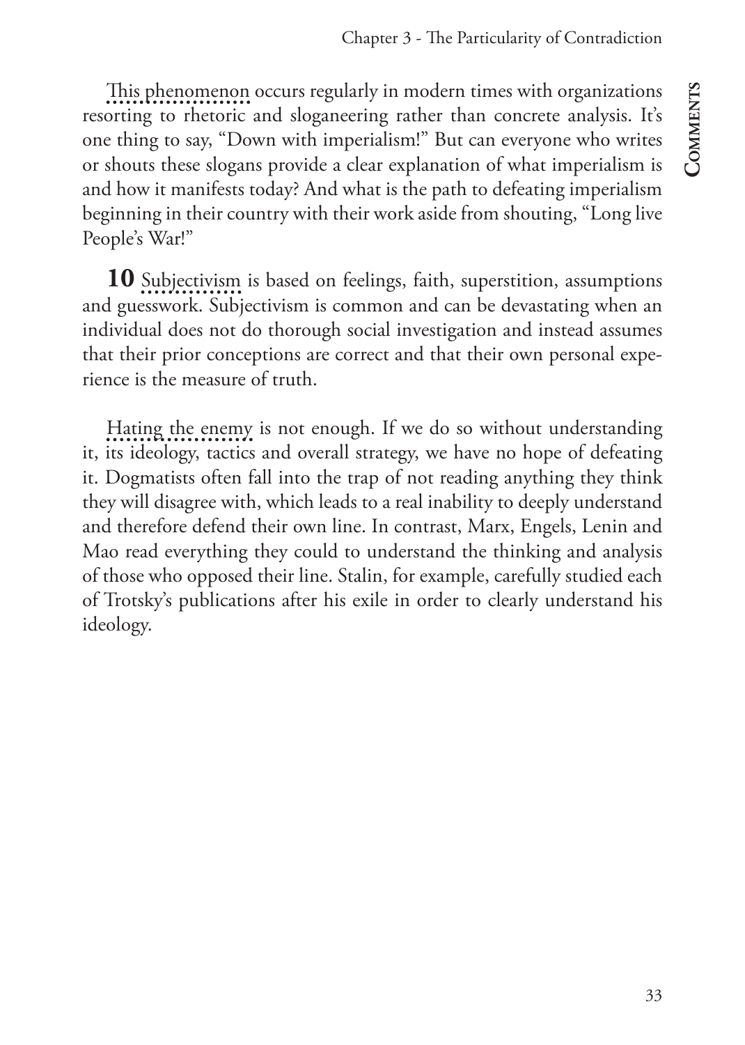This phenomenon occurs regularly in modern times with organizations resorting to rhetoric and sloganeering rather than concrete analysis. It's one thing to say, "Down with imperialism!" But can everyone who writes or shouts these slogans provide a clear explanation of what imperialism is and how it manifests today? And what is the path to defeating imperialism beginning in their country with their work aside from shouting, "Long live People's War!"

**10** Subjectivism is based on feelings, faith, superstition, assumptions and guesswork. Subjectivism is common and can be devastating when an individual does not do thorough social investigation and instead assumes that their prior conceptions are correct and that their own personal experience is the measure of truth.

Hating the enemy is not enough. If we do so without understanding it, its ideology, tactics and overall strategy, we have no hope of defeating it. Dogmatists often fall into the trap of not reading anything they think they will disagree with, which leads to a real inability to deeply understand and therefore defend their own line. In contrast, Marx, Engels, Lenin and Mao read everything they could to understand the thinking and analysis of those who opposed their line. Stalin, for example, carefully studied each of Trotsky's publications after his exile in order to clearly understand his ideology.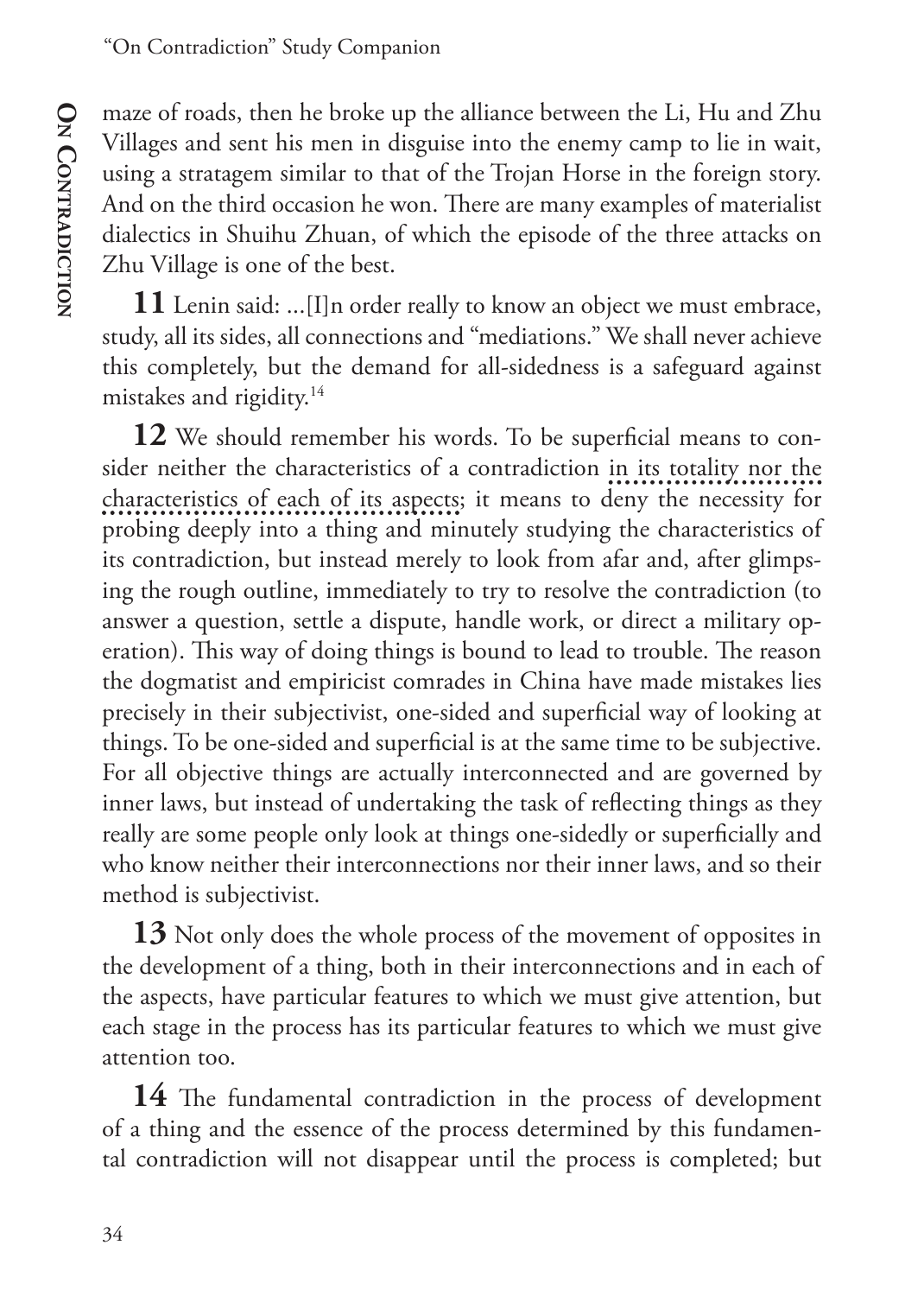maze of roads, then he broke up the alliance between the Li, Hu and Zhu Villages and sent his men in disguise into the enemy camp to lie in wait, using a stratagem similar to that of the Trojan Horse in the foreign story. And on the third occasion he won. There are many examples of materialist dialectics in Shuihu Zhuan, of which the episode of the three attacks on Zhu Village is one of the best.

**11** Lenin said: ...[I]n order really to know an object we must embrace, study, all its sides, all connections and "mediations." We shall never achieve this completely, but the demand for all-sidedness is a safeguard against mistakes and rigidity.[14]

**12** We should remember his words. To be superficial means to consider neither the characteristics of a contradiction in its totality nor the characteristics of each of its aspects; it means to deny the necessity for probing deeply into a thing and minutely studying the characteristics of its contradiction, but instead merely to look from afar and, after glimpsing the rough outline, immediately to try to resolve the contradiction (to answer a question, settle a dispute, handle work, or direct a military operation). This way of doing things is bound to lead to trouble. The reason the dogmatist and empiricist comrades in China have made mistakes lies precisely in their subjectivist, one-sided and superficial way of looking at things. To be one-sided and superficial is at the same time to be subjective. For all objective things are actually interconnected and are governed by inner laws, but instead of undertaking the task of reflecting things as they really are some people only look at things one-sidedly or superficially and who know neither their interconnections nor their inner laws, and so their method is subjectivist.

**13** Not only does the whole process of the movement of opposites in the development of a thing, both in their interconnections and in each of the aspects, have particular features to which we must give attention, but each stage in the process has its particular features to which we must give attention too.

**14** The fundamental contradiction in the process of development of a thing and the essence of the process determined by this fundamental contradiction will not disappear until the process is completed; but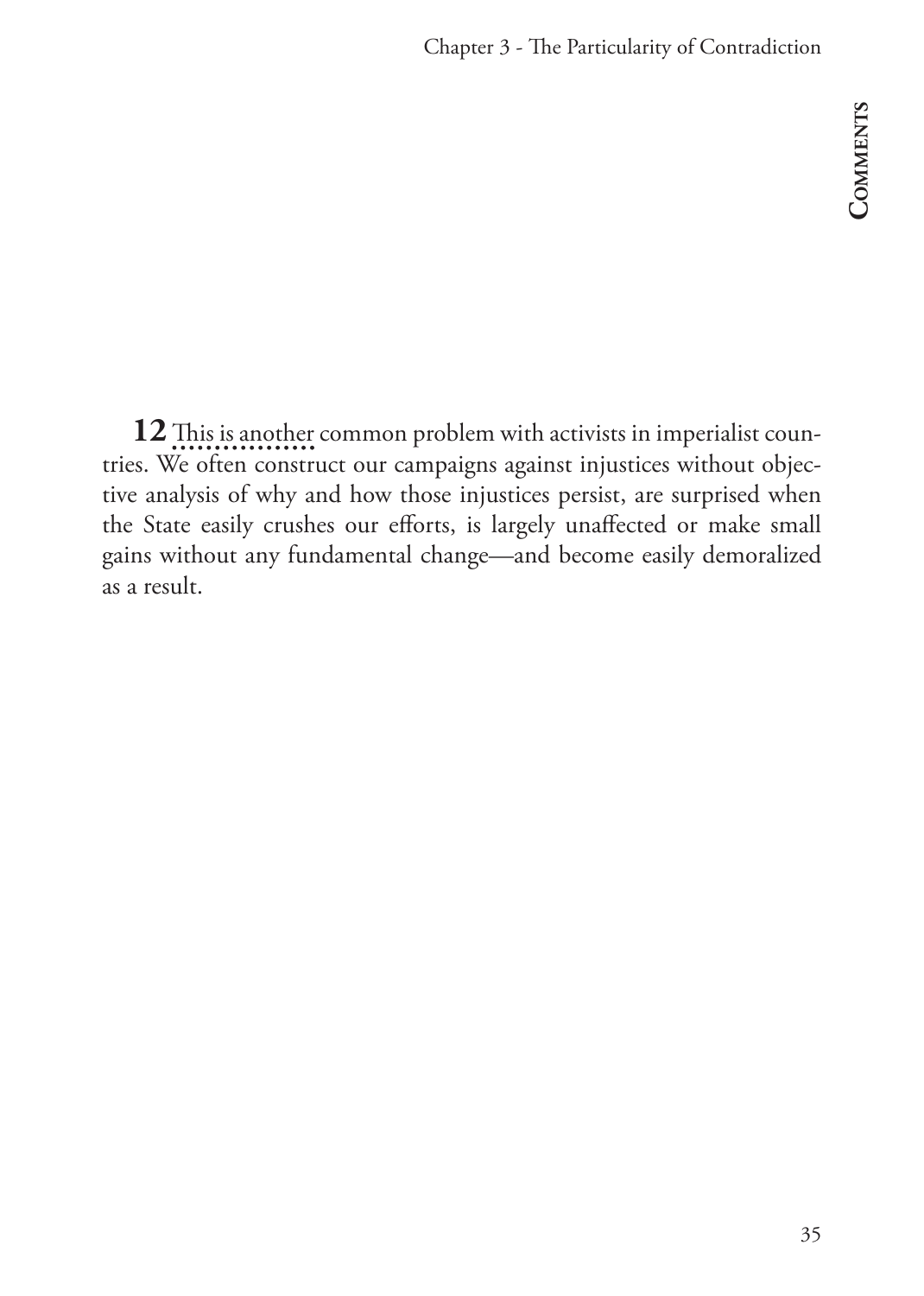**12** This is another common problem with activists in imperialist countries. We often construct our campaigns against injustices without objective analysis of why and how those injustices persist, are surprised when the State easily crushes our efforts, is largely unaffected or make small gains without any fundamental change—and become easily demoralized as a result.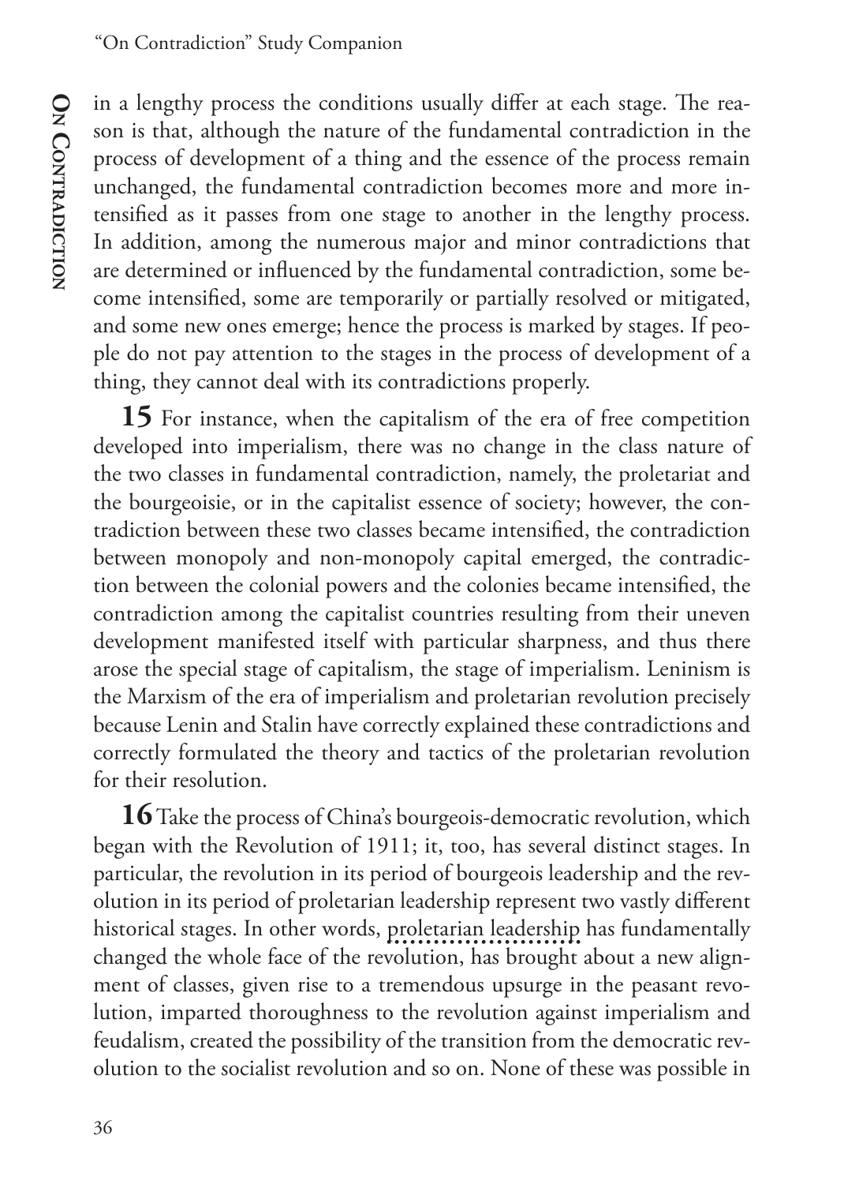in a lengthy process the conditions usually differ at each stage. The reason is that, although the nature of the fundamental contradiction in the process of development of a thing and the essence of the process remain unchanged, the fundamental contradiction becomes more and more intensified as it passes from one stage to another in the lengthy process. In addition, among the numerous major and minor contradictions that are determined or influenced by the fundamental contradiction, some become intensified, some are temporarily or partially resolved or mitigated, and some new ones emerge; hence the process is marked by stages. If people do not pay attention to the stages in the process of development of a thing, they cannot deal with its contradictions properly.

**15** For instance, when the capitalism of the era of free competition developed into imperialism, there was no change in the class nature of the two classes in fundamental contradiction, namely, the proletariat and the bourgeoisie, or in the capitalist essence of society; however, the contradiction between these two classes became intensified, the contradiction between monopoly and non-monopoly capital emerged, the contradiction between the colonial powers and the colonies became intensified, the contradiction among the capitalist countries resulting from their uneven development manifested itself with particular sharpness, and thus there arose the special stage of capitalism, the stage of imperialism. Leninism is the Marxism of the era of imperialism and proletarian revolution precisely because Lenin and Stalin have correctly explained these contradictions and correctly formulated the theory and tactics of the proletarian revolution for their resolution.

**16** Take the process of China's bourgeois-democratic revolution, which began with the Revolution of 1911; it, too, has several distinct stages. In particular, the revolution in its period of bourgeois leadership and the revolution in its period of proletarian leadership represent two vastly different historical stages. In other words, proletarian leadership has fundamentally changed the whole face of the revolution, has brought about a new alignment of classes, given rise to a tremendous upsurge in the peasant revolution, imparted thoroughness to the revolution against imperialism and feudalism, created the possibility of the transition from the democratic revolution to the socialist revolution and so on. None of these was possible in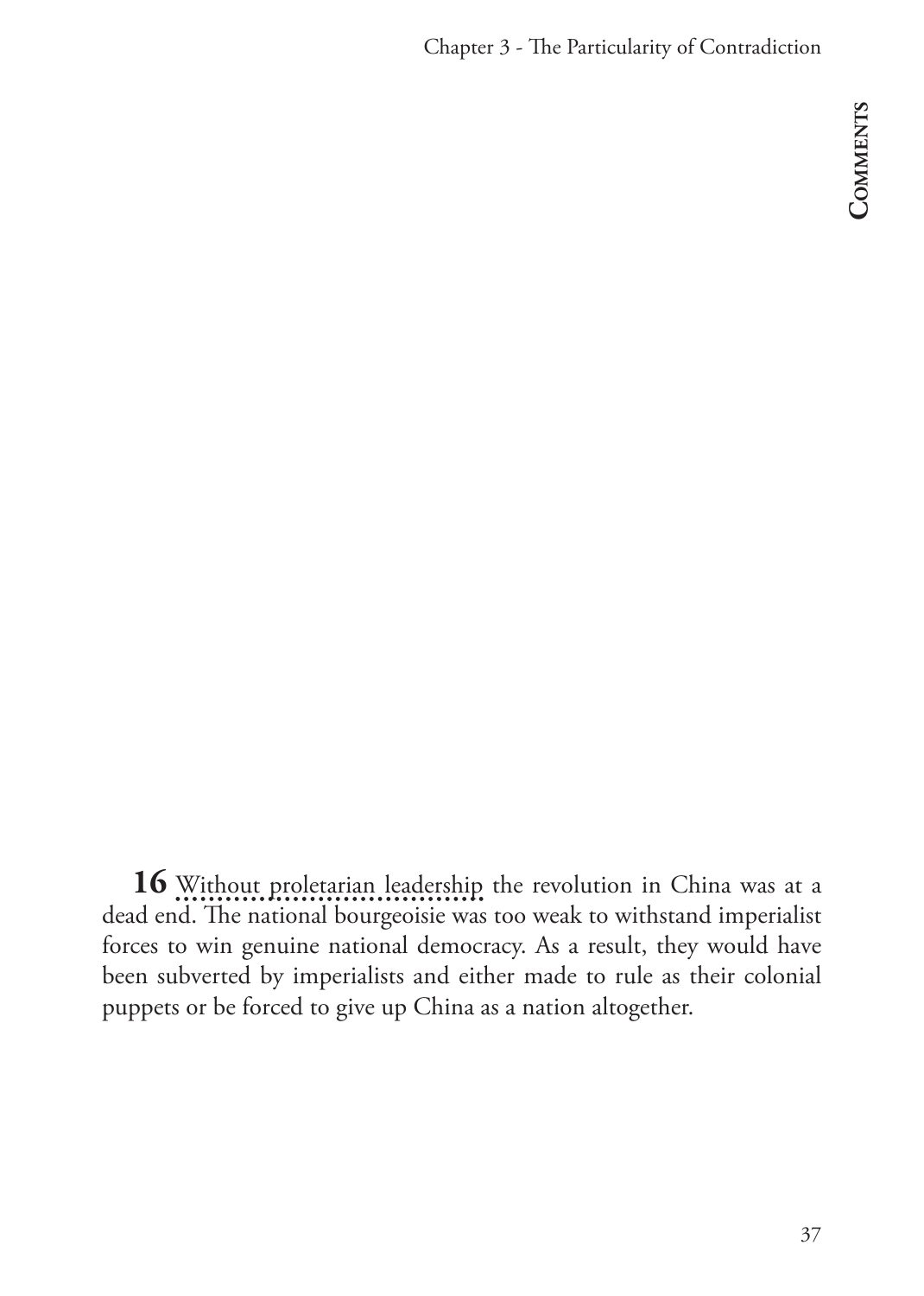**16** Without proletarian leadership the revolution in China was at a dead end. The national bourgeoisie was too weak to withstand imperialist forces to win genuine national democracy. As a result, they would have been subverted by imperialists and either made to rule as their colonial puppets or be forced to give up China as a nation altogether.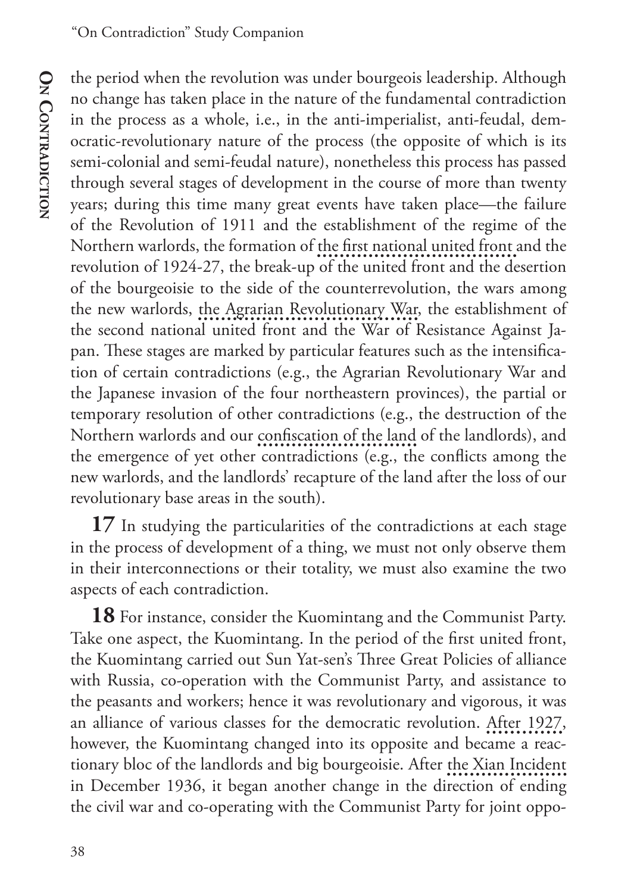the period when the revolution was under bourgeois leadership. Although no change has taken place in the nature of the fundamental contradiction in the process as a whole, i.e., in the anti-imperialist, anti-feudal, democratic-revolutionary nature of the process (the opposite of which is its semi-colonial and semi-feudal nature), nonetheless this process has passed through several stages of development in the course of more than twenty years; during this time many great events have taken place—the failure of the Revolution of 1911 and the establishment of the regime of the Northern warlords, the formation of the first national united front and the revolution of 1924-27, the break-up of the united front and the desertion of the bourgeoisie to the side of the counterrevolution, the wars among the new warlords, the Agrarian Revolutionary War, the establishment of the second national united front and the War of Resistance Against Japan. These stages are marked by particular features such as the intensification of certain contradictions (e.g., the Agrarian Revolutionary War and the Japanese invasion of the four northeastern provinces), the partial or temporary resolution of other contradictions (e.g., the destruction of the Northern warlords and our confiscation of the land of the landlords), and the emergence of yet other contradictions (e.g., the conflicts among the new warlords, and the landlords' recapture of the land after the loss of our revolutionary base areas in the south).

**17** In studying the particularities of the contradictions at each stage in the process of development of a thing, we must not only observe them in their interconnections or their totality, we must also examine the two aspects of each contradiction.

**18** For instance, consider the Kuomintang and the Communist Party. Take one aspect, the Kuomintang. In the period of the first united front, the Kuomintang carried out Sun Yat-sen's Three Great Policies of alliance with Russia, co-operation with the Communist Party, and assistance to the peasants and workers; hence it was revolutionary and vigorous, it was an alliance of various classes for the democratic revolution. After 1927, however, the Kuomintang changed into its opposite and became a reactionary bloc of the landlords and big bourgeoisie. After the Xian Incident in December 1936, it began another change in the direction of ending the civil war and co-operating with the Communist Party for joint oppo-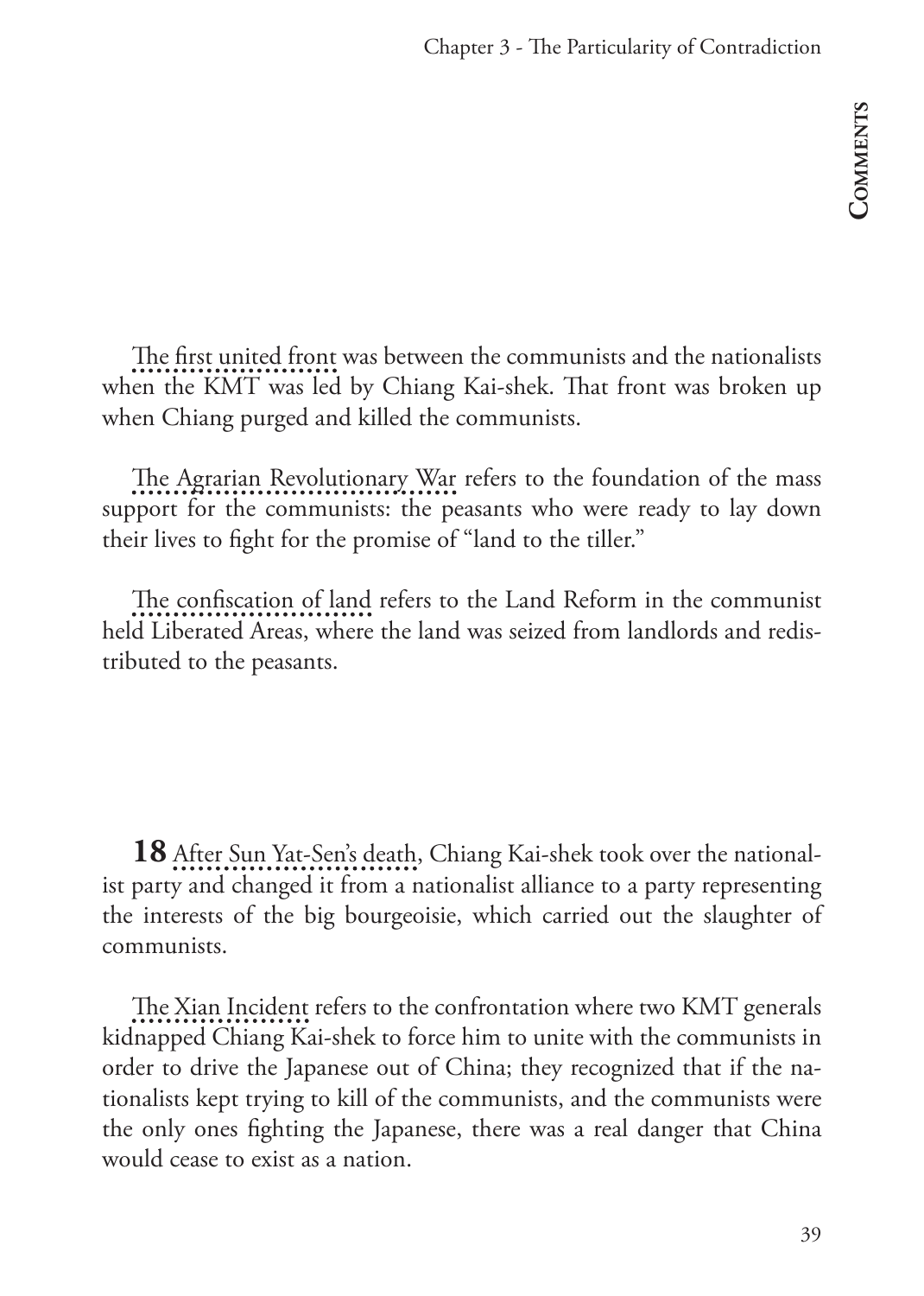The first united front was between the communists and the nationalists when the KMT was led by Chiang Kai-shek. That front was broken up when Chiang purged and killed the communists.

The Agrarian Revolutionary War refers to the foundation of the mass support for the communists: the peasants who were ready to lay down their lives to fight for the promise of "land to the tiller."

The confiscation of land refers to the Land Reform in the communist held Liberated Areas, where the land was seized from landlords and redistributed to the peasants.

**18** After Sun Yat-Sen's death, Chiang Kai-shek took over the nationalist party and changed it from a nationalist alliance to a party representing the interests of the big bourgeoisie, which carried out the slaughter of communists.

The Xian Incident refers to the confrontation where two KMT generals kidnapped Chiang Kai-shek to force him to unite with the communists in order to drive the Japanese out of China; they recognized that if the nationalists kept trying to kill of the communists, and the communists were the only ones fighting the Japanese, there was a real danger that China would cease to exist as a nation.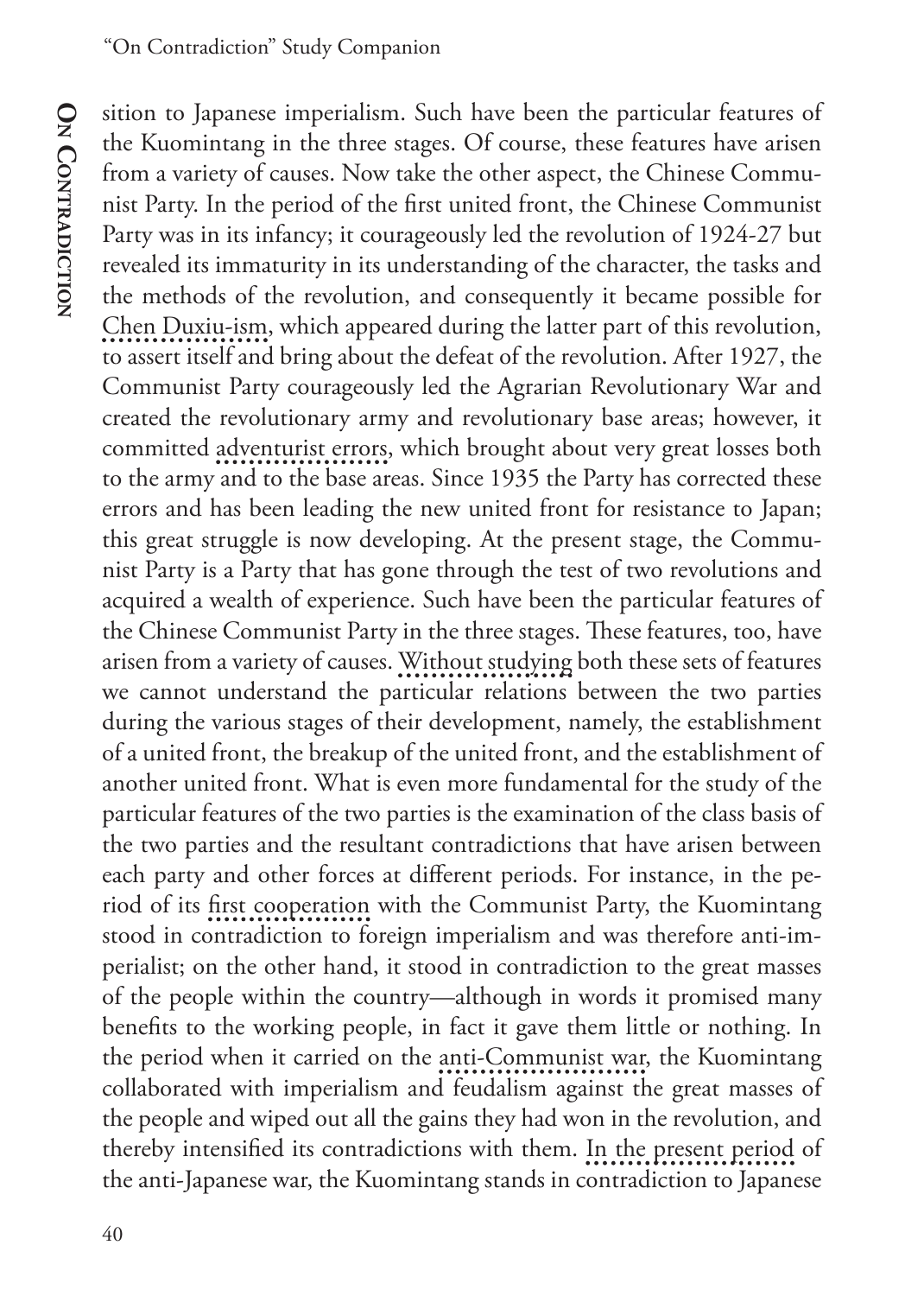sition to Japanese imperialism. Such have been the particular features of the Kuomintang in the three stages. Of course, these features have arisen from a variety of causes. Now take the other aspect, the Chinese Communist Party. In the period of the first united front, the Chinese Communist Party was in its infancy; it courageously led the revolution of 1924-27 but revealed its immaturity in its understanding of the character, the tasks and the methods of the revolution, and consequently it became possible for Chen Duxiu-ism, which appeared during the latter part of this revolution, to assert itself and bring about the defeat of the revolution. After 1927, the Communist Party courageously led the Agrarian Revolutionary War and created the revolutionary army and revolutionary base areas; however, it committed adventurist errors, which brought about very great losses both to the army and to the base areas. Since 1935 the Party has corrected these errors and has been leading the new united front for resistance to Japan; this great struggle is now developing. At the present stage, the Communist Party is a Party that has gone through the test of two revolutions and acquired a wealth of experience. Such have been the particular features of the Chinese Communist Party in the three stages. These features, too, have arisen from a variety of causes. Without studying both these sets of features we cannot understand the particular relations between the two parties during the various stages of their development, namely, the establishment of a united front, the breakup of the united front, and the establishment of another united front. What is even more fundamental for the study of the particular features of the two parties is the examination of the class basis of the two parties and the resultant contradictions that have arisen between each party and other forces at different periods. For instance, in the period of its first cooperation with the Communist Party, the Kuomintang stood in contradiction to foreign imperialism and was therefore anti-imperialist; on the other hand, it stood in contradiction to the great masses of the people within the country—although in words it promised many benefits to the working people, in fact it gave them little or nothing. In the period when it carried on the anti-Communist war, the Kuomintang collaborated with imperialism and feudalism against the great masses of the people and wiped out all the gains they had won in the revolution, and thereby intensified its contradictions with them. In the present period of the anti-Japanese war, the Kuomintang stands in contradiction to Japanese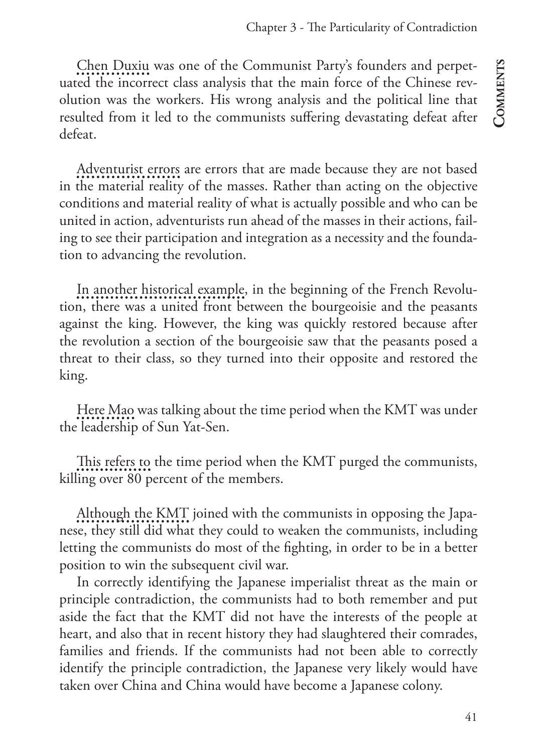Chen Duxiu was one of the Communist Party's founders and perpetuated the incorrect class analysis that the main force of the Chinese revolution was the workers. His wrong analysis and the political line that resulted from it led to the communists suffering devastating defeat after defeat.

Adventurist errors are errors that are made because they are not based in the material reality of the masses. Rather than acting on the objective conditions and material reality of what is actually possible and who can be united in action, adventurists run ahead of the masses in their actions, failing to see their participation and integration as a necessity and the foundation to advancing the revolution.

In another historical example, in the beginning of the French Revolution, there was a united front between the bourgeoisie and the peasants against the king. However, the king was quickly restored because after the revolution a section of the bourgeoisie saw that the peasants posed a threat to their class, so they turned into their opposite and restored the king.

Here Mao was talking about the time period when the KMT was under the leadership of Sun Yat-Sen.

This refers to the time period when the KMT purged the communists, killing over 80 percent of the members.

Although the KMT joined with the communists in opposing the Japanese, they still did what they could to weaken the communists, including letting the communists do most of the fighting, in order to be in a better position to win the subsequent civil war.

In correctly identifying the Japanese imperialist threat as the main or principle contradiction, the communists had to both remember and put aside the fact that the KMT did not have the interests of the people at heart, and also that in recent history they had slaughtered their comrades, families and friends. If the communists had not been able to correctly identify the principle contradiction, the Japanese very likely would have taken over China and China would have become a Japanese colony.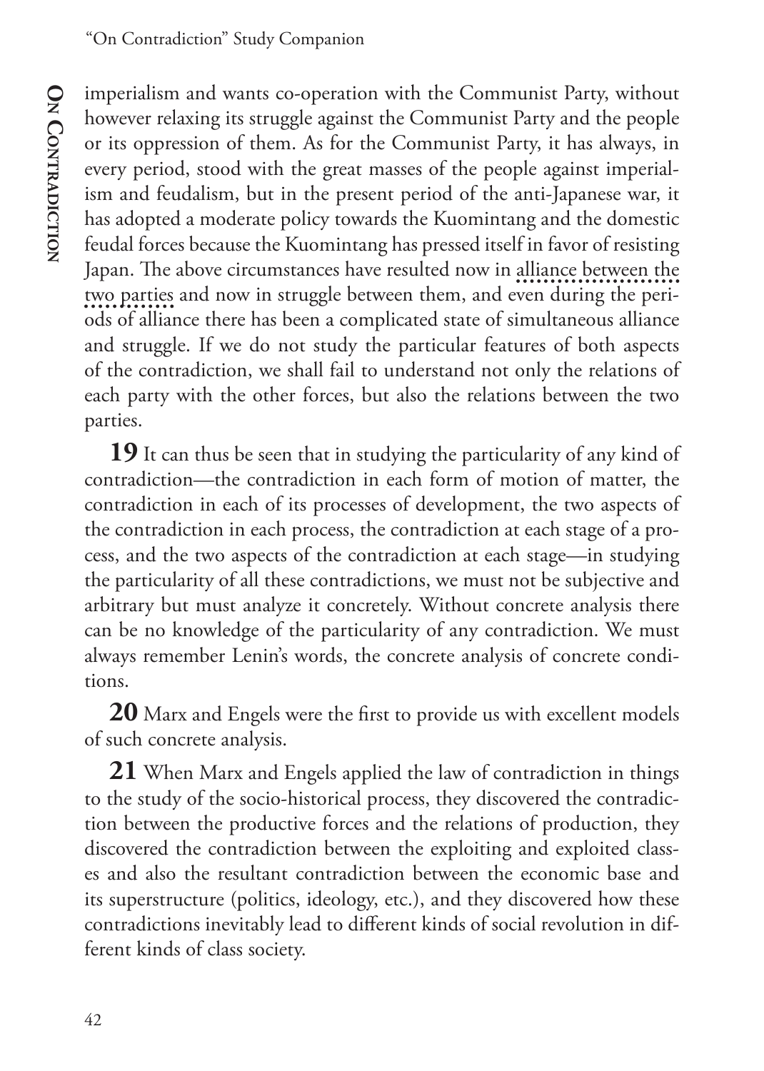imperialism and wants co-operation with the Communist Party, without however relaxing its struggle against the Communist Party and the people or its oppression of them. As for the Communist Party, it has always, in every period, stood with the great masses of the people against imperialism and feudalism, but in the present period of the anti-Japanese war, it has adopted a moderate policy towards the Kuomintang and the domestic feudal forces because the Kuomintang has pressed itself in favor of resisting Japan. The above circumstances have resulted now in alliance between the two parties and now in struggle between them, and even during the periods of alliance there has been a complicated state of simultaneous alliance and struggle. If we do not study the particular features of both aspects of the contradiction, we shall fail to understand not only the relations of each party with the other forces, but also the relations between the two parties.

**19** It can thus be seen that in studying the particularity of any kind of contradiction—the contradiction in each form of motion of matter, the contradiction in each of its processes of development, the two aspects of the contradiction in each process, the contradiction at each stage of a process, and the two aspects of the contradiction at each stage—in studying the particularity of all these contradictions, we must not be subjective and arbitrary but must analyze it concretely. Without concrete analysis there can be no knowledge of the particularity of any contradiction. We must always remember Lenin's words, the concrete analysis of concrete conditions.

**20** Marx and Engels were the first to provide us with excellent models of such concrete analysis.

**21** When Marx and Engels applied the law of contradiction in things to the study of the socio-historical process, they discovered the contradiction between the productive forces and the relations of production, they discovered the contradiction between the exploiting and exploited classes and also the resultant contradiction between the economic base and its superstructure (politics, ideology, etc.), and they discovered how these contradictions inevitably lead to different kinds of social revolution in different kinds of class society.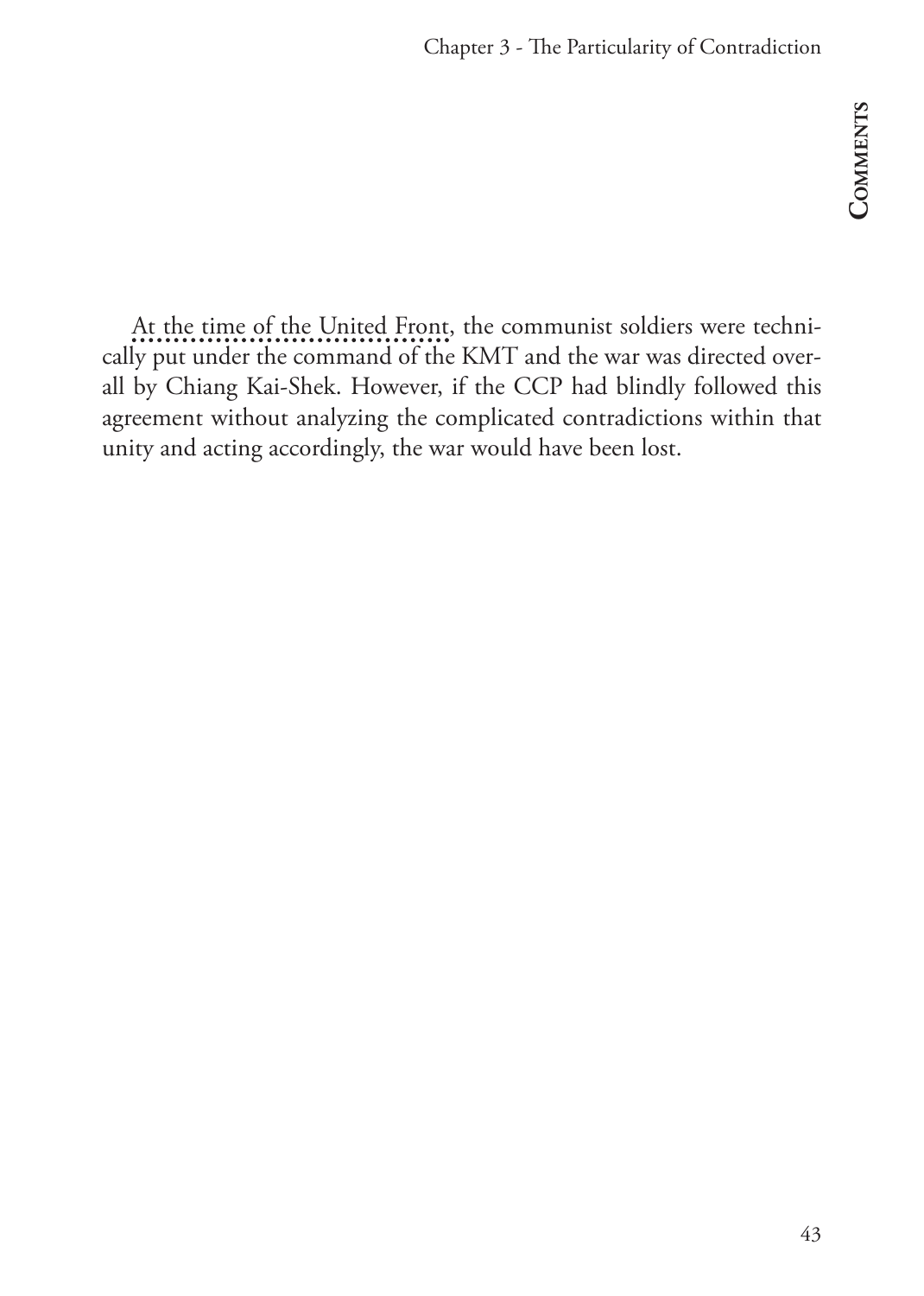At the time of the United Front, the communist soldiers were technically put under the command of the KMT and the war was directed overall by Chiang Kai-Shek. However, if the CCP had blindly followed this agreement without analyzing the complicated contradictions within that unity and acting accordingly, the war would have been lost.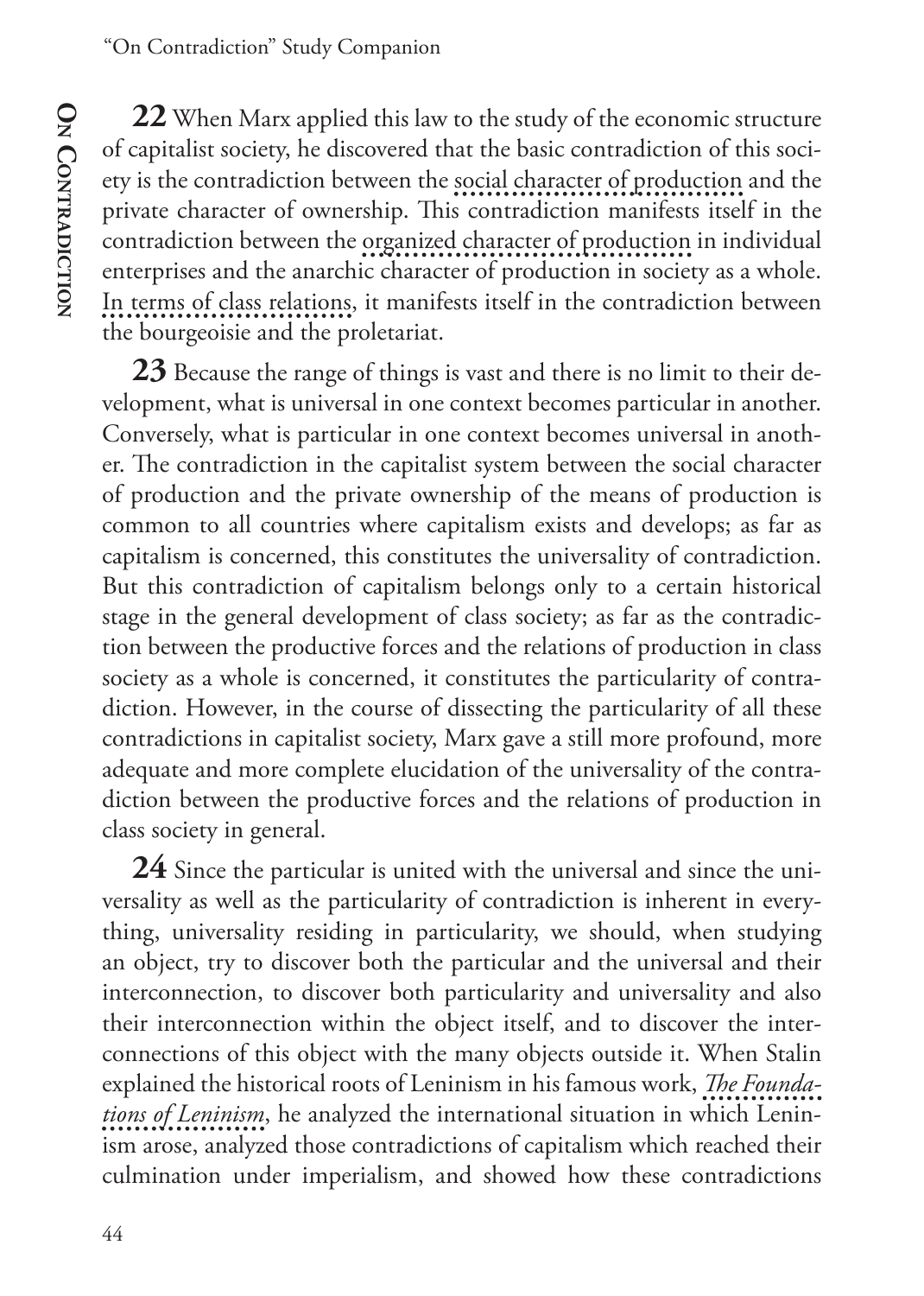**22** When Marx applied this law to the study of the economic structure of capitalist society, he discovered that the basic contradiction of this society is the contradiction between the social character of production and the private character of ownership. This contradiction manifests itself in the contradiction between the organized character of production in individual enterprises and the anarchic character of production in society as a whole. In terms of class relations, it manifests itself in the contradiction between the bourgeoisie and the proletariat.

**23** Because the range of things is vast and there is no limit to their development, what is universal in one context becomes particular in another. Conversely, what is particular in one context becomes universal in another. The contradiction in the capitalist system between the social character of production and the private ownership of the means of production is common to all countries where capitalism exists and develops; as far as capitalism is concerned, this constitutes the universality of contradiction. But this contradiction of capitalism belongs only to a certain historical stage in the general development of class society; as far as the contradiction between the productive forces and the relations of production in class society as a whole is concerned, it constitutes the particularity of contradiction. However, in the course of dissecting the particularity of all these contradictions in capitalist society, Marx gave a still more profound, more adequate and more complete elucidation of the universality of the contradiction between the productive forces and the relations of production in class society in general.

**24** Since the particular is united with the universal and since the universality as well as the particularity of contradiction is inherent in everything, universality residing in particularity, we should, when studying an object, try to discover both the particular and the universal and their interconnection, to discover both particularity and universality and also their interconnection within the object itself, and to discover the interconnections of this object with the many objects outside it. When Stalin explained the historical roots of Leninism in his famous work, *The Foundations of Leninism*, he analyzed the international situation in which Leninism arose, analyzed those contradictions of capitalism which reached their culmination under imperialism, and showed how these contradictions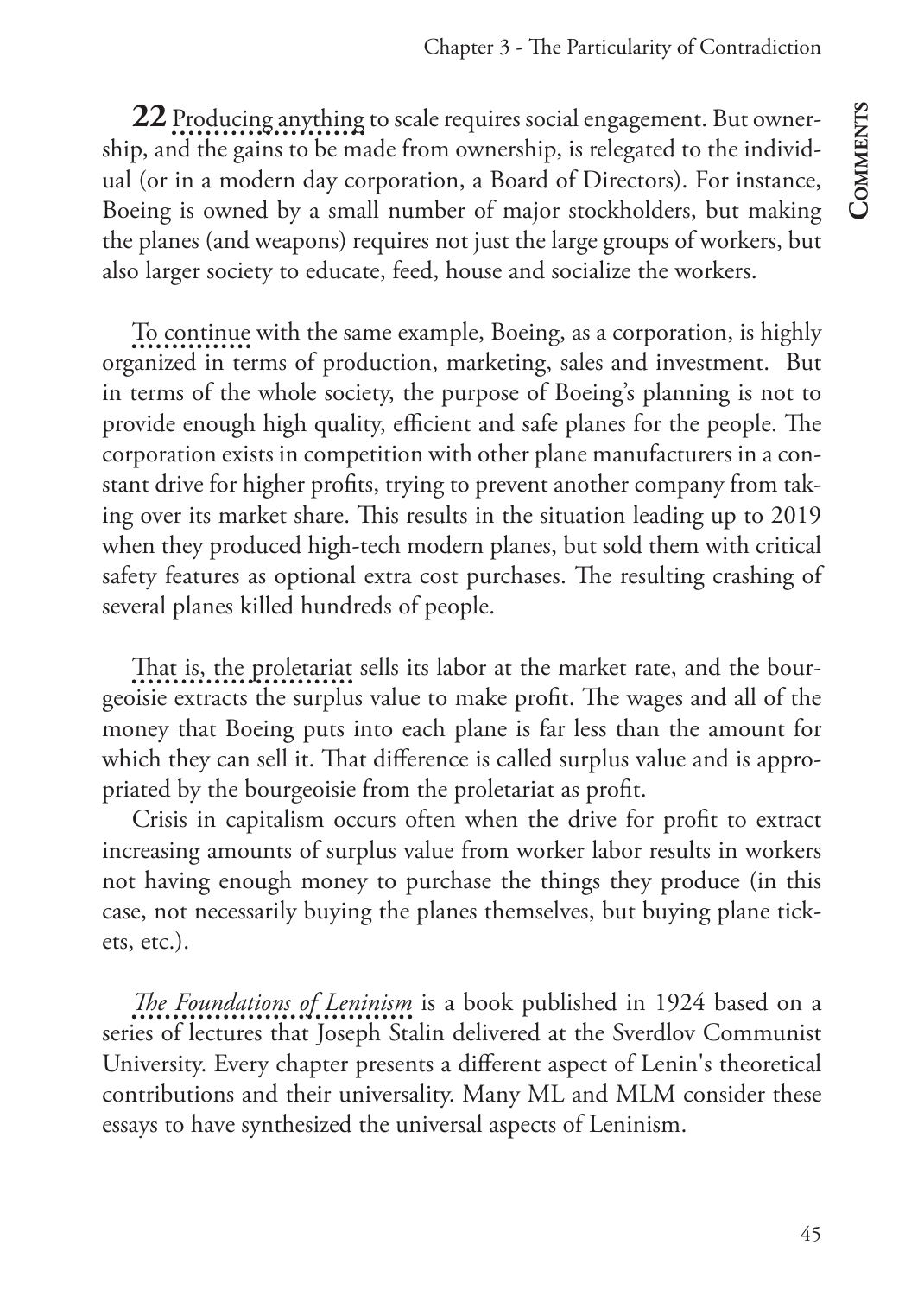**22** Producing anything to scale requires social engagement. But ownership, and the gains to be made from ownership, is relegated to the individual (or in a modern day corporation, a Board of Directors). For instance, Boeing is owned by a small number of major stockholders, but making the planes (and weapons) requires not just the large groups of workers, but also larger society to educate, feed, house and socialize the workers.

To continue with the same example, Boeing, as a corporation, is highly organized in terms of production, marketing, sales and investment. But in terms of the whole society, the purpose of Boeing's planning is not to provide enough high quality, efficient and safe planes for the people. The corporation exists in competition with other plane manufacturers in a constant drive for higher profits, trying to prevent another company from taking over its market share. This results in the situation leading up to 2019 when they produced high-tech modern planes, but sold them with critical safety features as optional extra cost purchases. The resulting crashing of several planes killed hundreds of people.

That is, the proletariat sells its labor at the market rate, and the bourgeoisie extracts the surplus value to make profit. The wages and all of the money that Boeing puts into each plane is far less than the amount for which they can sell it. That difference is called surplus value and is appropriated by the bourgeoisie from the proletariat as profit.

Crisis in capitalism occurs often when the drive for profit to extract increasing amounts of surplus value from worker labor results in workers not having enough money to purchase the things they produce (in this case, not necessarily buying the planes themselves, but buying plane tickets, etc.).

*The Foundations of Leninism* is a book published in 1924 based on a series of lectures that Joseph Stalin delivered at the Sverdlov Communist University. Every chapter presents a different aspect of Lenin's theoretical contributions and their universality. Many ML and MLM consider these essays to have synthesized the universal aspects of Leninism.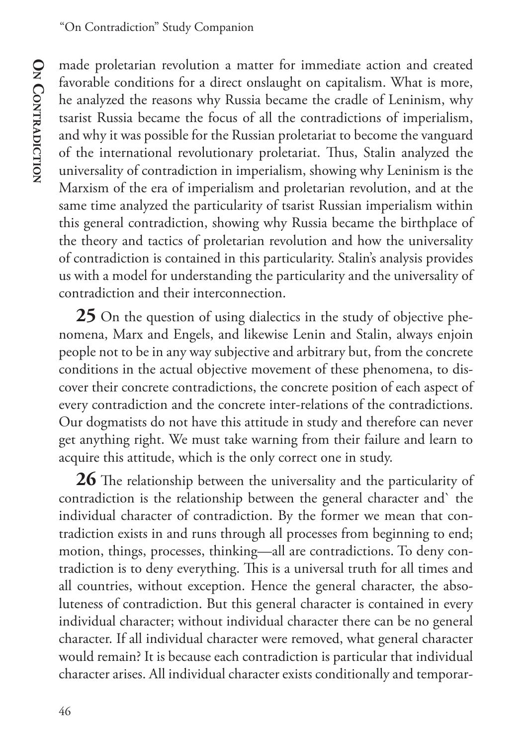made proletarian revolution a matter for immediate action and created favorable conditions for a direct onslaught on capitalism. What is more, he analyzed the reasons why Russia became the cradle of Leninism, why tsarist Russia became the focus of all the contradictions of imperialism, and why it was possible for the Russian proletariat to become the vanguard of the international revolutionary proletariat. Thus, Stalin analyzed the universality of contradiction in imperialism, showing why Leninism is the Marxism of the era of imperialism and proletarian revolution, and at the same time analyzed the particularity of tsarist Russian imperialism within this general contradiction, showing why Russia became the birthplace of the theory and tactics of proletarian revolution and how the universality of contradiction is contained in this particularity. Stalin's analysis provides us with a model for understanding the particularity and the universality of contradiction and their interconnection.

**25** On the question of using dialectics in the study of objective phenomena, Marx and Engels, and likewise Lenin and Stalin, always enjoin people not to be in any way subjective and arbitrary but, from the concrete conditions in the actual objective movement of these phenomena, to discover their concrete contradictions, the concrete position of each aspect of every contradiction and the concrete inter-relations of the contradictions. Our dogmatists do not have this attitude in study and therefore can never get anything right. We must take warning from their failure and learn to acquire this attitude, which is the only correct one in study.

**26** The relationship between the universality and the particularity of contradiction is the relationship between the general character and` the individual character of contradiction. By the former we mean that contradiction exists in and runs through all processes from beginning to end; motion, things, processes, thinking—all are contradictions. To deny contradiction is to deny everything. This is a universal truth for all times and all countries, without exception. Hence the general character, the absoluteness of contradiction. But this general character is contained in every individual character; without individual character there can be no general character. If all individual character were removed, what general character would remain? It is because each contradiction is particular that individual character arises. All individual character exists conditionally and temporar-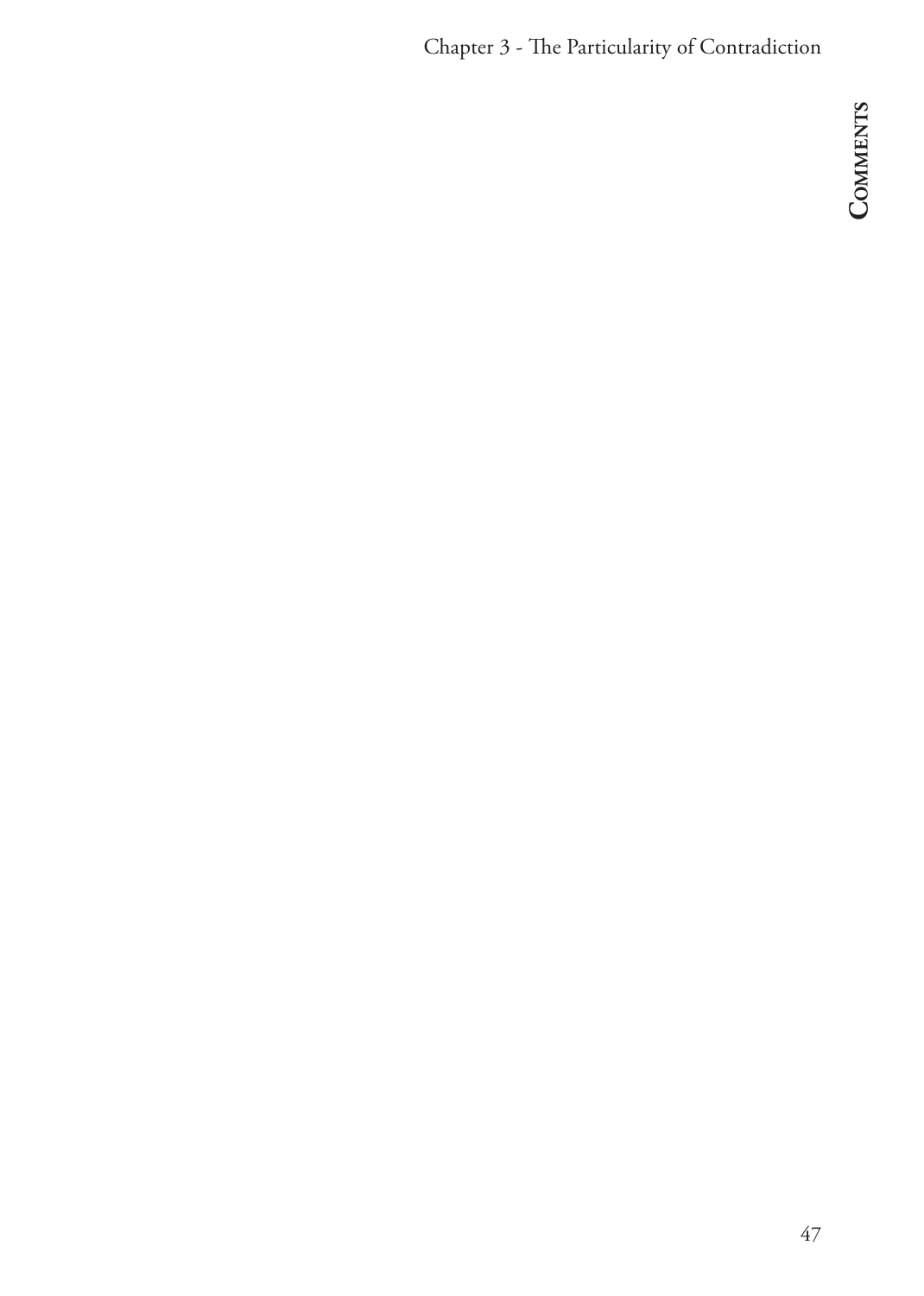## Comments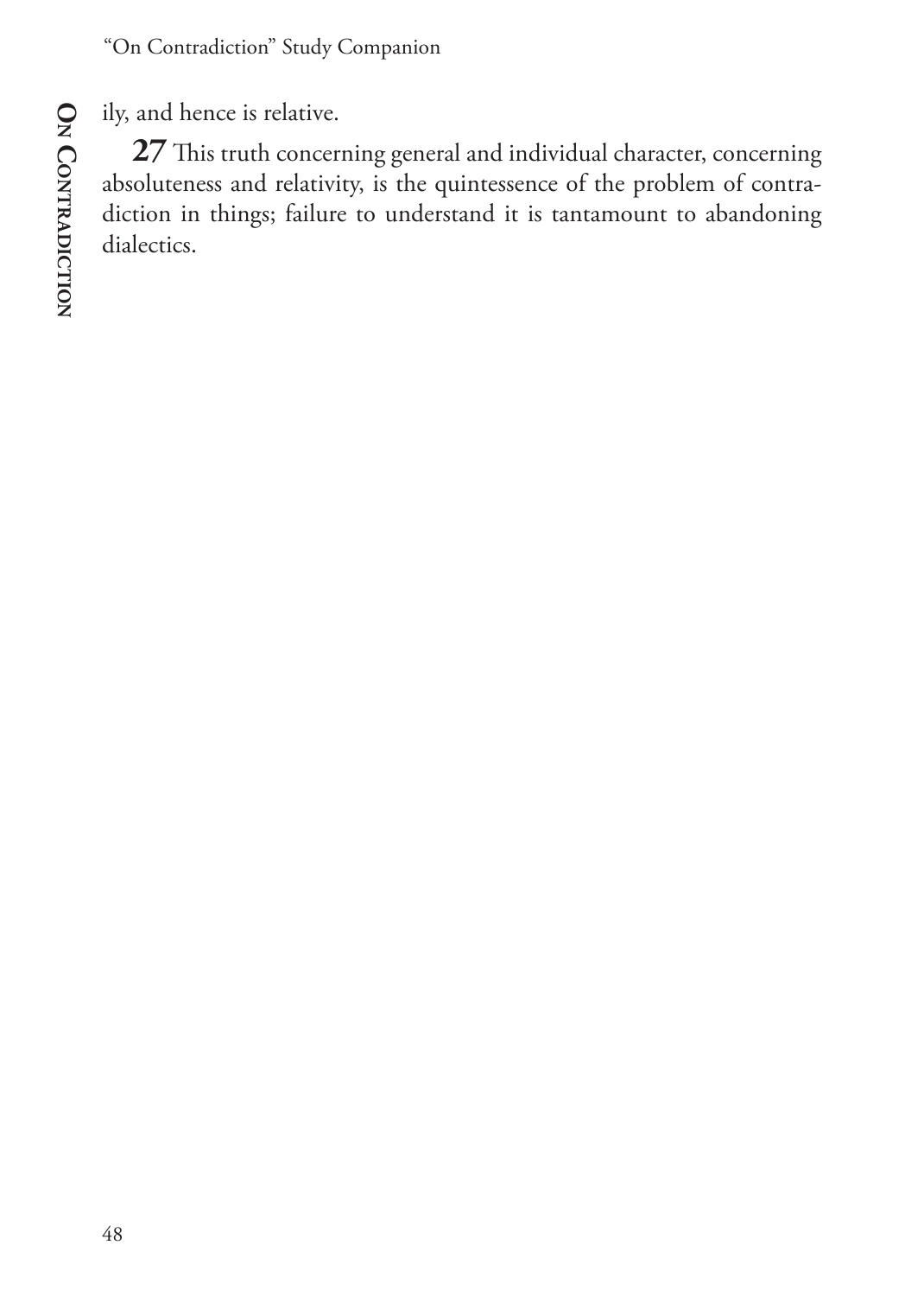ily, and hence is relative.

**27** This truth concerning general and individual character, concerning absoluteness and relativity, is the quintessence of the problem of contradiction in things; failure to understand it is tantamount to abandoning dialectics.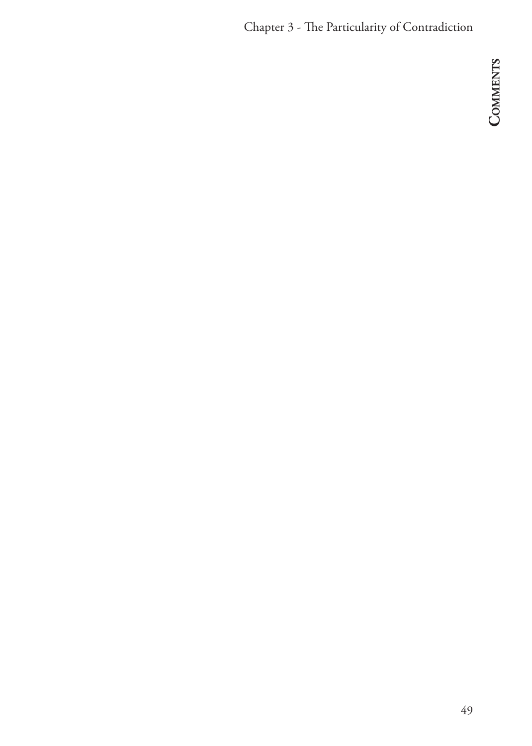# Comments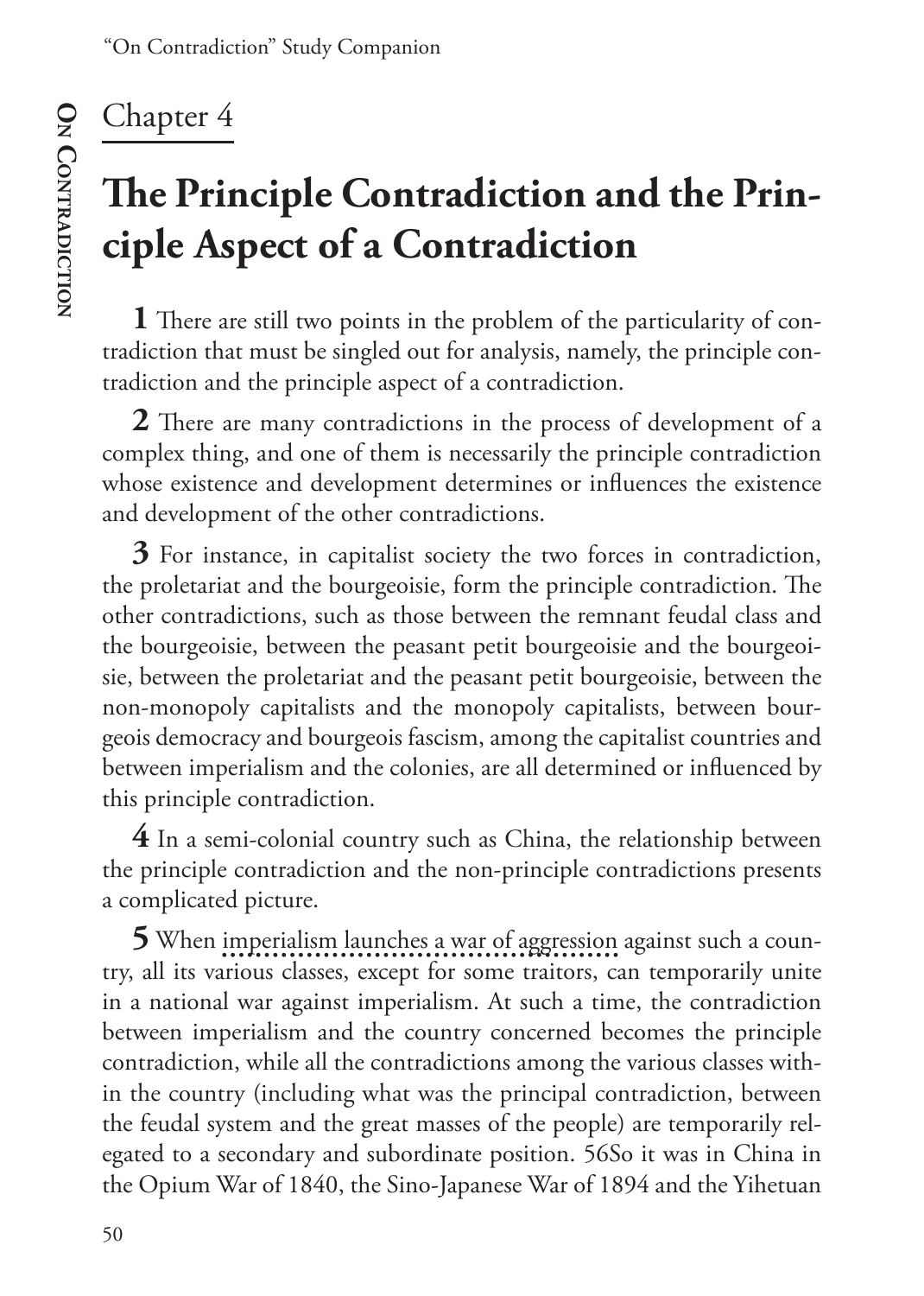# Chapter 4

## The Principle Contradiction and the Principle Aspect of a Contradiction

**1** There are still two points in the problem of the particularity of contradiction that must be singled out for analysis, namely, the principle contradiction and the principle aspect of a contradiction.

**2** There are many contradictions in the process of development of a complex thing, and one of them is necessarily the principle contradiction whose existence and development determines or influences the existence and development of the other contradictions.

**3** For instance, in capitalist society the two forces in contradiction, the proletariat and the bourgeoisie, form the principle contradiction. The other contradictions, such as those between the remnant feudal class and the bourgeoisie, between the peasant petit bourgeoisie and the bourgeoisie, between the proletariat and the peasant petit bourgeoisie, between the non-monopoly capitalists and the monopoly capitalists, between bourgeois democracy and bourgeois fascism, among the capitalist countries and between imperialism and the colonies, are all determined or influenced by this principle contradiction.

**4** In a semi-colonial country such as China, the relationship between the principle contradiction and the non-principle contradictions presents a complicated picture.

**5** When imperialism launches a war of aggression against such a country, all its various classes, except for some traitors, can temporarily unite in a national war against imperialism. At such a time, the contradiction between imperialism and the country concerned becomes the principle contradiction, while all the contradictions among the various classes within the country (including what was the principal contradiction, between the feudal system and the great masses of the people) are temporarily relegated to a secondary and subordinate position. 56So it was in China in the Opium War of 1840, the Sino-Japanese War of 1894 and the Yihetuan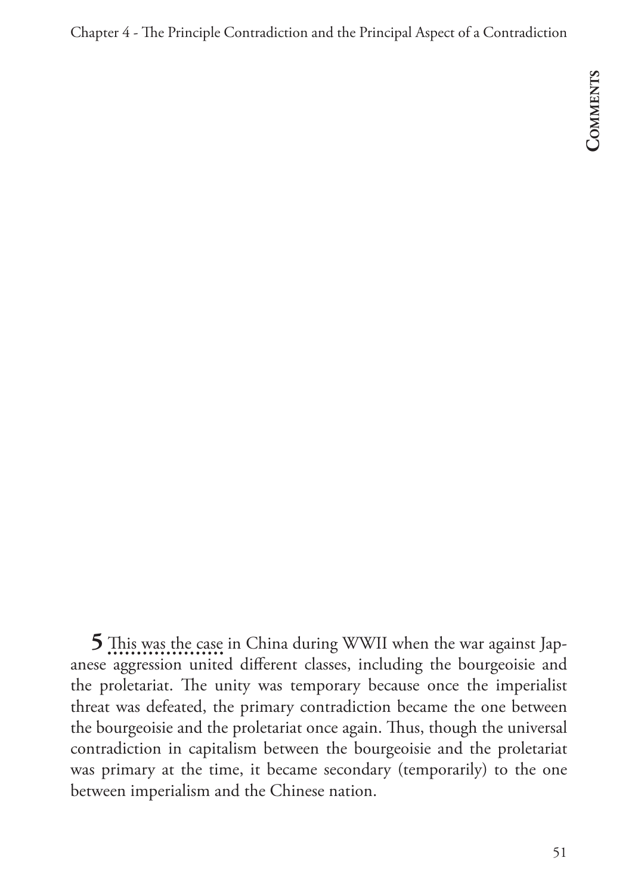**5** This was the case in China during WWII when the war against Japanese aggression united different classes, including the bourgeoisie and the proletariat. The unity was temporary because once the imperialist threat was defeated, the primary contradiction became the one between the bourgeoisie and the proletariat once again. Thus, though the universal contradiction in capitalism between the bourgeoisie and the proletariat was primary at the time, it became secondary (temporarily) to the one between imperialism and the Chinese nation.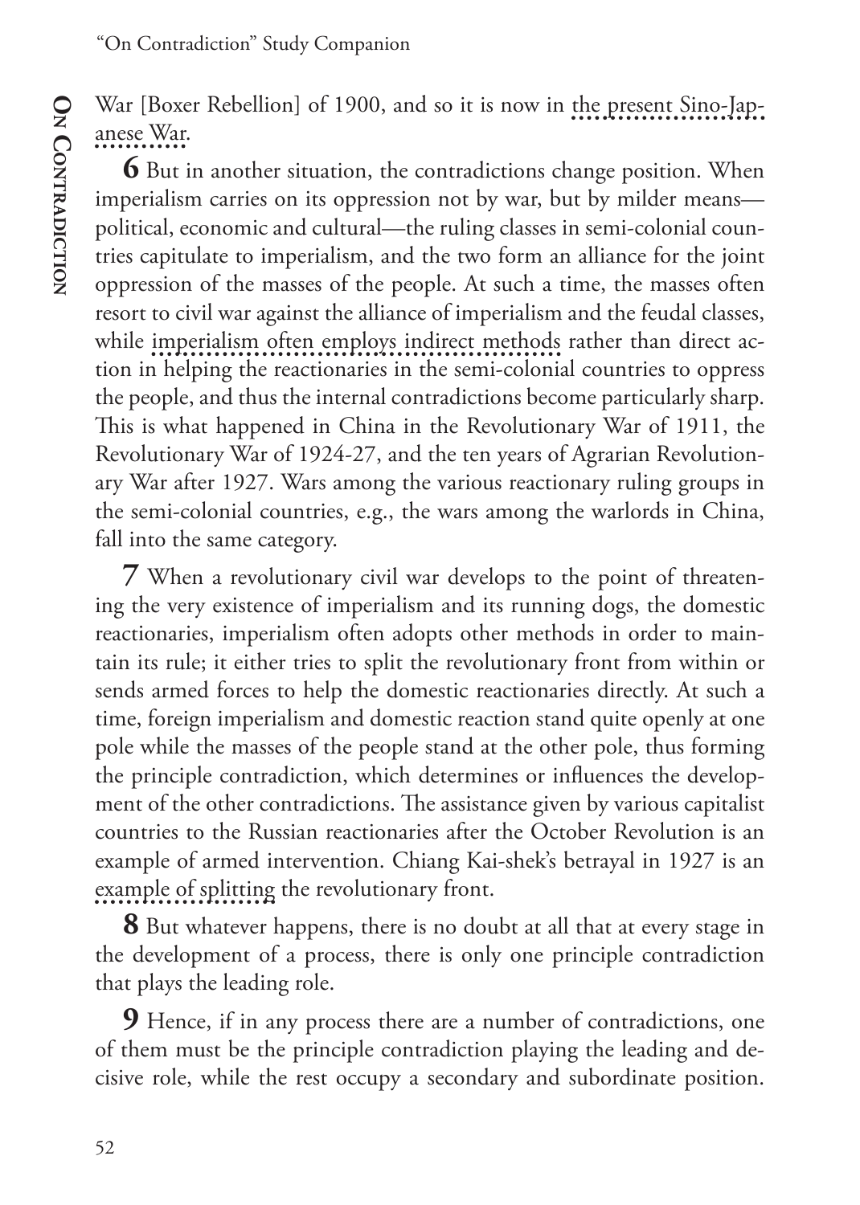War [Boxer Rebellion] of 1900, and so it is now in the present Sino-Japanese War.

**6** But in another situation, the contradictions change position. When imperialism carries on its oppression not by war, but by milder means—political, economic and cultural—the ruling classes in semi-colonial countries capitulate to imperialism, and the two form an alliance for the joint oppression of the masses of the people. At such a time, the masses often resort to civil war against the alliance of imperialism and the feudal classes, while imperialism often employs indirect methods rather than direct action in helping the reactionaries in the semi-colonial countries to oppress the people, and thus the internal contradictions become particularly sharp. This is what happened in China in the Revolutionary War of 1911, the Revolutionary War of 1924-27, and the ten years of Agrarian Revolutionary War after 1927. Wars among the various reactionary ruling groups in the semi-colonial countries, e.g., the wars among the warlords in China, fall into the same category.

**7** When a revolutionary civil war develops to the point of threatening the very existence of imperialism and its running dogs, the domestic reactionaries, imperialism often adopts other methods in order to maintain its rule; it either tries to split the revolutionary front from within or sends armed forces to help the domestic reactionaries directly. At such a time, foreign imperialism and domestic reaction stand quite openly at one pole while the masses of the people stand at the other pole, thus forming the principle contradiction, which determines or influences the development of the other contradictions. The assistance given by various capitalist countries to the Russian reactionaries after the October Revolution is an example of armed intervention. Chiang Kai-shek's betrayal in 1927 is an example of splitting the revolutionary front.

**8** But whatever happens, there is no doubt at all that at every stage in the development of a process, there is only one principle contradiction that plays the leading role.

**9** Hence, if in any process there are a number of contradictions, one of them must be the principle contradiction playing the leading and decisive role, while the rest occupy a secondary and subordinate position.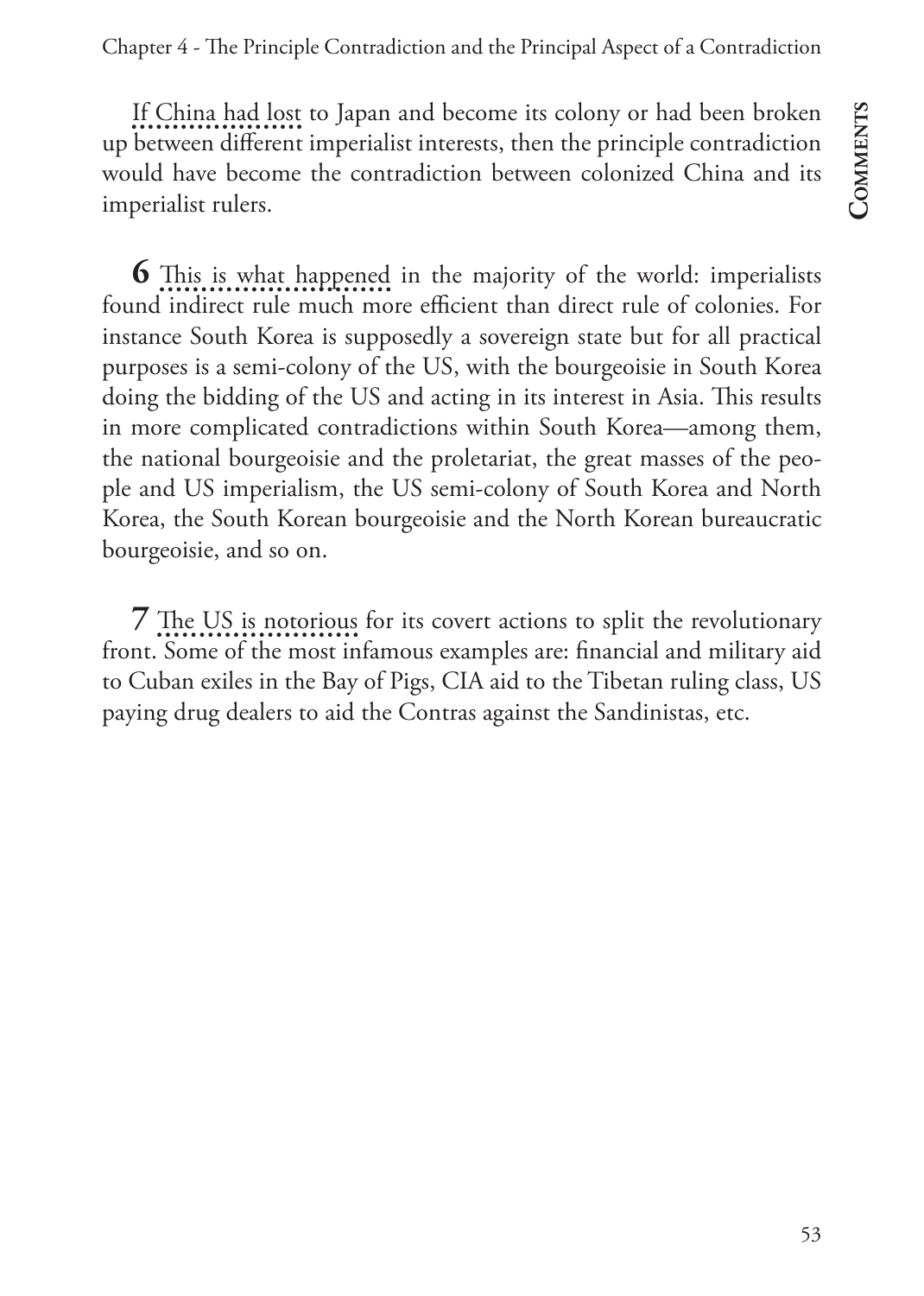If China had lost to Japan and become its colony or had been broken up between different imperialist interests, then the principle contradiction would have become the contradiction between colonized China and its imperialist rulers.

**6** This is what happened in the majority of the world: imperialists found indirect rule much more efficient than direct rule of colonies. For instance South Korea is supposedly a sovereign state but for all practical purposes is a semi-colony of the US, with the bourgeoisie in South Korea doing the bidding of the US and acting in its interest in Asia. This results in more complicated contradictions within South Korea—among them, the national bourgeoisie and the proletariat, the great masses of the people and US imperialism, the US semi-colony of South Korea and North Korea, the South Korean bourgeoisie and the North Korean bureaucratic bourgeoisie, and so on.

**7** The US is notorious for its covert actions to split the revolutionary front. Some of the most infamous examples are: financial and military aid to Cuban exiles in the Bay of Pigs, CIA aid to the Tibetan ruling class, US paying drug dealers to aid the Contras against the Sandinistas, etc.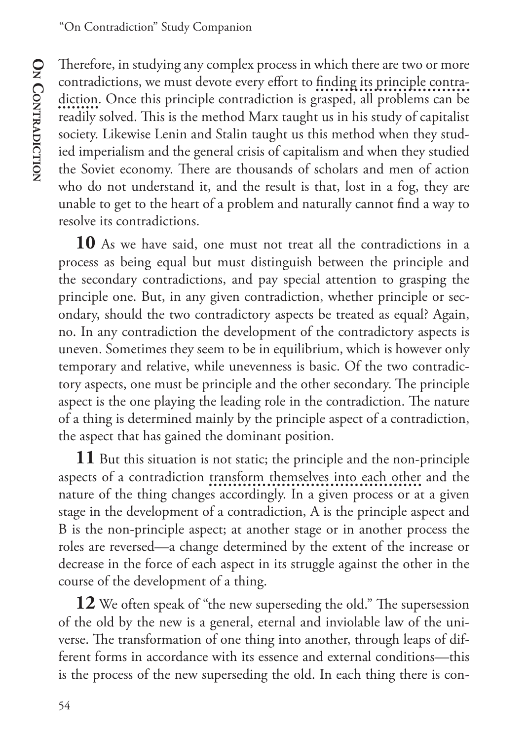Therefore, in studying any complex process in which there are two or more contradictions, we must devote every effort to finding its principle contradiction. Once this principle contradiction is grasped, all problems can be readily solved. This is the method Marx taught us in his study of capitalist society. Likewise Lenin and Stalin taught us this method when they studied imperialism and the general crisis of capitalism and when they studied the Soviet economy. There are thousands of scholars and men of action who do not understand it, and the result is that, lost in a fog, they are unable to get to the heart of a problem and naturally cannot find a way to resolve its contradictions.

**10** As we have said, one must not treat all the contradictions in a process as being equal but must distinguish between the principle and the secondary contradictions, and pay special attention to grasping the principle one. But, in any given contradiction, whether principle or secondary, should the two contradictory aspects be treated as equal? Again, no. In any contradiction the development of the contradictory aspects is uneven. Sometimes they seem to be in equilibrium, which is however only temporary and relative, while unevenness is basic. Of the two contradictory aspects, one must be principle and the other secondary. The principle aspect is the one playing the leading role in the contradiction. The nature of a thing is determined mainly by the principle aspect of a contradiction, the aspect that has gained the dominant position.

**11** But this situation is not static; the principle and the non-principle aspects of a contradiction transform themselves into each other and the nature of the thing changes accordingly. In a given process or at a given stage in the development of a contradiction, A is the principle aspect and B is the non-principle aspect; at another stage or in another process the roles are reversed—a change determined by the extent of the increase or decrease in the force of each aspect in its struggle against the other in the course of the development of a thing.

**12** We often speak of "the new superseding the old." The supersession of the old by the new is a general, eternal and inviolable law of the universe. The transformation of one thing into another, through leaps of different forms in accordance with its essence and external conditions—this is the process of the new superseding the old. In each thing there is con-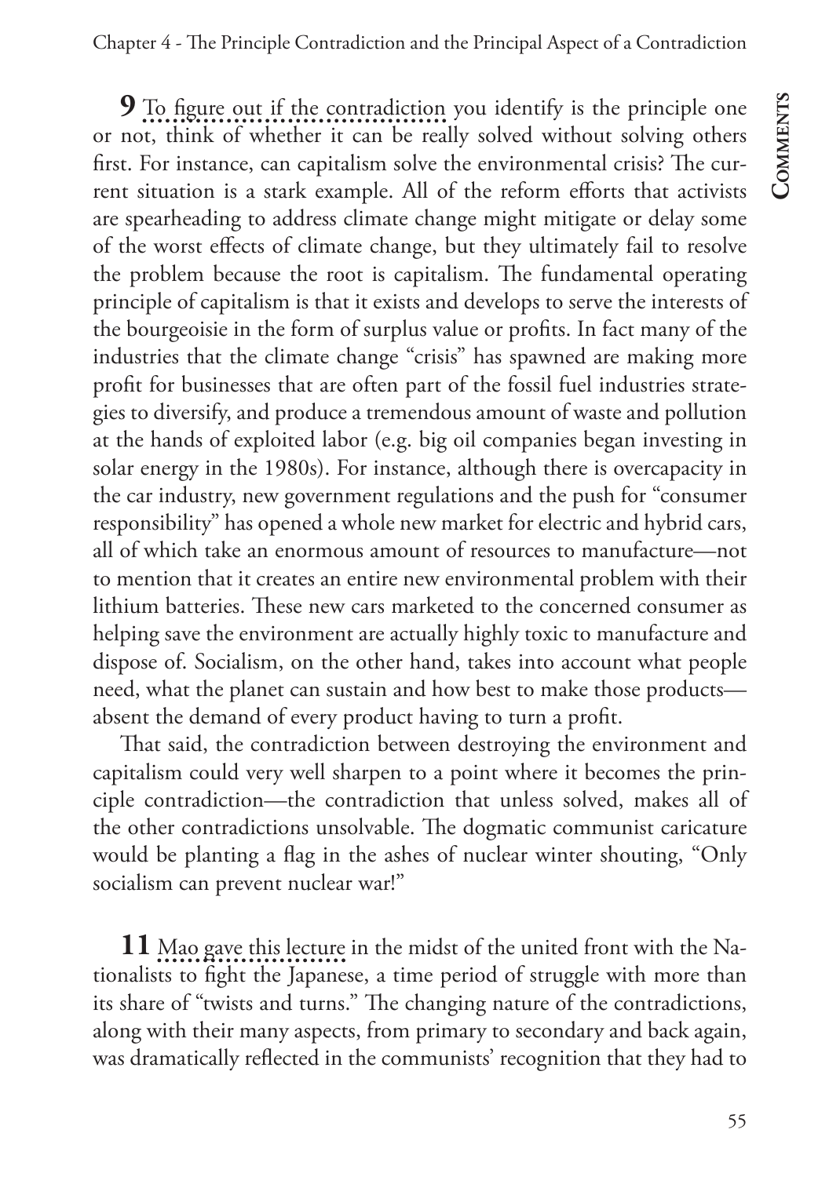**9** To figure out if the contradiction you identify is the principle one or not, think of whether it can be really solved without solving others first. For instance, can capitalism solve the environmental crisis? The current situation is a stark example. All of the reform efforts that activists are spearheading to address climate change might mitigate or delay some of the worst effects of climate change, but they ultimately fail to resolve the problem because the root is capitalism. The fundamental operating principle of capitalism is that it exists and develops to serve the interests of the bourgeoisie in the form of surplus value or profits. In fact many of the industries that the climate change "crisis" has spawned are making more profit for businesses that are often part of the fossil fuel industries strategies to diversify, and produce a tremendous amount of waste and pollution at the hands of exploited labor (e.g. big oil companies began investing in solar energy in the 1980s). For instance, although there is overcapacity in the car industry, new government regulations and the push for "consumer responsibility" has opened a whole new market for electric and hybrid cars, all of which take an enormous amount of resources to manufacture—not to mention that it creates an entire new environmental problem with their lithium batteries. These new cars marketed to the concerned consumer as helping save the environment are actually highly toxic to manufacture and dispose of. Socialism, on the other hand, takes into account what people need, what the planet can sustain and how best to make those products—absent the demand of every product having to turn a profit.

That said, the contradiction between destroying the environment and capitalism could very well sharpen to a point where it becomes the principle contradiction—the contradiction that unless solved, makes all of the other contradictions unsolvable. The dogmatic communist caricature would be planting a flag in the ashes of nuclear winter shouting, "Only socialism can prevent nuclear war!"

**11** Mao gave this lecture in the midst of the united front with the Nationalists to fight the Japanese, a time period of struggle with more than its share of "twists and turns." The changing nature of the contradictions, along with their many aspects, from primary to secondary and back again, was dramatically reflected in the communists' recognition that they had to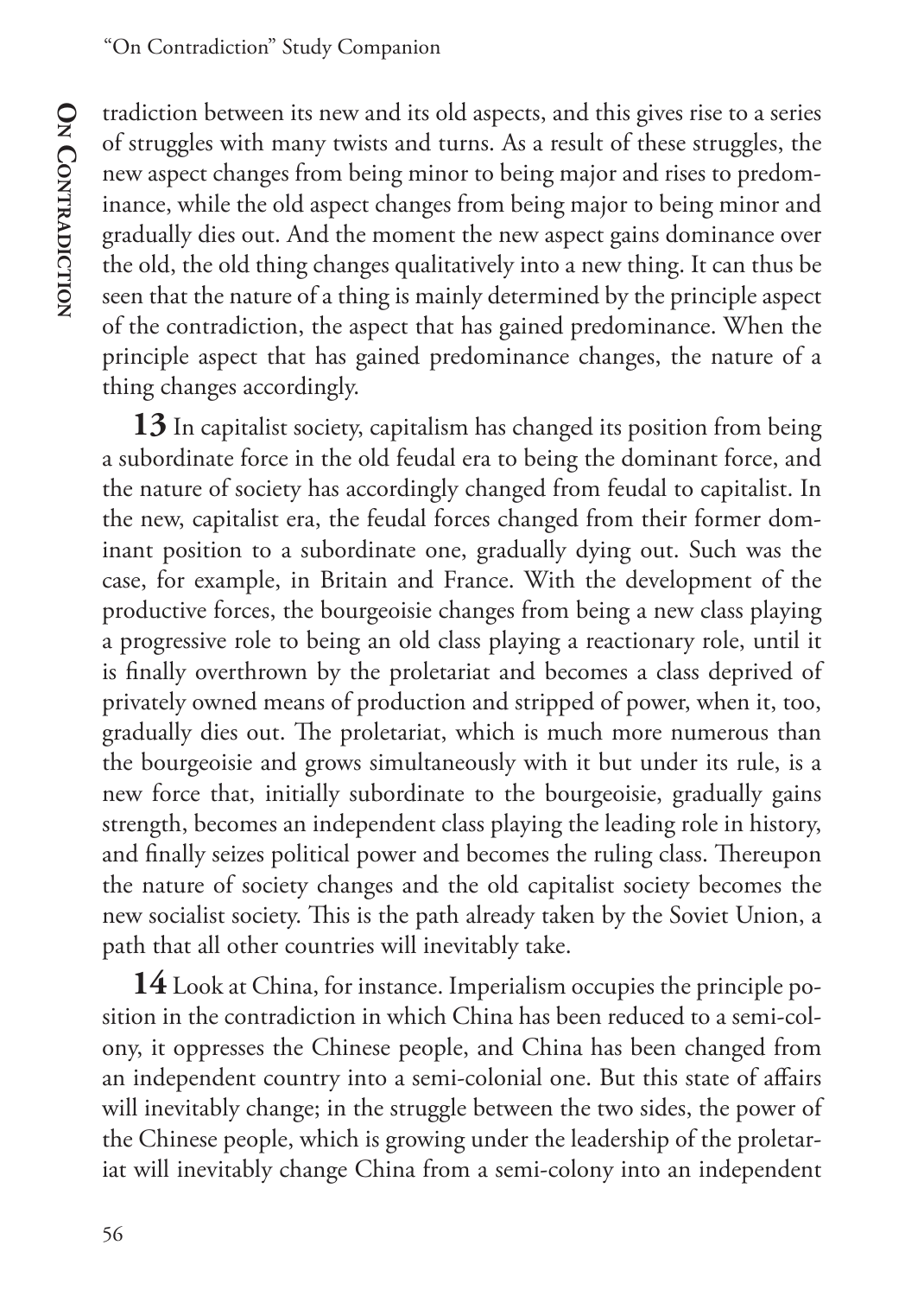tradiction between its new and its old aspects, and this gives rise to a series of struggles with many twists and turns. As a result of these struggles, the new aspect changes from being minor to being major and rises to predominance, while the old aspect changes from being major to being minor and gradually dies out. And the moment the new aspect gains dominance over the old, the old thing changes qualitatively into a new thing. It can thus be seen that the nature of a thing is mainly determined by the principle aspect of the contradiction, the aspect that has gained predominance. When the principle aspect that has gained predominance changes, the nature of a thing changes accordingly.

**13** In capitalist society, capitalism has changed its position from being a subordinate force in the old feudal era to being the dominant force, and the nature of society has accordingly changed from feudal to capitalist. In the new, capitalist era, the feudal forces changed from their former dominant position to a subordinate one, gradually dying out. Such was the case, for example, in Britain and France. With the development of the productive forces, the bourgeoisie changes from being a new class playing a progressive role to being an old class playing a reactionary role, until it is finally overthrown by the proletariat and becomes a class deprived of privately owned means of production and stripped of power, when it, too, gradually dies out. The proletariat, which is much more numerous than the bourgeoisie and grows simultaneously with it but under its rule, is a new force that, initially subordinate to the bourgeoisie, gradually gains strength, becomes an independent class playing the leading role in history, and finally seizes political power and becomes the ruling class. Thereupon the nature of society changes and the old capitalist society becomes the new socialist society. This is the path already taken by the Soviet Union, a path that all other countries will inevitably take.

**14** Look at China, for instance. Imperialism occupies the principle position in the contradiction in which China has been reduced to a semi-colony, it oppresses the Chinese people, and China has been changed from an independent country into a semi-colonial one. But this state of affairs will inevitably change; in the struggle between the two sides, the power of the Chinese people, which is growing under the leadership of the proletariat will inevitably change China from a semi-colony into an independent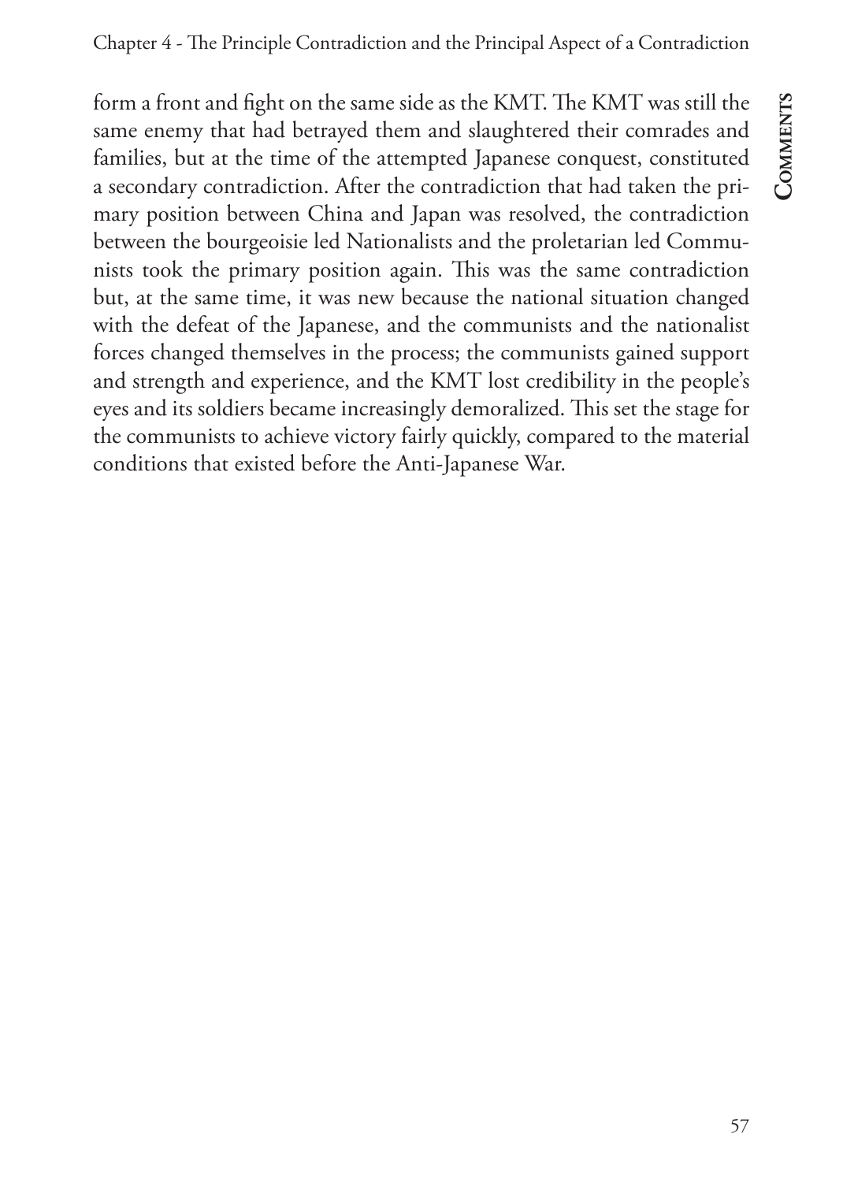form a front and fight on the same side as the KMT. The KMT was still the same enemy that had betrayed them and slaughtered their comrades and families, but at the time of the attempted Japanese conquest, constituted a secondary contradiction. After the contradiction that had taken the primary position between China and Japan was resolved, the contradiction between the bourgeoisie led Nationalists and the proletarian led Communists took the primary position again. This was the same contradiction but, at the same time, it was new because the national situation changed with the defeat of the Japanese, and the communists and the nationalist forces changed themselves in the process; the communists gained support and strength and experience, and the KMT lost credibility in the people's eyes and its soldiers became increasingly demoralized. This set the stage for the communists to achieve victory fairly quickly, compared to the material conditions that existed before the Anti-Japanese War.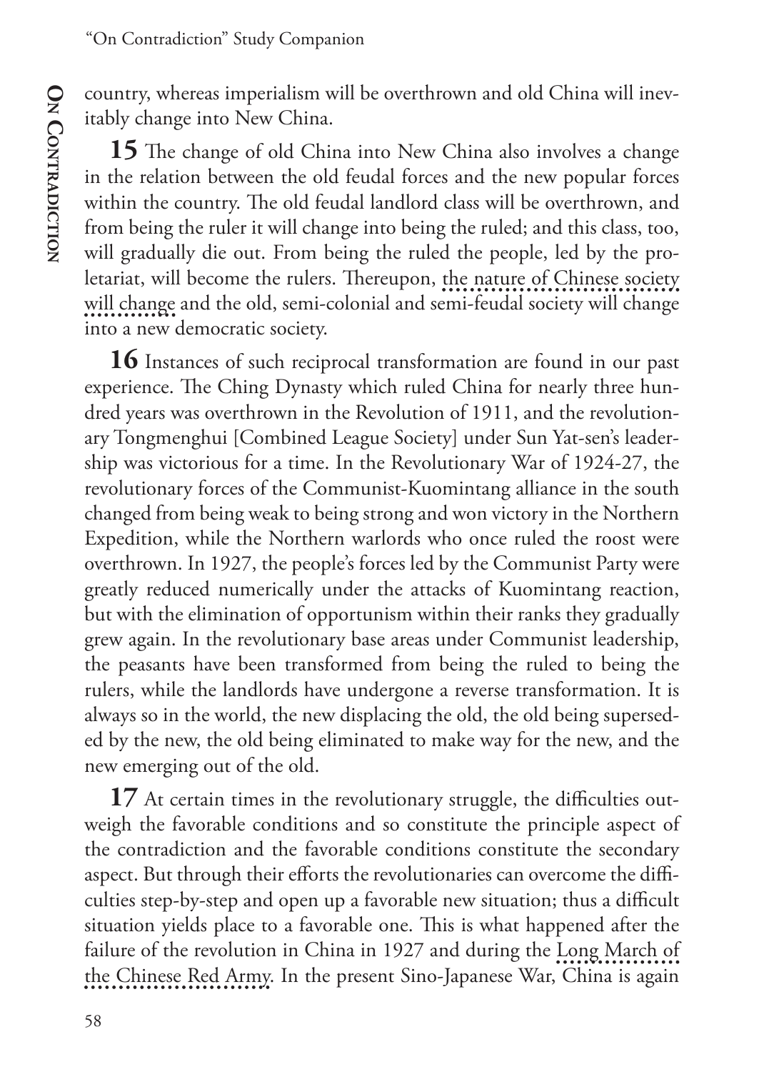country, whereas imperialism will be overthrown and old China will inevitably change into New China.

**15** The change of old China into New China also involves a change in the relation between the old feudal forces and the new popular forces within the country. The old feudal landlord class will be overthrown, and from being the ruler it will change into being the ruled; and this class, too, will gradually die out. From being the ruled the people, led by the proletariat, will become the rulers. Thereupon, the nature of Chinese society will change and the old, semi-colonial and semi-feudal society will change into a new democratic society.

**16** Instances of such reciprocal transformation are found in our past experience. The Ching Dynasty which ruled China for nearly three hundred years was overthrown in the Revolution of 1911, and the revolutionary Tongmenghui [Combined League Society] under Sun Yat-sen's leadership was victorious for a time. In the Revolutionary War of 1924-27, the revolutionary forces of the Communist-Kuomintang alliance in the south changed from being weak to being strong and won victory in the Northern Expedition, while the Northern warlords who once ruled the roost were overthrown. In 1927, the people's forces led by the Communist Party were greatly reduced numerically under the attacks of Kuomintang reaction, but with the elimination of opportunism within their ranks they gradually grew again. In the revolutionary base areas under Communist leadership, the peasants have been transformed from being the ruled to being the rulers, while the landlords have undergone a reverse transformation. It is always so in the world, the new displacing the old, the old being superseded by the new, the old being eliminated to make way for the new, and the new emerging out of the old.

**17** At certain times in the revolutionary struggle, the difficulties outweigh the favorable conditions and so constitute the principle aspect of the contradiction and the favorable conditions constitute the secondary aspect. But through their efforts the revolutionaries can overcome the difficulties step-by-step and open up a favorable new situation; thus a difficult situation yields place to a favorable one. This is what happened after the failure of the revolution in China in 1927 and during the Long March of the Chinese Red Army. In the present Sino-Japanese War, China is again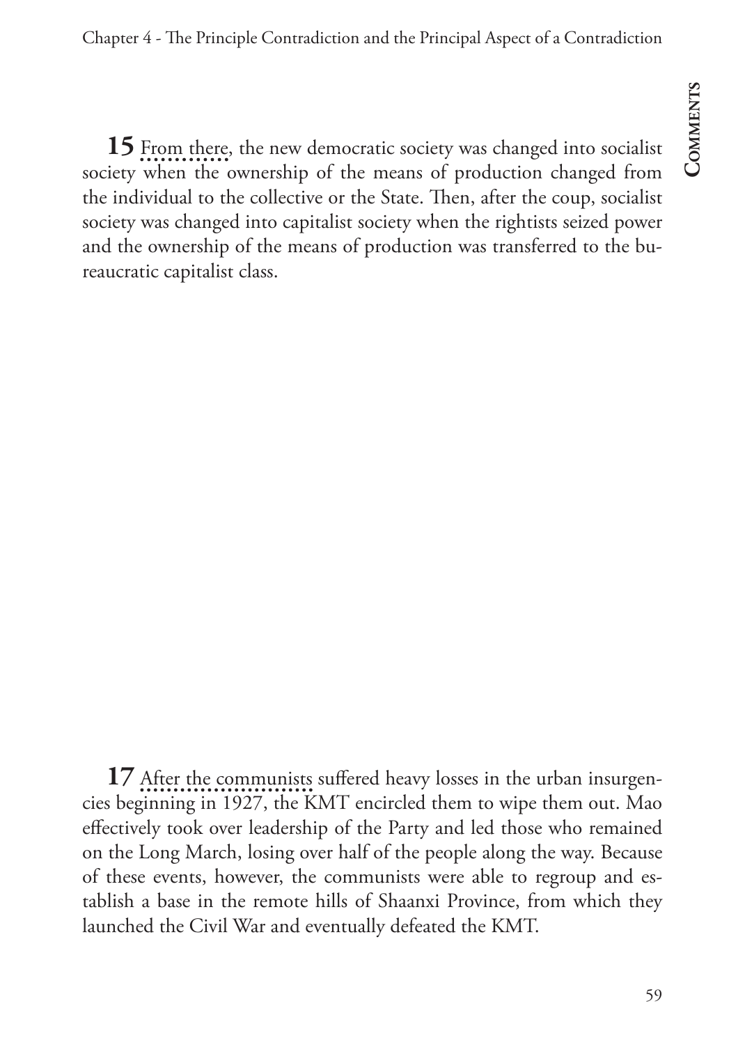**15** From there, the new democratic society was changed into socialist society when the ownership of the means of production changed from the individual to the collective or the State. Then, after the coup, socialist society was changed into capitalist society when the rightists seized power and the ownership of the means of production was transferred to the bureaucratic capitalist class.

**17** After the communists suffered heavy losses in the urban insurgencies beginning in 1927, the KMT encircled them to wipe them out. Mao effectively took over leadership of the Party and led those who remained on the Long March, losing over half of the people along the way. Because of these events, however, the communists were able to regroup and establish a base in the remote hills of Shaanxi Province, from which they launched the Civil War and eventually defeated the KMT.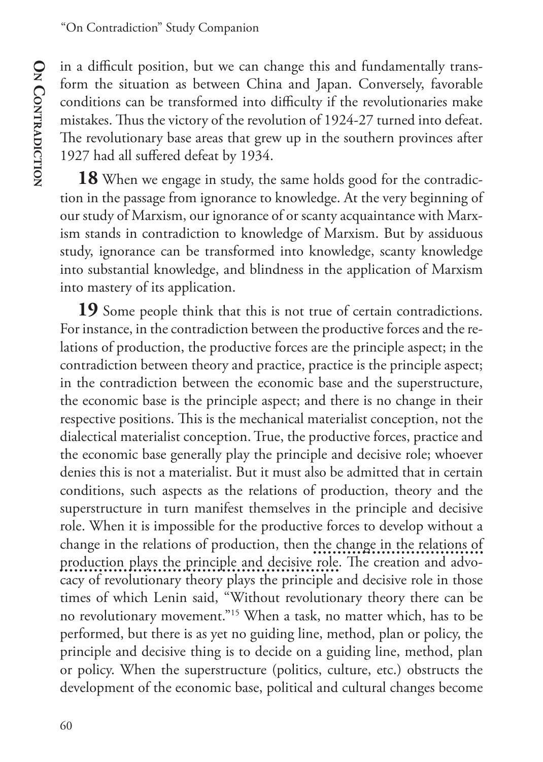in a difficult position, but we can change this and fundamentally transform the situation as between China and Japan. Conversely, favorable conditions can be transformed into difficulty if the revolutionaries make mistakes. Thus the victory of the revolution of 1924-27 turned into defeat. The revolutionary base areas that grew up in the southern provinces after 1927 had all suffered defeat by 1934.

**18** When we engage in study, the same holds good for the contradiction in the passage from ignorance to knowledge. At the very beginning of our study of Marxism, our ignorance of or scanty acquaintance with Marxism stands in contradiction to knowledge of Marxism. But by assiduous study, ignorance can be transformed into knowledge, scanty knowledge into substantial knowledge, and blindness in the application of Marxism into mastery of its application.

**19** Some people think that this is not true of certain contradictions. For instance, in the contradiction between the productive forces and the relations of production, the productive forces are the principle aspect; in the contradiction between theory and practice, practice is the principle aspect; in the contradiction between the economic base and the superstructure, the economic base is the principle aspect; and there is no change in their respective positions. This is the mechanical materialist conception, not the dialectical materialist conception. True, the productive forces, practice and the economic base generally play the principle and decisive role; whoever denies this is not a materialist. But it must also be admitted that in certain conditions, such aspects as the relations of production, theory and the superstructure in turn manifest themselves in the principle and decisive role. When it is impossible for the productive forces to develop without a change in the relations of production, then the change in the relations of production plays the principle and decisive role. The creation and advocacy of revolutionary theory plays the principle and decisive role in those times of which Lenin said, "Without revolutionary theory there can be no revolutionary movement."[15] When a task, no matter which, has to be performed, but there is as yet no guiding line, method, plan or policy, the principle and decisive thing is to decide on a guiding line, method, plan or policy. When the superstructure (politics, culture, etc.) obstructs the development of the economic base, political and cultural changes become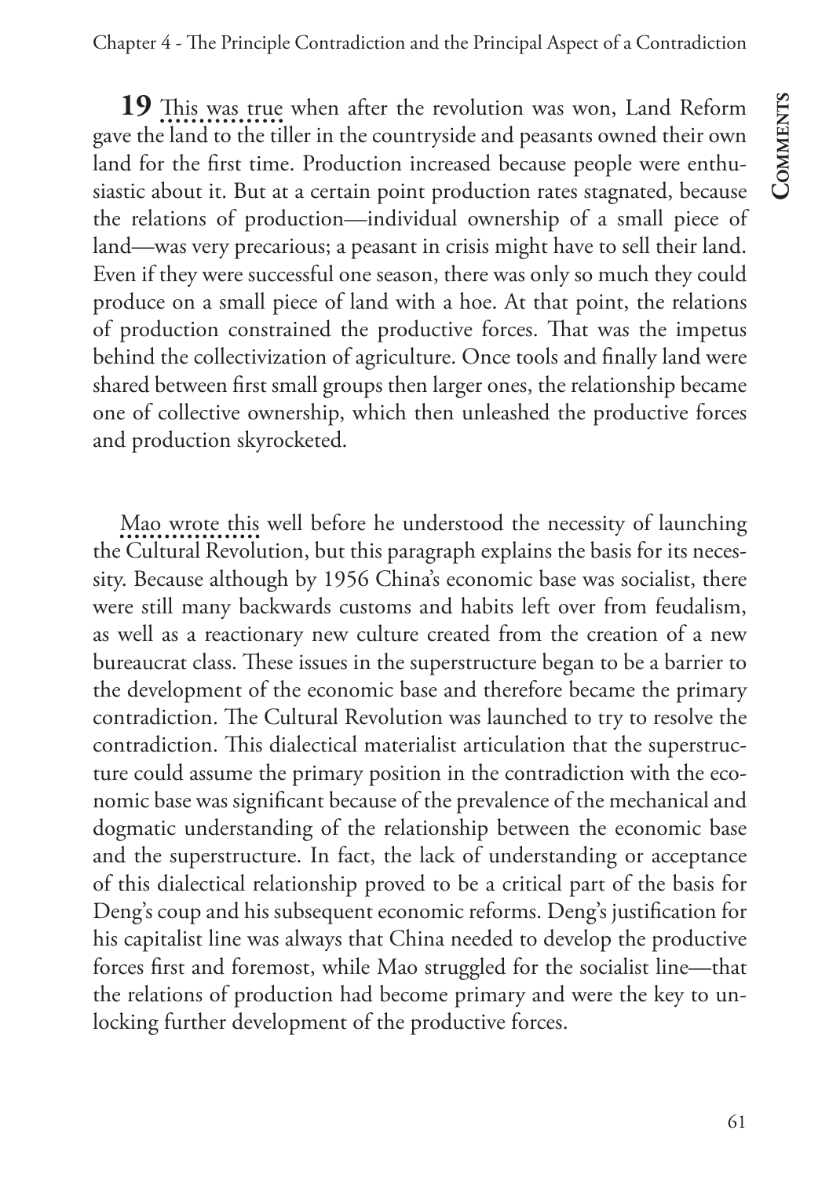**19** This was true when after the revolution was won, Land Reform gave the land to the tiller in the countryside and peasants owned their own land for the first time. Production increased because people were enthusiastic about it. But at a certain point production rates stagnated, because the relations of production—individual ownership of a small piece of land—was very precarious; a peasant in crisis might have to sell their land. Even if they were successful one season, there was only so much they could produce on a small piece of land with a hoe. At that point, the relations of production constrained the productive forces. That was the impetus behind the collectivization of agriculture. Once tools and finally land were shared between first small groups then larger ones, the relationship became one of collective ownership, which then unleashed the productive forces and production skyrocketed.

Mao wrote this well before he understood the necessity of launching the Cultural Revolution, but this paragraph explains the basis for its necessity. Because although by 1956 China's economic base was socialist, there were still many backwards customs and habits left over from feudalism, as well as a reactionary new culture created from the creation of a new bureaucrat class. These issues in the superstructure began to be a barrier to the development of the economic base and therefore became the primary contradiction. The Cultural Revolution was launched to try to resolve the contradiction. This dialectical materialist articulation that the superstructure could assume the primary position in the contradiction with the economic base was significant because of the prevalence of the mechanical and dogmatic understanding of the relationship between the economic base and the superstructure. In fact, the lack of understanding or acceptance of this dialectical relationship proved to be a critical part of the basis for Deng's coup and his subsequent economic reforms. Deng's justification for his capitalist line was always that China needed to develop the productive forces first and foremost, while Mao struggled for the socialist line—that the relations of production had become primary and were the key to unlocking further development of the productive forces.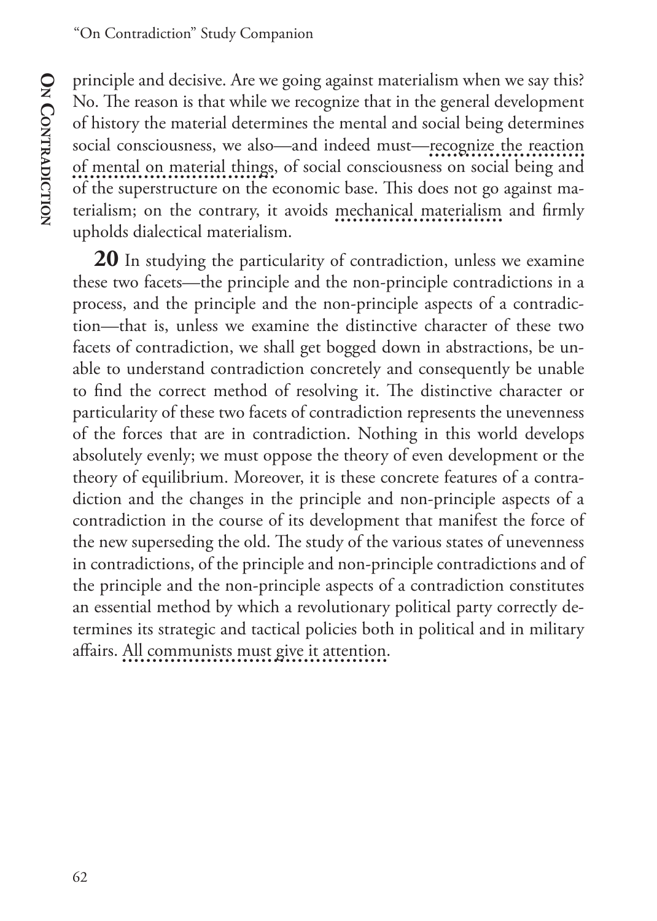principle and decisive. Are we going against materialism when we say this? No. The reason is that while we recognize that in the general development of history the material determines the mental and social being determines social consciousness, we also—and indeed must—recognize the reaction of mental on material things, of social consciousness on social being and of the superstructure on the economic base. This does not go against materialism; on the contrary, it avoids mechanical materialism and firmly upholds dialectical materialism.

**20** In studying the particularity of contradiction, unless we examine these two facets—the principle and the non-principle contradictions in a process, and the principle and the non-principle aspects of a contradiction—that is, unless we examine the distinctive character of these two facets of contradiction, we shall get bogged down in abstractions, be unable to understand contradiction concretely and consequently be unable to find the correct method of resolving it. The distinctive character or particularity of these two facets of contradiction represents the unevenness of the forces that are in contradiction. Nothing in this world develops absolutely evenly; we must oppose the theory of even development or the theory of equilibrium. Moreover, it is these concrete features of a contradiction and the changes in the principle and non-principle aspects of a contradiction in the course of its development that manifest the force of the new superseding the old. The study of the various states of unevenness in contradictions, of the principle and non-principle contradictions and of the principle and the non-principle aspects of a contradiction constitutes an essential method by which a revolutionary political party correctly determines its strategic and tactical policies both in political and in military affairs. All communists must give it attention.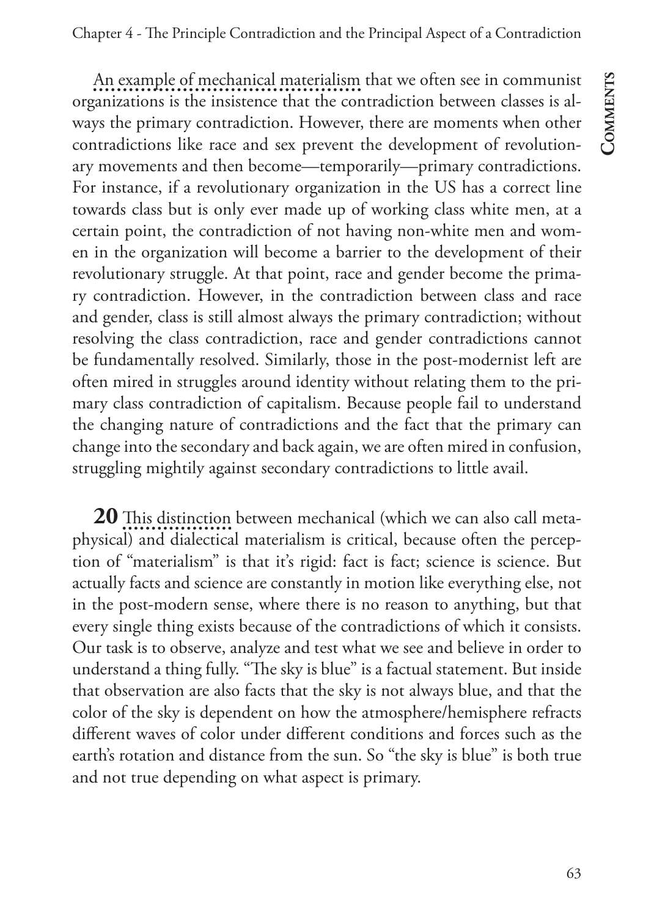An example of mechanical materialism that we often see in communist organizations is the insistence that the contradiction between classes is always the primary contradiction. However, there are moments when other contradictions like race and sex prevent the development of revolutionary movements and then become—temporarily—primary contradictions. For instance, if a revolutionary organization in the US has a correct line towards class but is only ever made up of working class white men, at a certain point, the contradiction of not having non-white men and women in the organization will become a barrier to the development of their revolutionary struggle. At that point, race and gender become the primary contradiction. However, in the contradiction between class and race and gender, class is still almost always the primary contradiction; without resolving the class contradiction, race and gender contradictions cannot be fundamentally resolved. Similarly, those in the post-modernist left are often mired in struggles around identity without relating them to the primary class contradiction of capitalism. Because people fail to understand the changing nature of contradictions and the fact that the primary can change into the secondary and back again, we are often mired in confusion, struggling mightily against secondary contradictions to little avail.

**20** This distinction between mechanical (which we can also call metaphysical) and dialectical materialism is critical, because often the perception of "materialism" is that it's rigid: fact is fact; science is science. But actually facts and science are constantly in motion like everything else, not in the post-modern sense, where there is no reason to anything, but that every single thing exists because of the contradictions of which it consists. Our task is to observe, analyze and test what we see and believe in order to understand a thing fully. "The sky is blue" is a factual statement. But inside that observation are also facts that the sky is not always blue, and that the color of the sky is dependent on how the atmosphere/hemisphere refracts different waves of color under different conditions and forces such as the earth's rotation and distance from the sun. So "the sky is blue" is both true and not true depending on what aspect is primary.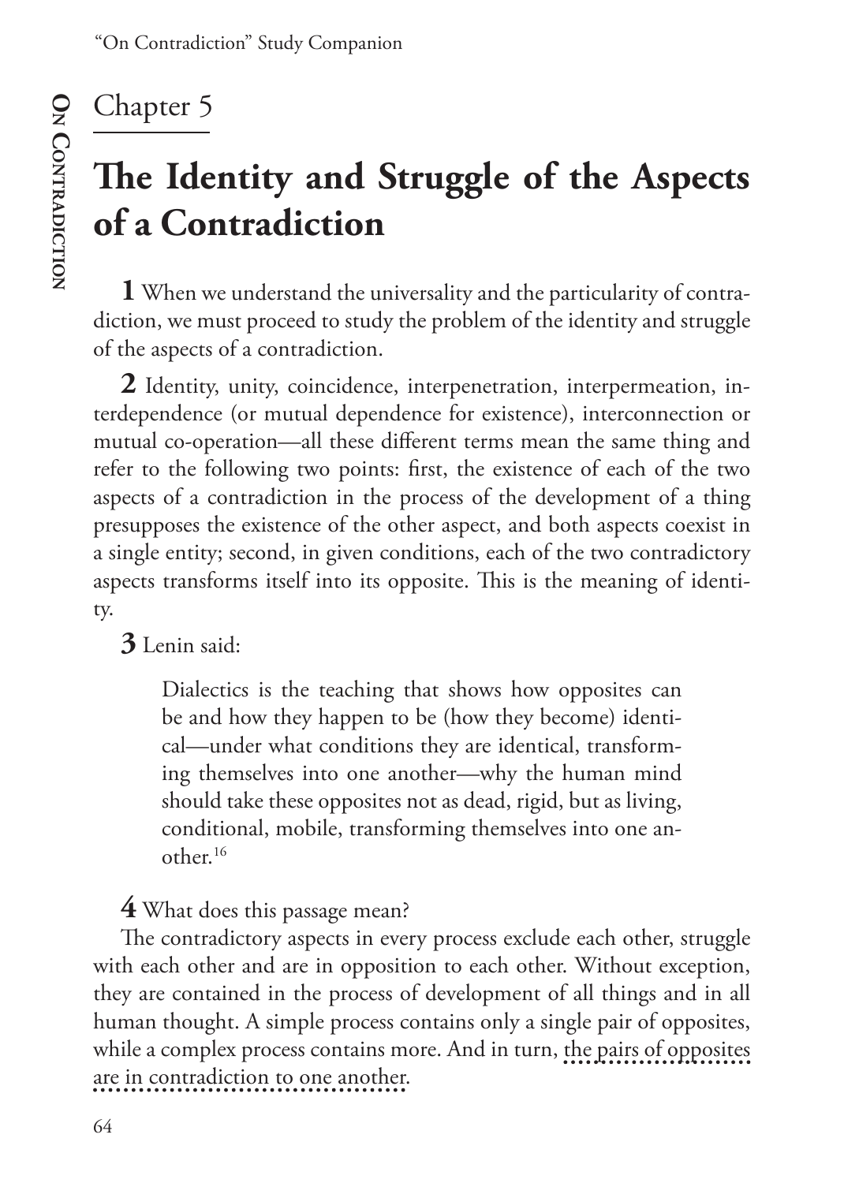# Chapter 5

## The Identity and Struggle of the Aspects of a Contradiction

**1** When we understand the universality and the particularity of contradiction, we must proceed to study the problem of the identity and struggle of the aspects of a contradiction.

**2** Identity, unity, coincidence, interpenetration, interpermeation, interdependence (or mutual dependence for existence), interconnection or mutual co-operation—all these different terms mean the same thing and refer to the following two points: first, the existence of each of the two aspects of a contradiction in the process of the development of a thing presupposes the existence of the other aspect, and both aspects coexist in a single entity; second, in given conditions, each of the two contradictory aspects transforms itself into its opposite. This is the meaning of identity.

**3** Lenin said:

> Dialectics is the teaching that shows how opposites can be and how they happen to be (how they become) identical—under what conditions they are identical, transforming themselves into one another—why the human mind should take these opposites not as dead, rigid, but as living, conditional, mobile, transforming themselves into one another.[16]

**4** What does this passage mean?

The contradictory aspects in every process exclude each other, struggle with each other and are in opposition to each other. Without exception, they are contained in the process of development of all things and in all human thought. A simple process contains only a single pair of opposites, while a complex process contains more. And in turn, the pairs of opposites are in contradiction to one another.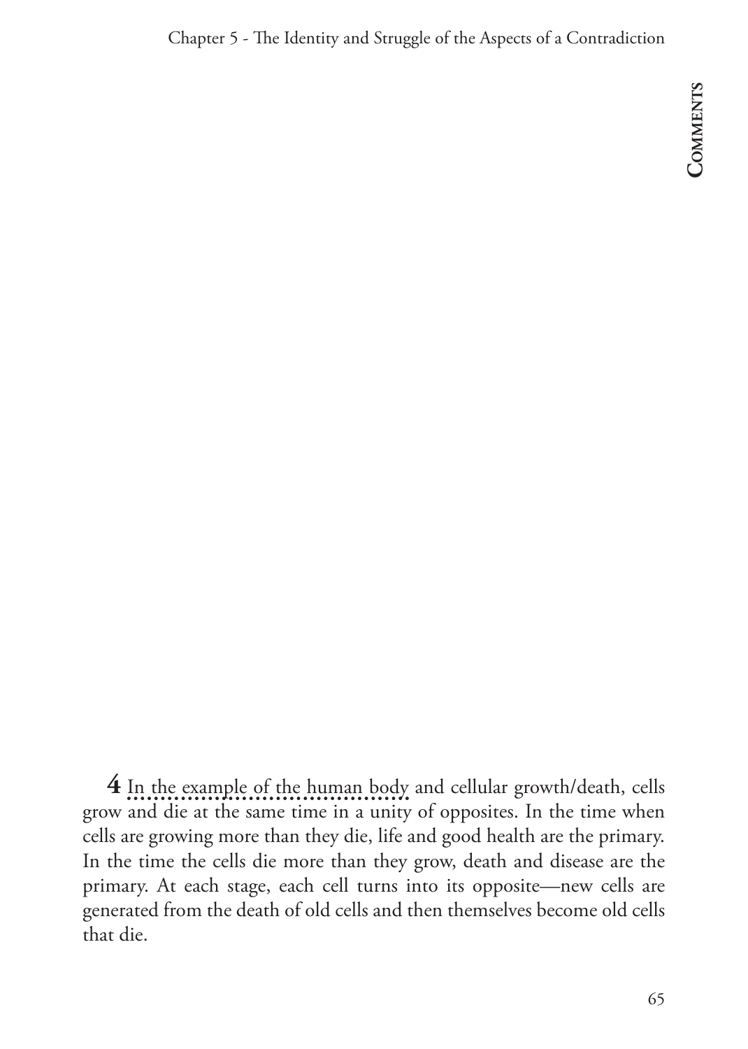**4** In the example of the human body and cellular growth/death, cells grow and die at the same time in a unity of opposites. In the time when cells are growing more than they die, life and good health are the primary. In the time the cells die more than they grow, death and disease are the primary. At each stage, each cell turns into its opposite—new cells are generated from the death of old cells and then themselves become old cells that die.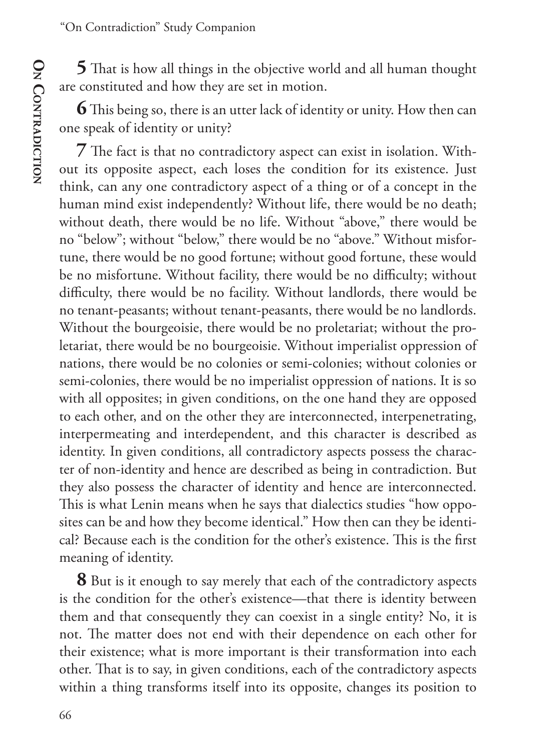**5** That is how all things in the objective world and all human thought are constituted and how they are set in motion.

**6** This being so, there is an utter lack of identity or unity. How then can one speak of identity or unity?

**7** The fact is that no contradictory aspect can exist in isolation. Without its opposite aspect, each loses the condition for its existence. Just think, can any one contradictory aspect of a thing or of a concept in the human mind exist independently? Without life, there would be no death; without death, there would be no life. Without "above," there would be no "below"; without "below," there would be no "above." Without misfortune, there would be no good fortune; without good fortune, these would be no misfortune. Without facility, there would be no difficulty; without difficulty, there would be no facility. Without landlords, there would be no tenant-peasants; without tenant-peasants, there would be no landlords. Without the bourgeoisie, there would be no proletariat; without the proletariat, there would be no bourgeoisie. Without imperialist oppression of nations, there would be no colonies or semi-colonies; without colonies or semi-colonies, there would be no imperialist oppression of nations. It is so with all opposites; in given conditions, on the one hand they are opposed to each other, and on the other they are interconnected, interpenetrating, interpermeating and interdependent, and this character is described as identity. In given conditions, all contradictory aspects possess the character of non-identity and hence are described as being in contradiction. But they also possess the character of identity and hence are interconnected. This is what Lenin means when he says that dialectics studies "how opposites can be and how they become identical." How then can they be identical? Because each is the condition for the other's existence. This is the first meaning of identity.

**8** But is it enough to say merely that each of the contradictory aspects is the condition for the other's existence—that there is identity between them and that consequently they can coexist in a single entity? No, it is not. The matter does not end with their dependence on each other for their existence; what is more important is their transformation into each other. That is to say, in given conditions, each of the contradictory aspects within a thing transforms itself into its opposite, changes its position to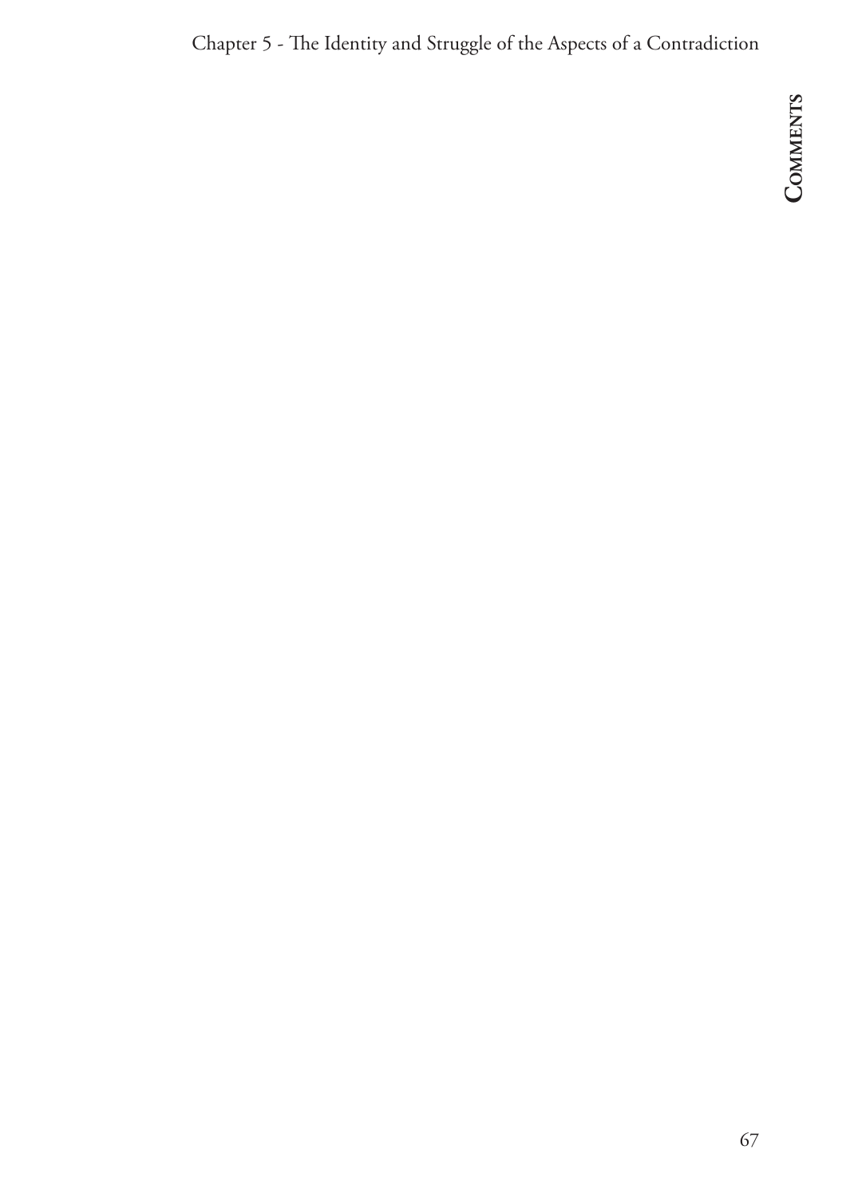# Comments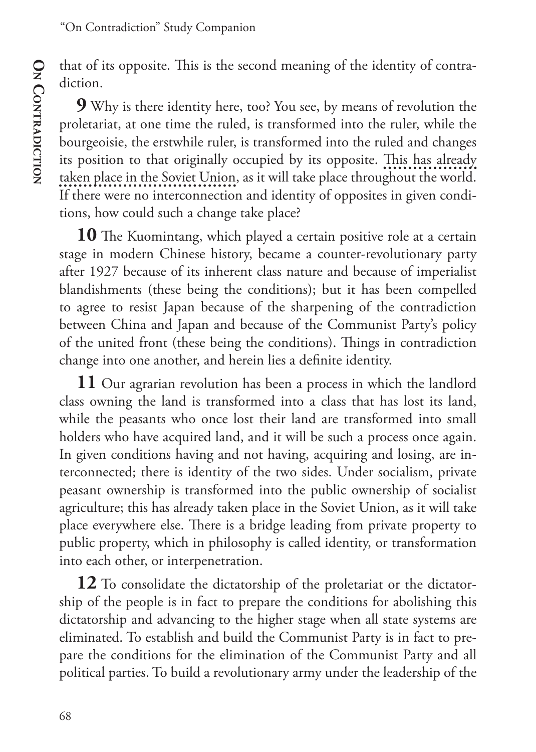that of its opposite. This is the second meaning of the identity of contradiction.

**9** Why is there identity here, too? You see, by means of revolution the proletariat, at one time the ruled, is transformed into the ruler, while the bourgeoisie, the erstwhile ruler, is transformed into the ruled and changes its position to that originally occupied by its opposite. This has already taken place in the Soviet Union, as it will take place throughout the world. If there were no interconnection and identity of opposites in given conditions, how could such a change take place?

**10** The Kuomintang, which played a certain positive role at a certain stage in modern Chinese history, became a counter-revolutionary party after 1927 because of its inherent class nature and because of imperialist blandishments (these being the conditions); but it has been compelled to agree to resist Japan because of the sharpening of the contradiction between China and Japan and because of the Communist Party's policy of the united front (these being the conditions). Things in contradiction change into one another, and herein lies a definite identity.

**11** Our agrarian revolution has been a process in which the landlord class owning the land is transformed into a class that has lost its land, while the peasants who once lost their land are transformed into small holders who have acquired land, and it will be such a process once again. In given conditions having and not having, acquiring and losing, are interconnected; there is identity of the two sides. Under socialism, private peasant ownership is transformed into the public ownership of socialist agriculture; this has already taken place in the Soviet Union, as it will take place everywhere else. There is a bridge leading from private property to public property, which in philosophy is called identity, or transformation into each other, or interpenetration.

**12** To consolidate the dictatorship of the proletariat or the dictatorship of the people is in fact to prepare the conditions for abolishing this dictatorship and advancing to the higher stage when all state systems are eliminated. To establish and build the Communist Party is in fact to prepare the conditions for the elimination of the Communist Party and all political parties. To build a revolutionary army under the leadership of the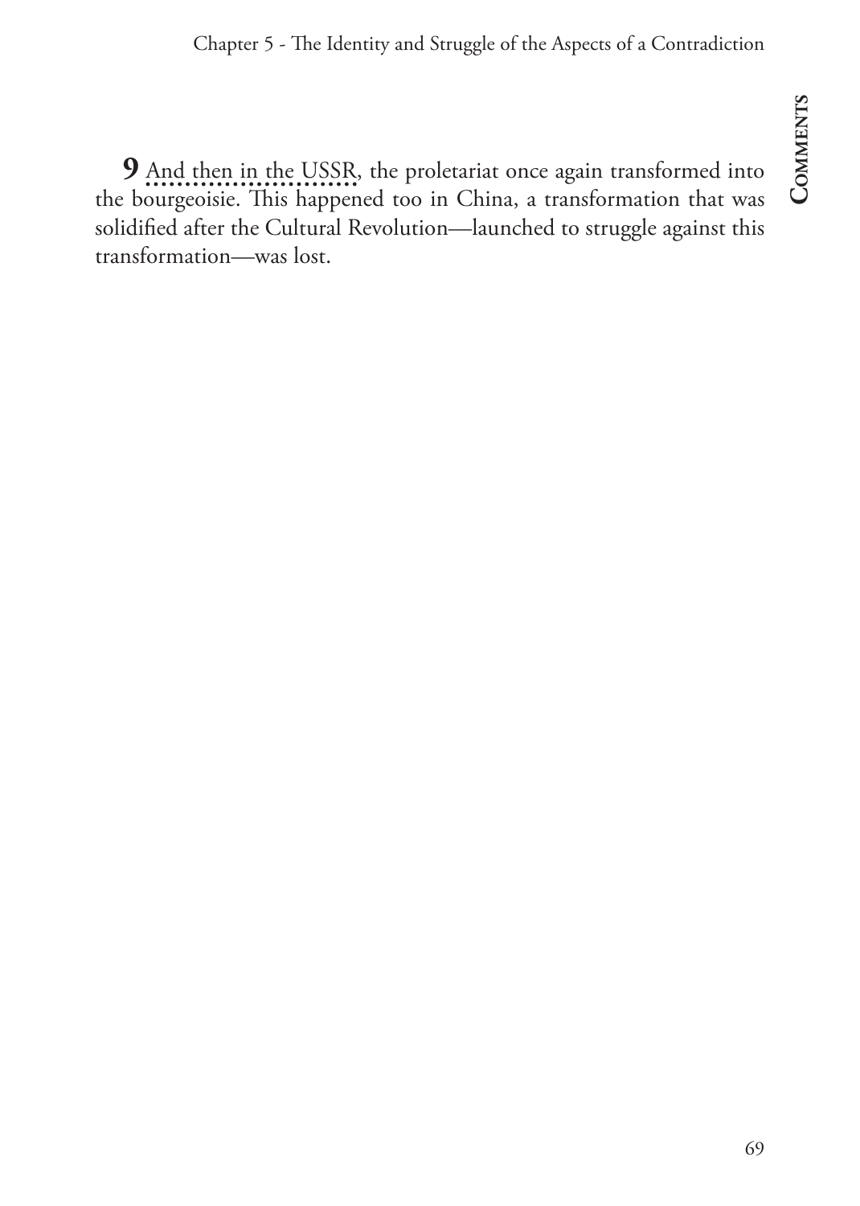**9** And then in the USSR, the proletariat once again transformed into the bourgeoisie. This happened too in China, a transformation that was solidified after the Cultural Revolution—launched to struggle against this transformation—was lost.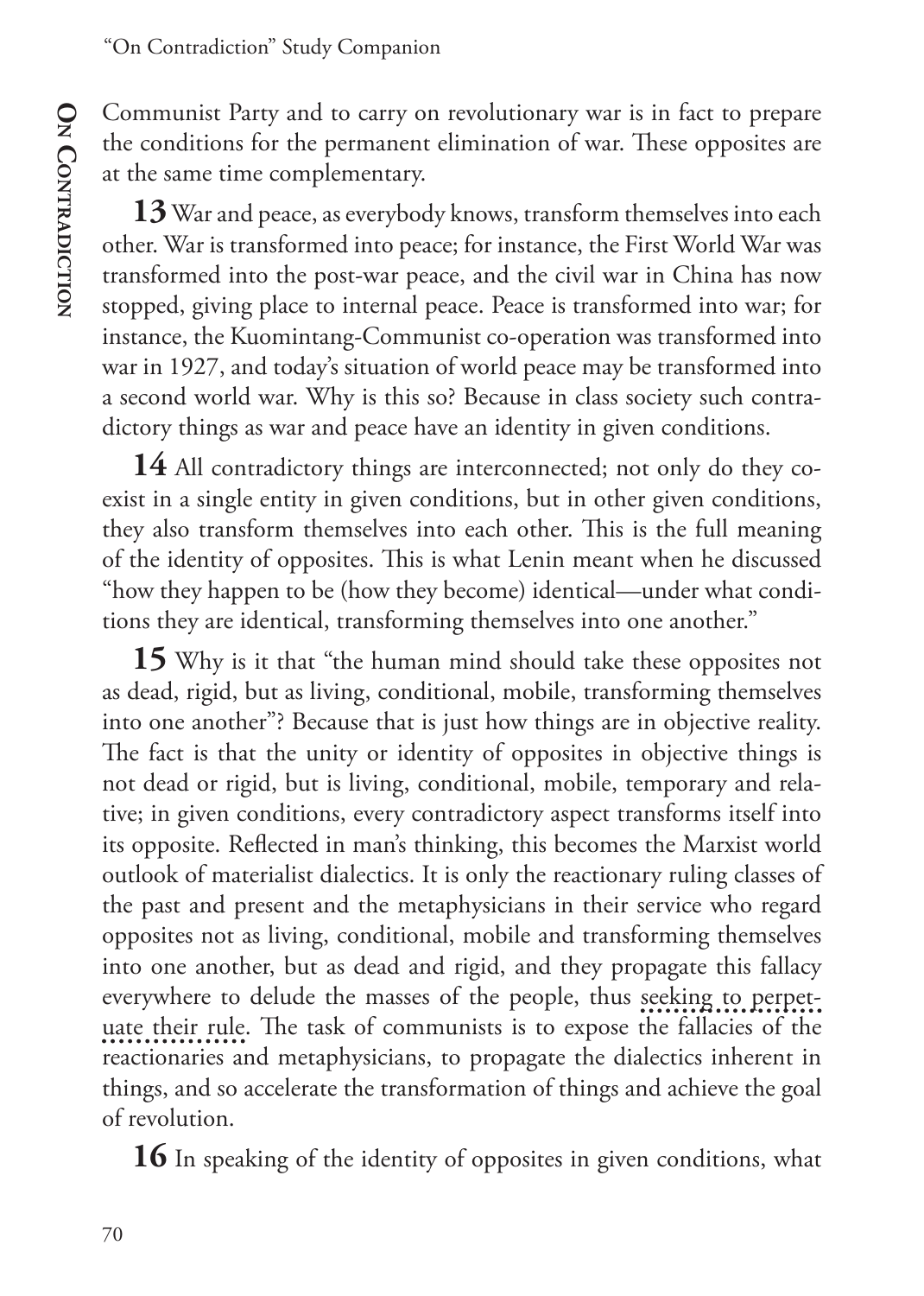Communist Party and to carry on revolutionary war is in fact to prepare the conditions for the permanent elimination of war. These opposites are at the same time complementary.

**13** War and peace, as everybody knows, transform themselves into each other. War is transformed into peace; for instance, the First World War was transformed into the post-war peace, and the civil war in China has now stopped, giving place to internal peace. Peace is transformed into war; for instance, the Kuomintang-Communist co-operation was transformed into war in 1927, and today's situation of world peace may be transformed into a second world war. Why is this so? Because in class society such contradictory things as war and peace have an identity in given conditions.

**14** All contradictory things are interconnected; not only do they coexist in a single entity in given conditions, but in other given conditions, they also transform themselves into each other. This is the full meaning of the identity of opposites. This is what Lenin meant when he discussed "how they happen to be (how they become) identical—under what conditions they are identical, transforming themselves into one another."

**15** Why is it that "the human mind should take these opposites not as dead, rigid, but as living, conditional, mobile, transforming themselves into one another"? Because that is just how things are in objective reality. The fact is that the unity or identity of opposites in objective things is not dead or rigid, but is living, conditional, mobile, temporary and relative; in given conditions, every contradictory aspect transforms itself into its opposite. Reflected in man's thinking, this becomes the Marxist world outlook of materialist dialectics. It is only the reactionary ruling classes of the past and present and the metaphysicians in their service who regard opposites not as living, conditional, mobile and transforming themselves into one another, but as dead and rigid, and they propagate this fallacy everywhere to delude the masses of the people, thus seeking to perpetuate their rule. The task of communists is to expose the fallacies of the reactionaries and metaphysicians, to propagate the dialectics inherent in things, and so accelerate the transformation of things and achieve the goal of revolution.

**16** In speaking of the identity of opposites in given conditions, what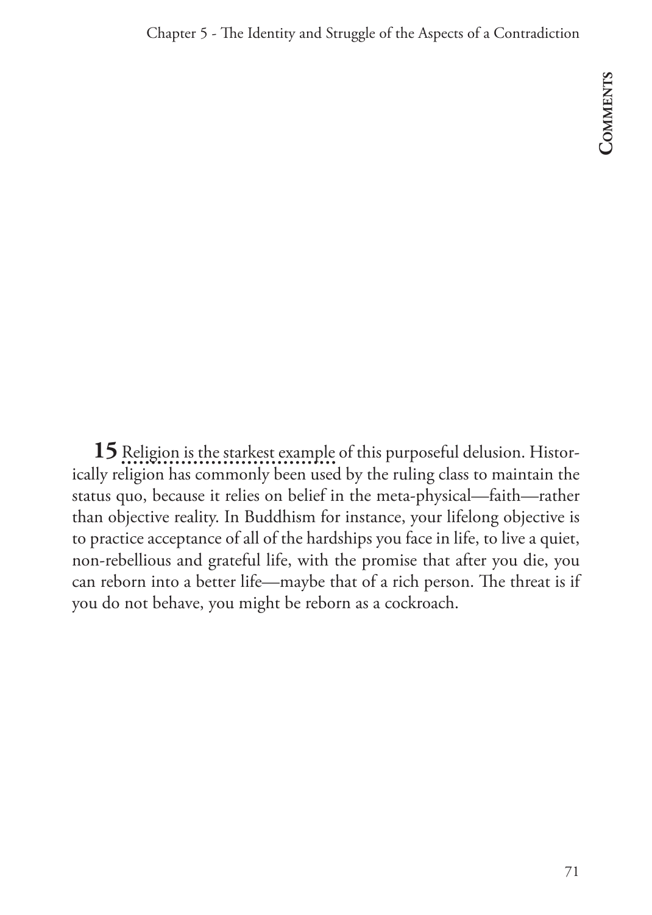**15** Religion is the starkest example of this purposeful delusion. Historically religion has commonly been used by the ruling class to maintain the status quo, because it relies on belief in the meta-physical—faith—rather than objective reality. In Buddhism for instance, your lifelong objective is to practice acceptance of all of the hardships you face in life, to live a quiet, non-rebellious and grateful life, with the promise that after you die, you can reborn into a better life—maybe that of a rich person. The threat is if you do not behave, you might be reborn as a cockroach.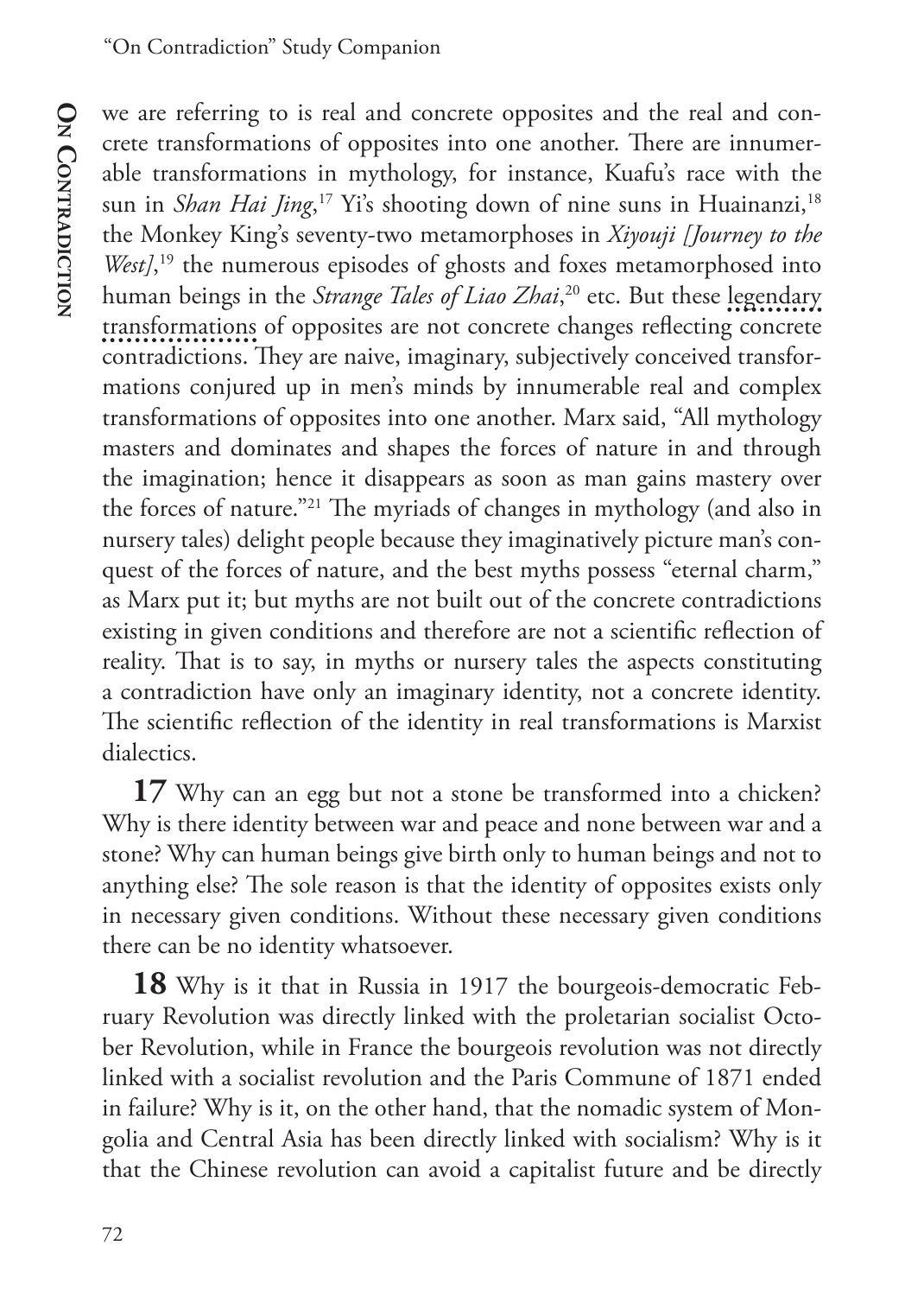we are referring to is real and concrete opposites and the real and concrete transformations of opposites into one another. There are innumerable transformations in mythology, for instance, Kuafu's race with the sun in *Shan Hai Jing*,[17] Yi's shooting down of nine suns in Huainanzi,[18] the Monkey King's seventy-two metamorphoses in *Xiyouji [Journey to the West]*,[19] the numerous episodes of ghosts and foxes metamorphosed into human beings in the *Strange Tales of Liao Zhai*,[20] etc. But these legendary transformations of opposites are not concrete changes reflecting concrete contradictions. They are naive, imaginary, subjectively conceived transformations conjured up in men's minds by innumerable real and complex transformations of opposites into one another. Marx said, "All mythology masters and dominates and shapes the forces of nature in and through the imagination; hence it disappears as soon as man gains mastery over the forces of nature."[21] The myriads of changes in mythology (and also in nursery tales) delight people because they imaginatively picture man's conquest of the forces of nature, and the best myths possess "eternal charm," as Marx put it; but myths are not built out of the concrete contradictions existing in given conditions and therefore are not a scientific reflection of reality. That is to say, in myths or nursery tales the aspects constituting a contradiction have only an imaginary identity, not a concrete identity. The scientific reflection of the identity in real transformations is Marxist dialectics.

**17** Why can an egg but not a stone be transformed into a chicken? Why is there identity between war and peace and none between war and a stone? Why can human beings give birth only to human beings and not to anything else? The sole reason is that the identity of opposites exists only in necessary given conditions. Without these necessary given conditions there can be no identity whatsoever.

**18** Why is it that in Russia in 1917 the bourgeois-democratic February Revolution was directly linked with the proletarian socialist October Revolution, while in France the bourgeois revolution was not directly linked with a socialist revolution and the Paris Commune of 1871 ended in failure? Why is it, on the other hand, that the nomadic system of Mongolia and Central Asia has been directly linked with socialism? Why is it that the Chinese revolution can avoid a capitalist future and be directly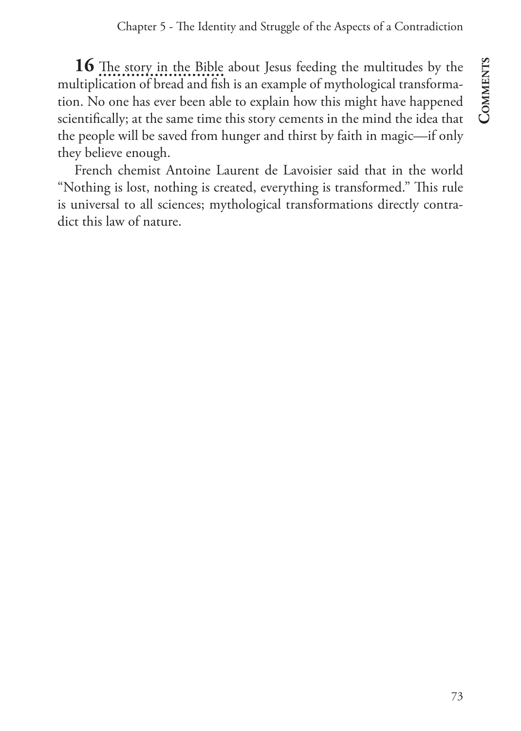**16** The story in the Bible about Jesus feeding the multitudes by the multiplication of bread and fish is an example of mythological transformation. No one has ever been able to explain how this might have happened scientifically; at the same time this story cements in the mind the idea that the people will be saved from hunger and thirst by faith in magic—if only they believe enough.

French chemist Antoine Laurent de Lavoisier said that in the world "Nothing is lost, nothing is created, everything is transformed." This rule is universal to all sciences; mythological transformations directly contradict this law of nature.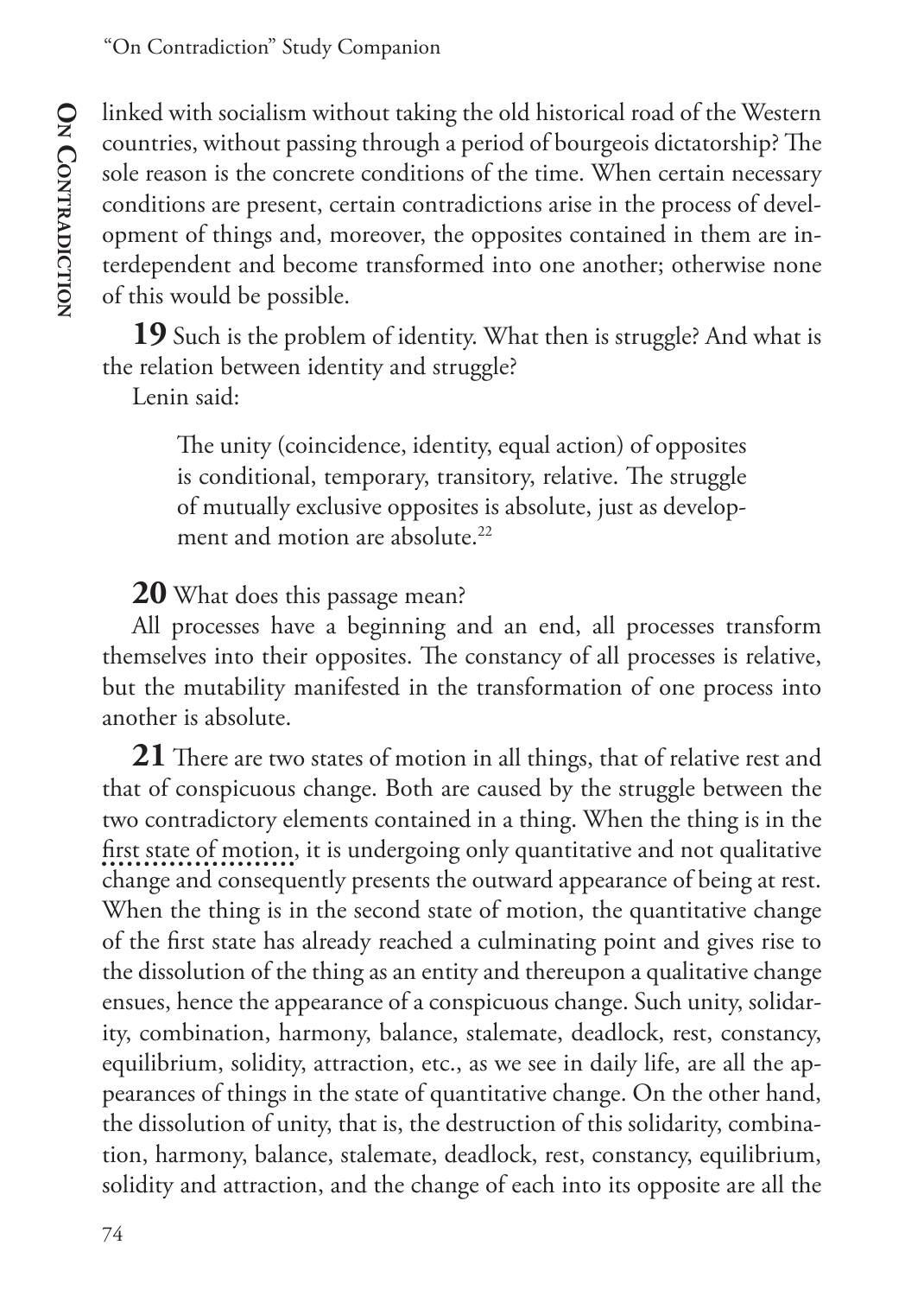linked with socialism without taking the old historical road of the Western countries, without passing through a period of bourgeois dictatorship? The sole reason is the concrete conditions of the time. When certain necessary conditions are present, certain contradictions arise in the process of development of things and, moreover, the opposites contained in them are interdependent and become transformed into one another; otherwise none of this would be possible.

**19** Such is the problem of identity. What then is struggle? And what is the relation between identity and struggle?

Lenin said:

> The unity (coincidence, identity, equal action) of opposites is conditional, temporary, transitory, relative. The struggle of mutually exclusive opposites is absolute, just as development and motion are absolute.[22]

**20** What does this passage mean?

All processes have a beginning and an end, all processes transform themselves into their opposites. The constancy of all processes is relative, but the mutability manifested in the transformation of one process into another is absolute.

**21** There are two states of motion in all things, that of relative rest and that of conspicuous change. Both are caused by the struggle between the two contradictory elements contained in a thing. When the thing is in the first state of motion, it is undergoing only quantitative and not qualitative change and consequently presents the outward appearance of being at rest. When the thing is in the second state of motion, the quantitative change of the first state has already reached a culminating point and gives rise to the dissolution of the thing as an entity and thereupon a qualitative change ensues, hence the appearance of a conspicuous change. Such unity, solidarity, combination, harmony, balance, stalemate, deadlock, rest, constancy, equilibrium, solidity, attraction, etc., as we see in daily life, are all the appearances of things in the state of quantitative change. On the other hand, the dissolution of unity, that is, the destruction of this solidarity, combination, harmony, balance, stalemate, deadlock, rest, constancy, equilibrium, solidity and attraction, and the change of each into its opposite are all the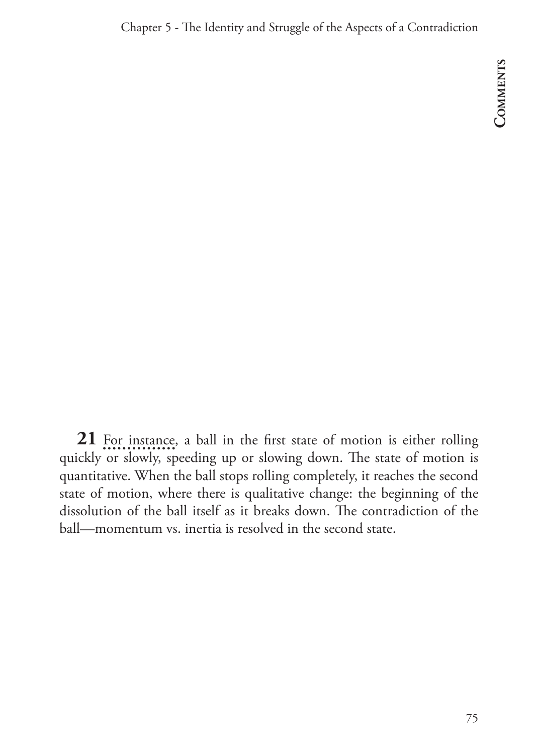**21** For instance, a ball in the first state of motion is either rolling quickly or slowly, speeding up or slowing down. The state of motion is quantitative. When the ball stops rolling completely, it reaches the second state of motion, where there is qualitative change: the beginning of the dissolution of the ball itself as it breaks down. The contradiction of the ball—momentum vs. inertia is resolved in the second state.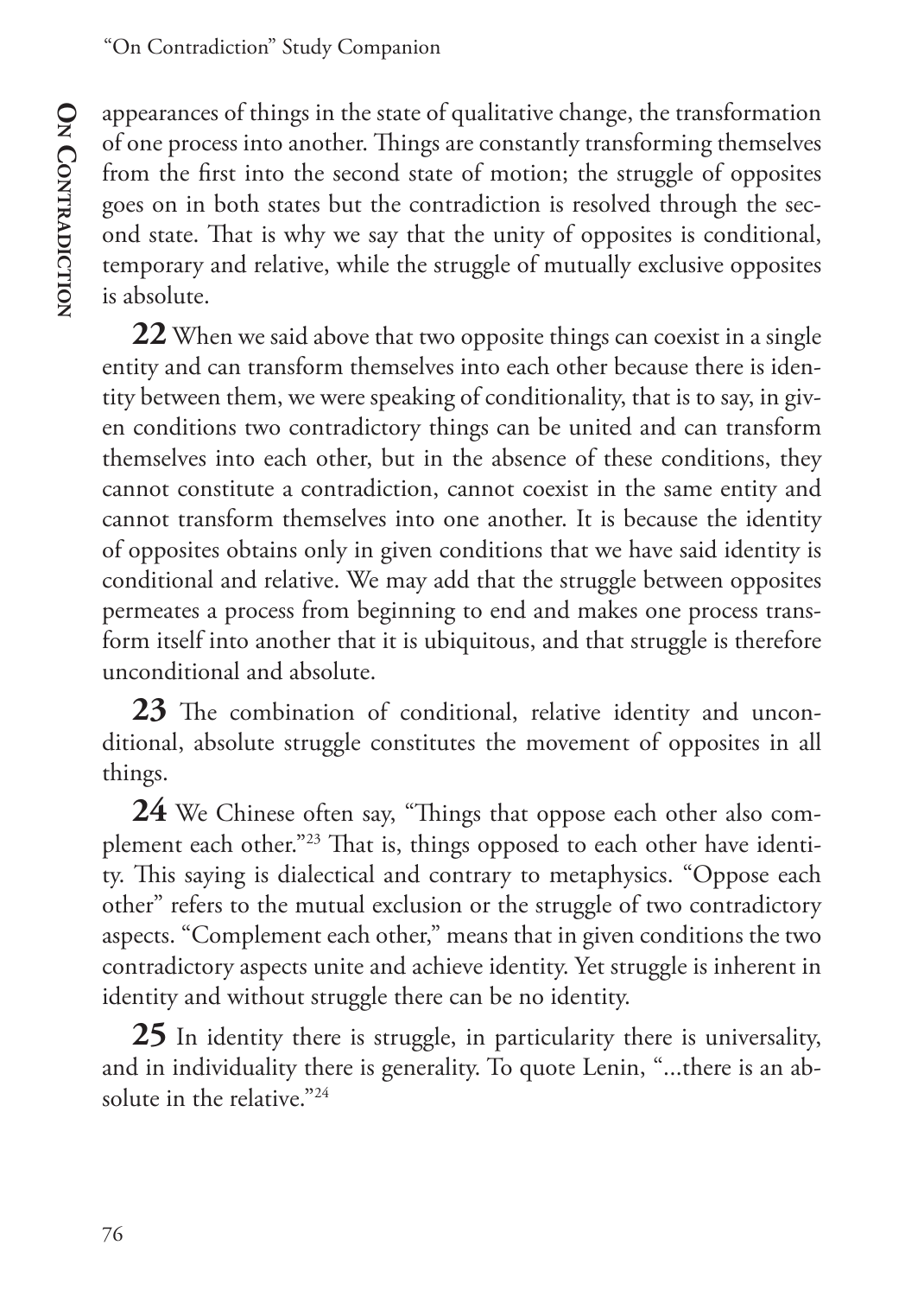appearances of things in the state of qualitative change, the transformation of one process into another. Things are constantly transforming themselves from the first into the second state of motion; the struggle of opposites goes on in both states but the contradiction is resolved through the second state. That is why we say that the unity of opposites is conditional, temporary and relative, while the struggle of mutually exclusive opposites is absolute.

**22** When we said above that two opposite things can coexist in a single entity and can transform themselves into each other because there is identity between them, we were speaking of conditionality, that is to say, in given conditions two contradictory things can be united and can transform themselves into each other, but in the absence of these conditions, they cannot constitute a contradiction, cannot coexist in the same entity and cannot transform themselves into one another. It is because the identity of opposites obtains only in given conditions that we have said identity is conditional and relative. We may add that the struggle between opposites permeates a process from beginning to end and makes one process transform itself into another that it is ubiquitous, and that struggle is therefore unconditional and absolute.

**23** The combination of conditional, relative identity and unconditional, absolute struggle constitutes the movement of opposites in all things.

**24** We Chinese often say, "Things that oppose each other also complement each other."[23] That is, things opposed to each other have identity. This saying is dialectical and contrary to metaphysics. "Oppose each other" refers to the mutual exclusion or the struggle of two contradictory aspects. "Complement each other," means that in given conditions the two contradictory aspects unite and achieve identity. Yet struggle is inherent in identity and without struggle there can be no identity.

**25** In identity there is struggle, in particularity there is universality, and in individuality there is generality. To quote Lenin, "...there is an absolute in the relative."[24]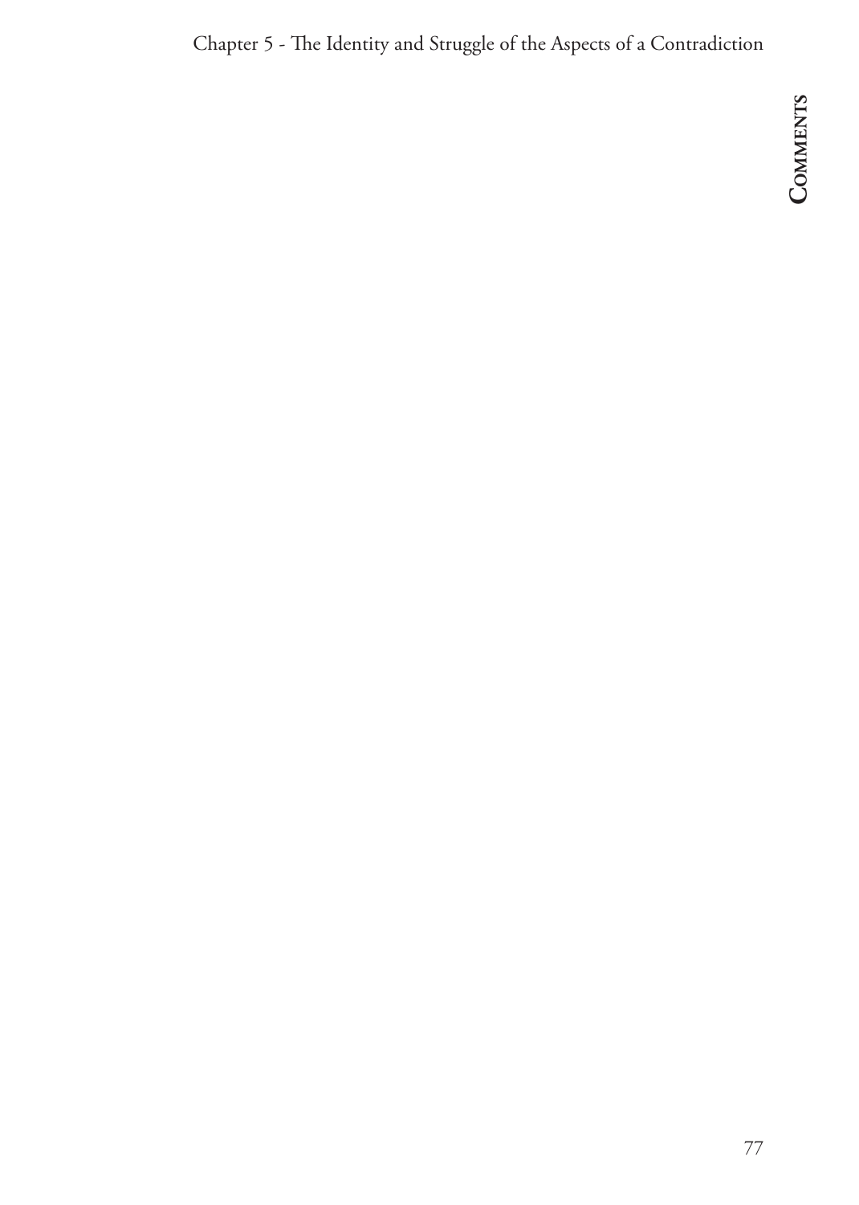**Comments**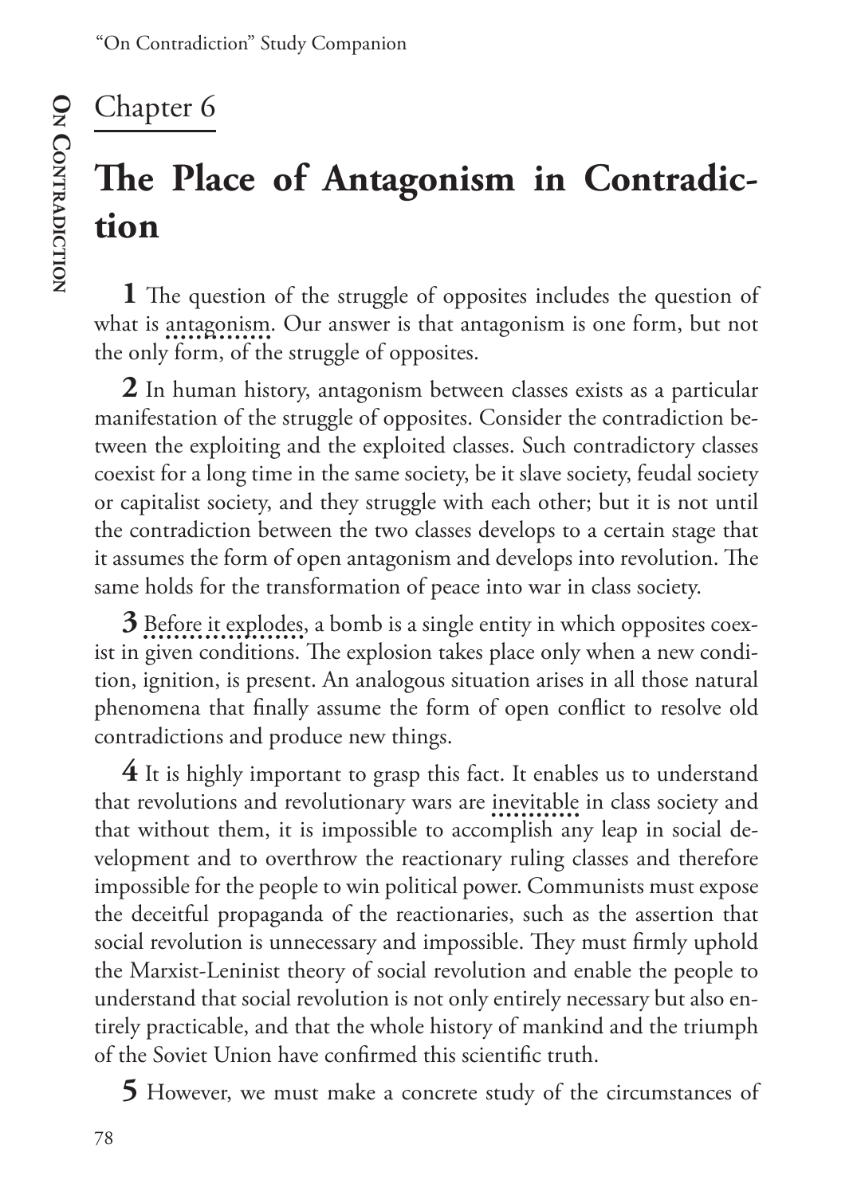# Chapter 6

## The Place of Antagonism in Contradiction

**1** The question of the struggle of opposites includes the question of what is antagonism. Our answer is that antagonism is one form, but not the only form, of the struggle of opposites.

**2** In human history, antagonism between classes exists as a particular manifestation of the struggle of opposites. Consider the contradiction between the exploiting and the exploited classes. Such contradictory classes coexist for a long time in the same society, be it slave society, feudal society or capitalist society, and they struggle with each other; but it is not until the contradiction between the two classes develops to a certain stage that it assumes the form of open antagonism and develops into revolution. The same holds for the transformation of peace into war in class society.

**3** Before it explodes, a bomb is a single entity in which opposites coexist in given conditions. The explosion takes place only when a new condition, ignition, is present. An analogous situation arises in all those natural phenomena that finally assume the form of open conflict to resolve old contradictions and produce new things.

**4** It is highly important to grasp this fact. It enables us to understand that revolutions and revolutionary wars are inevitable in class society and that without them, it is impossible to accomplish any leap in social development and to overthrow the reactionary ruling classes and therefore impossible for the people to win political power. Communists must expose the deceitful propaganda of the reactionaries, such as the assertion that social revolution is unnecessary and impossible. They must firmly uphold the Marxist-Leninist theory of social revolution and enable the people to understand that social revolution is not only entirely necessary but also entirely practicable, and that the whole history of mankind and the triumph of the Soviet Union have confirmed this scientific truth.

**5** However, we must make a concrete study of the circumstances of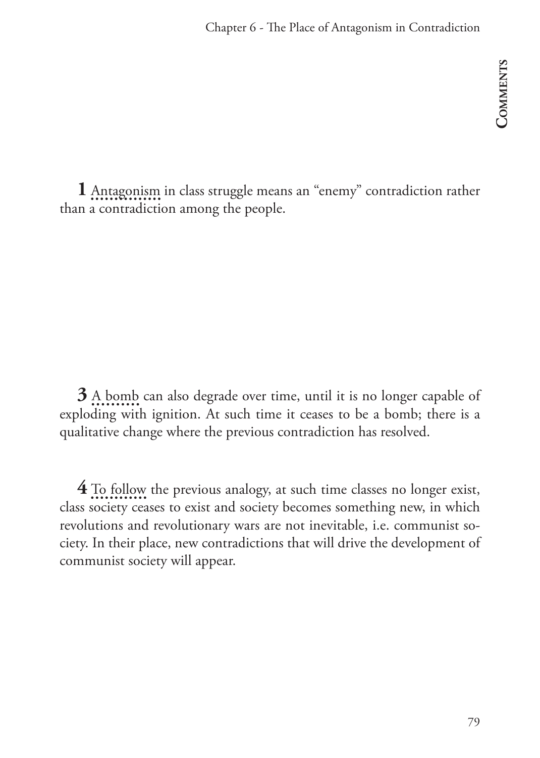**1** Antagonism in class struggle means an "enemy" contradiction rather than a contradiction among the people.

**3** A bomb can also degrade over time, until it is no longer capable of exploding with ignition. At such time it ceases to be a bomb; there is a qualitative change where the previous contradiction has resolved.

**4** To follow the previous analogy, at such time classes no longer exist, class society ceases to exist and society becomes something new, in which revolutions and revolutionary wars are not inevitable, i.e. communist society. In their place, new contradictions that will drive the development of communist society will appear.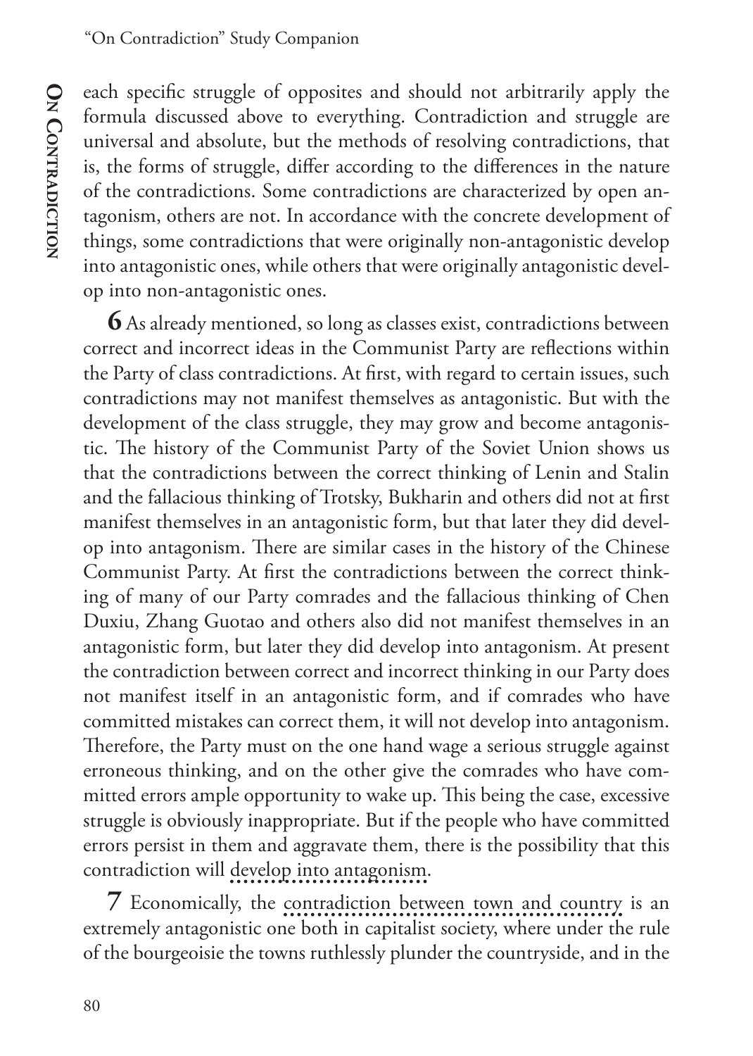each specific struggle of opposites and should not arbitrarily apply the formula discussed above to everything. Contradiction and struggle are universal and absolute, but the methods of resolving contradictions, that is, the forms of struggle, differ according to the differences in the nature of the contradictions. Some contradictions are characterized by open antagonism, others are not. In accordance with the concrete development of things, some contradictions that were originally non-antagonistic develop into antagonistic ones, while others that were originally antagonistic develop into non-antagonistic ones.

**6** As already mentioned, so long as classes exist, contradictions between correct and incorrect ideas in the Communist Party are reflections within the Party of class contradictions. At first, with regard to certain issues, such contradictions may not manifest themselves as antagonistic. But with the development of the class struggle, they may grow and become antagonistic. The history of the Communist Party of the Soviet Union shows us that the contradictions between the correct thinking of Lenin and Stalin and the fallacious thinking of Trotsky, Bukharin and others did not at first manifest themselves in an antagonistic form, but that later they did develop into antagonism. There are similar cases in the history of the Chinese Communist Party. At first the contradictions between the correct thinking of many of our Party comrades and the fallacious thinking of Chen Duxiu, Zhang Guotao and others also did not manifest themselves in an antagonistic form, but later they did develop into antagonism. At present the contradiction between correct and incorrect thinking in our Party does not manifest itself in an antagonistic form, and if comrades who have committed mistakes can correct them, it will not develop into antagonism. Therefore, the Party must on the one hand wage a serious struggle against erroneous thinking, and on the other give the comrades who have committed errors ample opportunity to wake up. This being the case, excessive struggle is obviously inappropriate. But if the people who have committed errors persist in them and aggravate them, there is the possibility that this contradiction will develop into antagonism.

**7** Economically, the contradiction between town and country is an extremely antagonistic one both in capitalist society, where under the rule of the bourgeoisie the towns ruthlessly plunder the countryside, and in the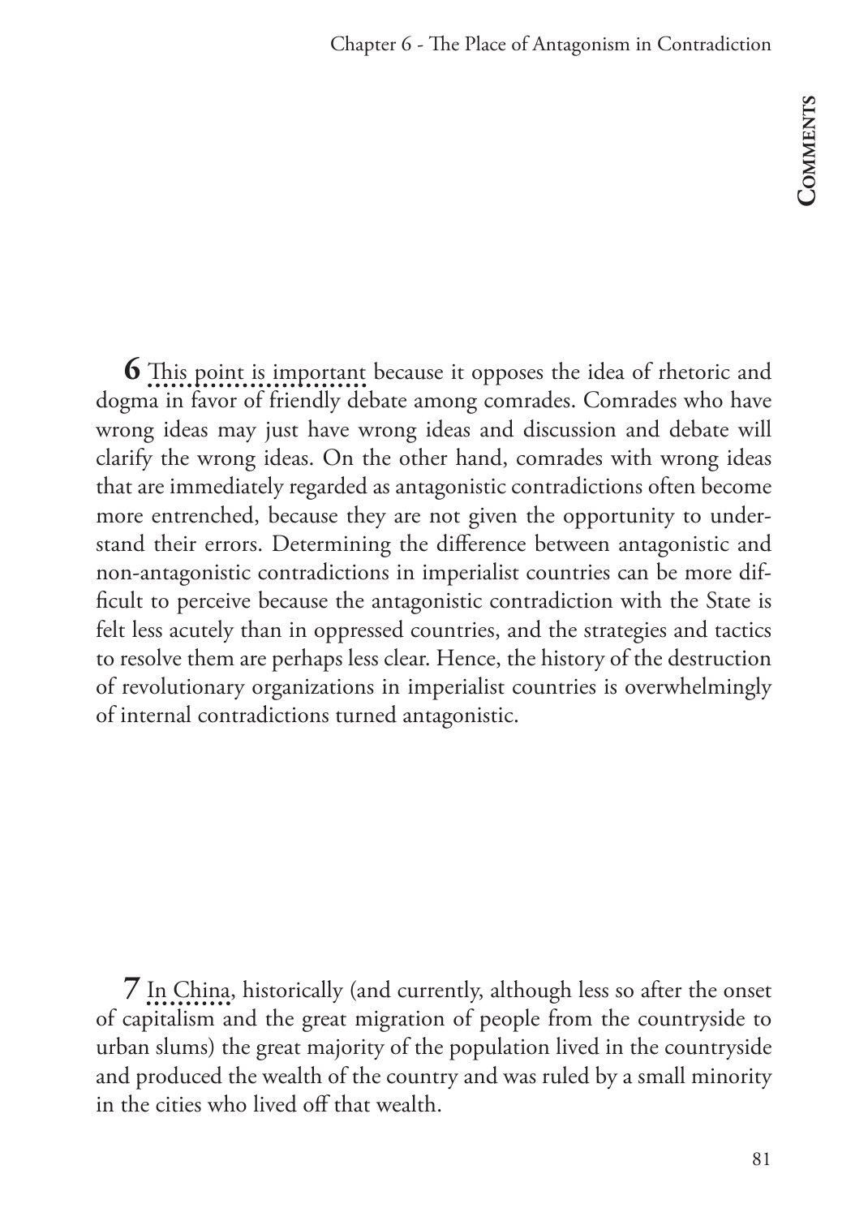**6** This point is important because it opposes the idea of rhetoric and dogma in favor of friendly debate among comrades. Comrades who have wrong ideas may just have wrong ideas and discussion and debate will clarify the wrong ideas. On the other hand, comrades with wrong ideas that are immediately regarded as antagonistic contradictions often become more entrenched, because they are not given the opportunity to understand their errors. Determining the difference between antagonistic and non-antagonistic contradictions in imperialist countries can be more difficult to perceive because the antagonistic contradiction with the State is felt less acutely than in oppressed countries, and the strategies and tactics to resolve them are perhaps less clear. Hence, the history of the destruction of revolutionary organizations in imperialist countries is overwhelmingly of internal contradictions turned antagonistic.

**7** In China, historically (and currently, although less so after the onset of capitalism and the great migration of people from the countryside to urban slums) the great majority of the population lived in the countryside and produced the wealth of the country and was ruled by a small minority in the cities who lived off that wealth.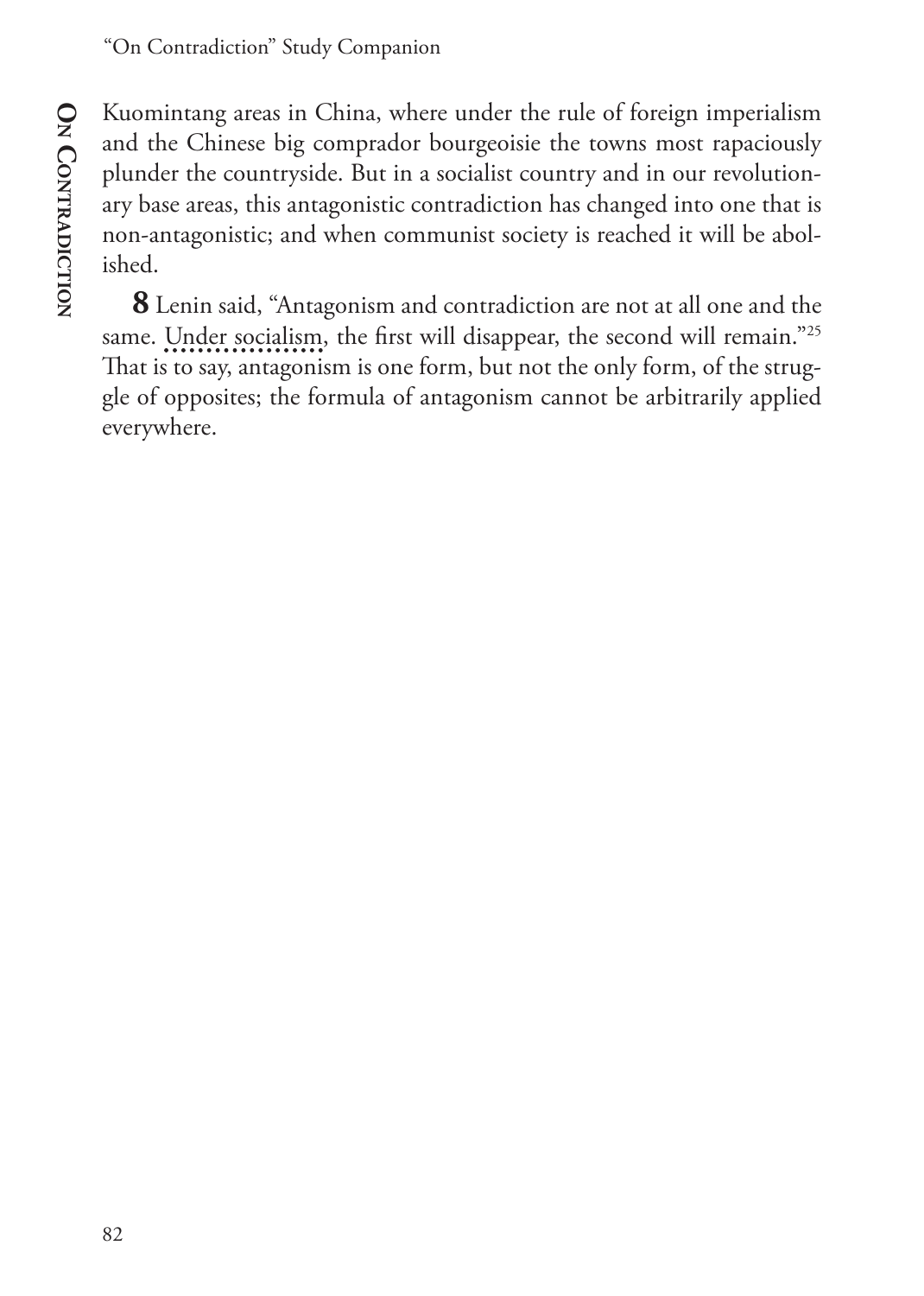Kuomintang areas in China, where under the rule of foreign imperialism and the Chinese big comprador bourgeoisie the towns most rapaciously plunder the countryside. But in a socialist country and in our revolutionary base areas, this antagonistic contradiction has changed into one that is non-antagonistic; and when communist society is reached it will be abolished.

**8** Lenin said, "Antagonism and contradiction are not at all one and the same. Under socialism, the first will disappear, the second will remain."[25] That is to say, antagonism is one form, but not the only form, of the struggle of opposites; the formula of antagonism cannot be arbitrarily applied everywhere.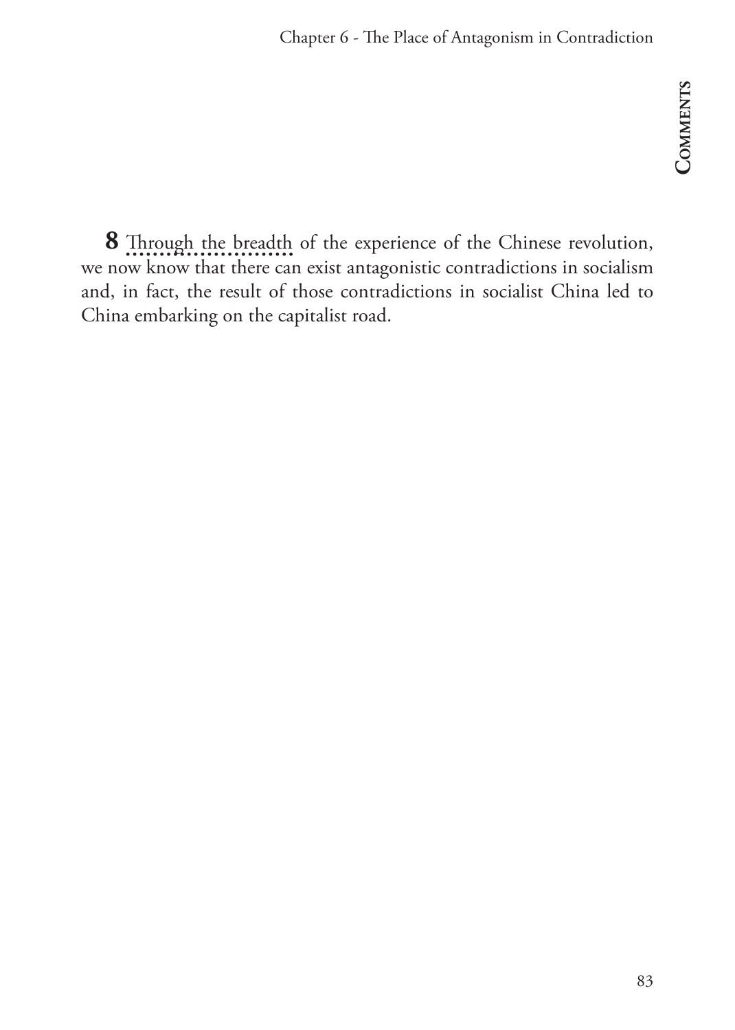**8** Through the breadth of the experience of the Chinese revolution, we now know that there can exist antagonistic contradictions in socialism and, in fact, the result of those contradictions in socialist China led to China embarking on the capitalist road.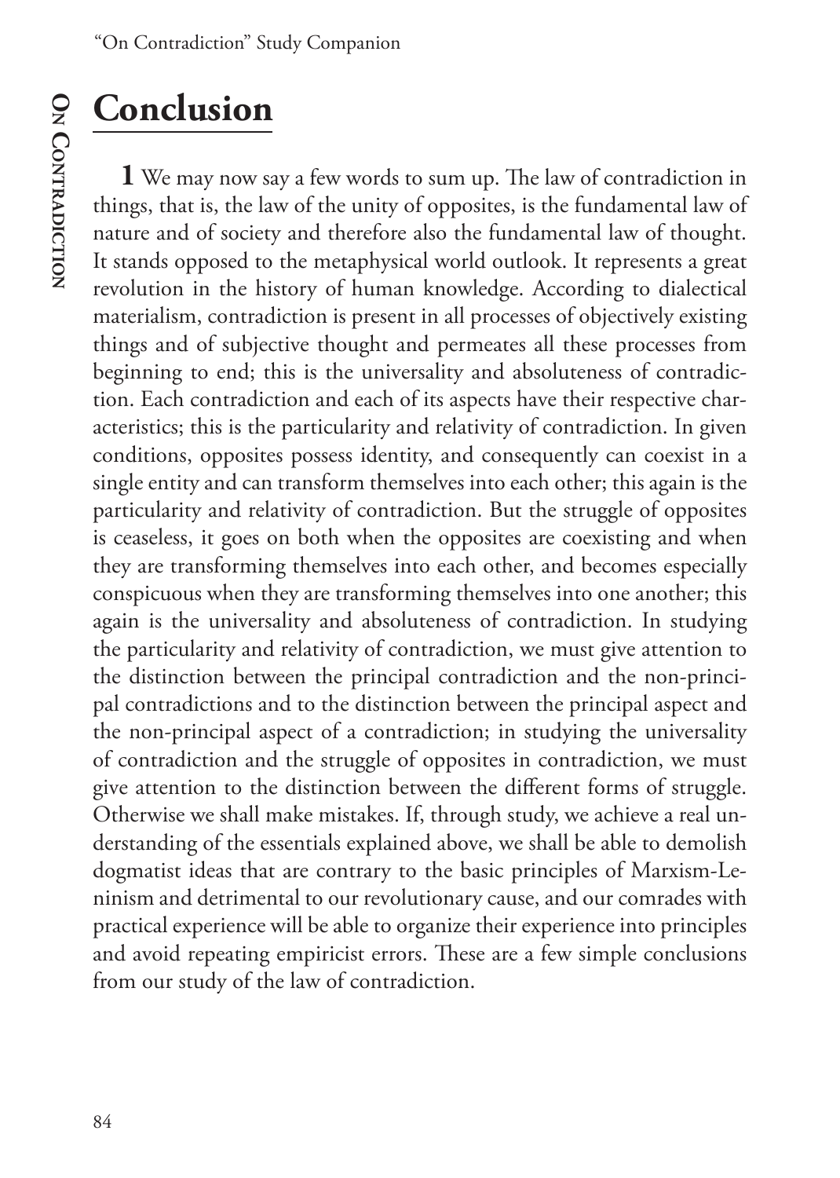# Conclusion

**1** We may now say a few words to sum up. The law of contradiction in things, that is, the law of the unity of opposites, is the fundamental law of nature and of society and therefore also the fundamental law of thought. It stands opposed to the metaphysical world outlook. It represents a great revolution in the history of human knowledge. According to dialectical materialism, contradiction is present in all processes of objectively existing things and of subjective thought and permeates all these processes from beginning to end; this is the universality and absoluteness of contradiction. Each contradiction and each of its aspects have their respective characteristics; this is the particularity and relativity of contradiction. In given conditions, opposites possess identity, and consequently can coexist in a single entity and can transform themselves into each other; this again is the particularity and relativity of contradiction. But the struggle of opposites is ceaseless, it goes on both when the opposites are coexisting and when they are transforming themselves into each other, and becomes especially conspicuous when they are transforming themselves into one another; this again is the universality and absoluteness of contradiction. In studying the particularity and relativity of contradiction, we must give attention to the distinction between the principal contradiction and the non-principal contradictions and to the distinction between the principal aspect and the non-principal aspect of a contradiction; in studying the universality of contradiction and the struggle of opposites in contradiction, we must give attention to the distinction between the different forms of struggle. Otherwise we shall make mistakes. If, through study, we achieve a real understanding of the essentials explained above, we shall be able to demolish dogmatist ideas that are contrary to the basic principles of Marxism-Leninism and detrimental to our revolutionary cause, and our comrades with practical experience will be able to organize their experience into principles and avoid repeating empiricist errors. These are a few simple conclusions from our study of the law of contradiction.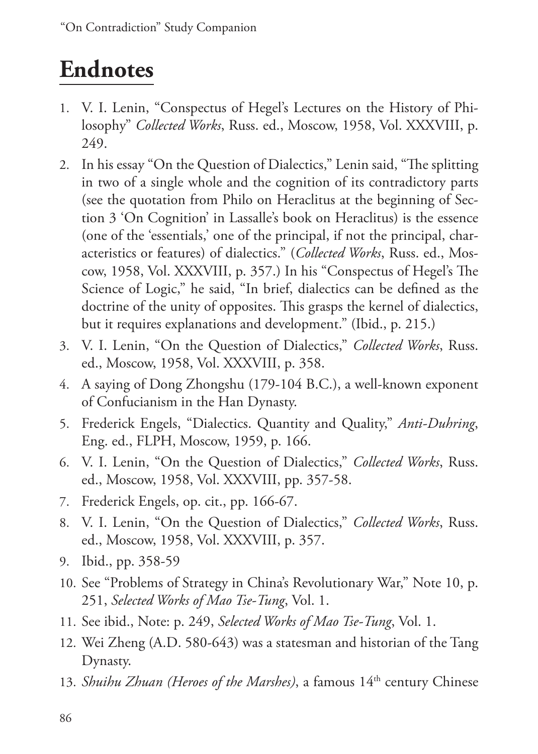# Endnotes

1. V. I. Lenin, "Conspectus of Hegel's Lectures on the History of Philosophy" *Collected Works*, Russ. ed., Moscow, 1958, Vol. XXXVIII, p. 249.
2. In his essay "On the Question of Dialectics," Lenin said, "The splitting in two of a single whole and the cognition of its contradictory parts (see the quotation from Philo on Heraclitus at the beginning of Section 3 'On Cognition' in Lassalle's book on Heraclitus) is the essence (one of the 'essentials,' one of the principal, if not the principal, characteristics or features) of dialectics." (*Collected Works*, Russ. ed., Moscow, 1958, Vol. XXXVIII, p. 357.) In his "Conspectus of Hegel's The Science of Logic," he said, "In brief, dialectics can be defined as the doctrine of the unity of opposites. This grasps the kernel of dialectics, but it requires explanations and development." (Ibid., p. 215.)
3. V. I. Lenin, "On the Question of Dialectics," *Collected Works*, Russ. ed., Moscow, 1958, Vol. XXXVIII, p. 358.
4. A saying of Dong Zhongshu (179-104 B.C.), a well-known exponent of Confucianism in the Han Dynasty.
5. Frederick Engels, "Dialectics. Quantity and Quality," *Anti-Duhring*, Eng. ed., FLPH, Moscow, 1959, p. 166.
6. V. I. Lenin, "On the Question of Dialectics," *Collected Works*, Russ. ed., Moscow, 1958, Vol. XXXVIII, pp. 357-58.
7. Frederick Engels, op. cit., pp. 166-67.
8. V. I. Lenin, "On the Question of Dialectics," *Collected Works*, Russ. ed., Moscow, 1958, Vol. XXXVIII, p. 357.
9. Ibid., pp. 358-59
10. See "Problems of Strategy in China's Revolutionary War," Note 10, p. 251, *Selected Works of Mao Tse-Tung*, Vol. 1.
11. See ibid., Note: p. 249, *Selected Works of Mao Tse-Tung*, Vol. 1.
12. Wei Zheng (A.D. 580-643) was a statesman and historian of the Tang Dynasty.
13. *Shuihu Zhuan (Heroes of the Marshes)*, a famous 14th century Chinese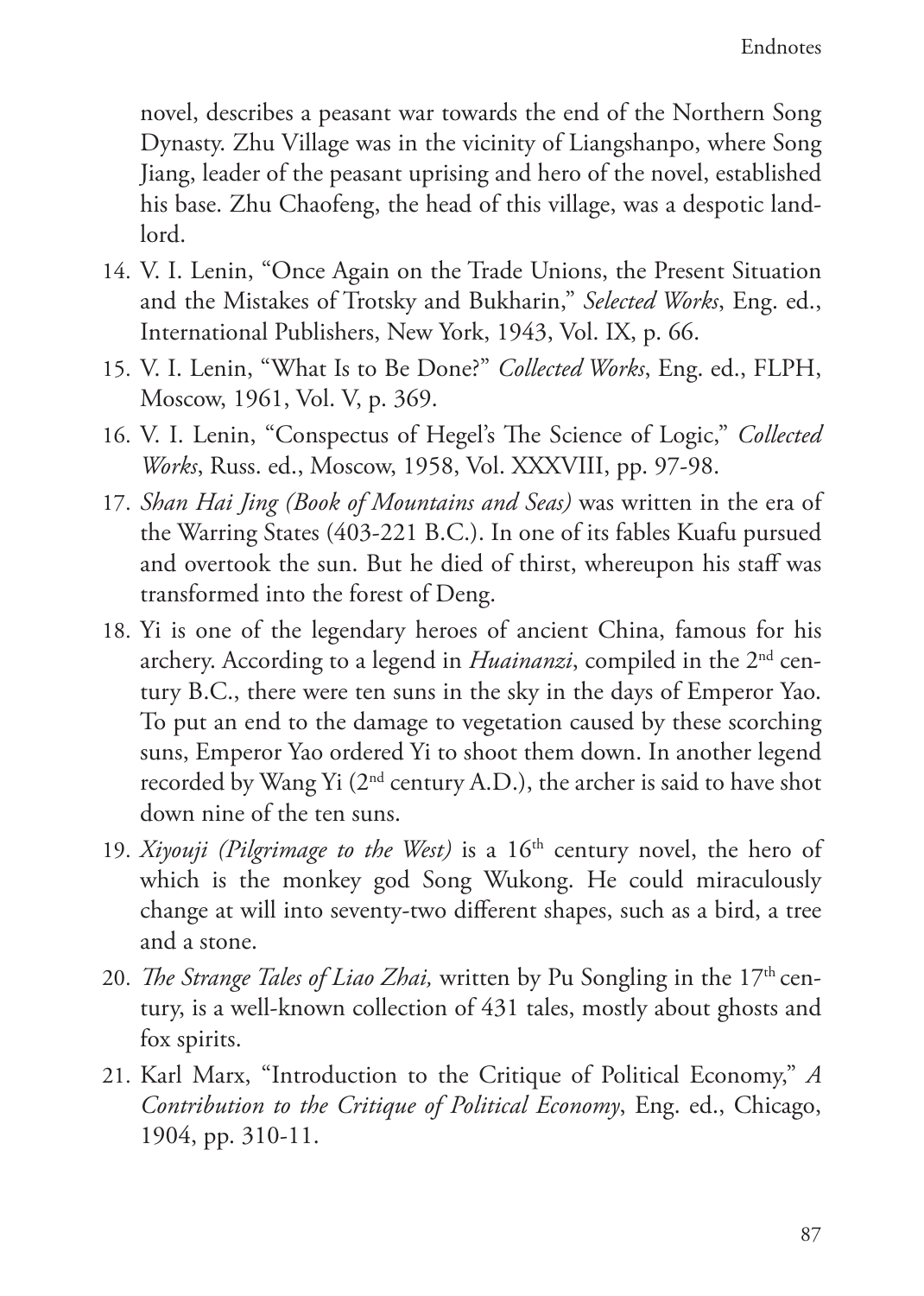novel, describes a peasant war towards the end of the Northern Song Dynasty. Zhu Village was in the vicinity of Liangshanpo, where Song Jiang, leader of the peasant uprising and hero of the novel, established his base. Zhu Chaofeng, the head of this village, was a despotic landlord.

14. V. I. Lenin, "Once Again on the Trade Unions, the Present Situation and the Mistakes of Trotsky and Bukharin," *Selected Works*, Eng. ed., International Publishers, New York, 1943, Vol. IX, p. 66.
15. V. I. Lenin, "What Is to Be Done?" *Collected Works*, Eng. ed., FLPH, Moscow, 1961, Vol. V, p. 369.
16. V. I. Lenin, "Conspectus of Hegel's The Science of Logic," *Collected Works*, Russ. ed., Moscow, 1958, Vol. XXXVIII, pp. 97-98.
17. *Shan Hai Jing (Book of Mountains and Seas)* was written in the era of the Warring States (403-221 B.C.). In one of its fables Kuafu pursued and overtook the sun. But he died of thirst, whereupon his staff was transformed into the forest of Deng.
18. Yi is one of the legendary heroes of ancient China, famous for his archery. According to a legend in *Huainanzi*, compiled in the 2nd century B.C., there were ten suns in the sky in the days of Emperor Yao. To put an end to the damage to vegetation caused by these scorching suns, Emperor Yao ordered Yi to shoot them down. In another legend recorded by Wang Yi (2nd century A.D.), the archer is said to have shot down nine of the ten suns.
19. *Xiyouji (Pilgrimage to the West)* is a 16th century novel, the hero of which is the monkey god Song Wukong. He could miraculously change at will into seventy-two different shapes, such as a bird, a tree and a stone.
20. *The Strange Tales of Liao Zhai,* written by Pu Songling in the 17th century, is a well-known collection of 431 tales, mostly about ghosts and fox spirits.
21. Karl Marx, "Introduction to the Critique of Political Economy," *A Contribution to the Critique of Political Economy*, Eng. ed., Chicago, 1904, pp. 310-11.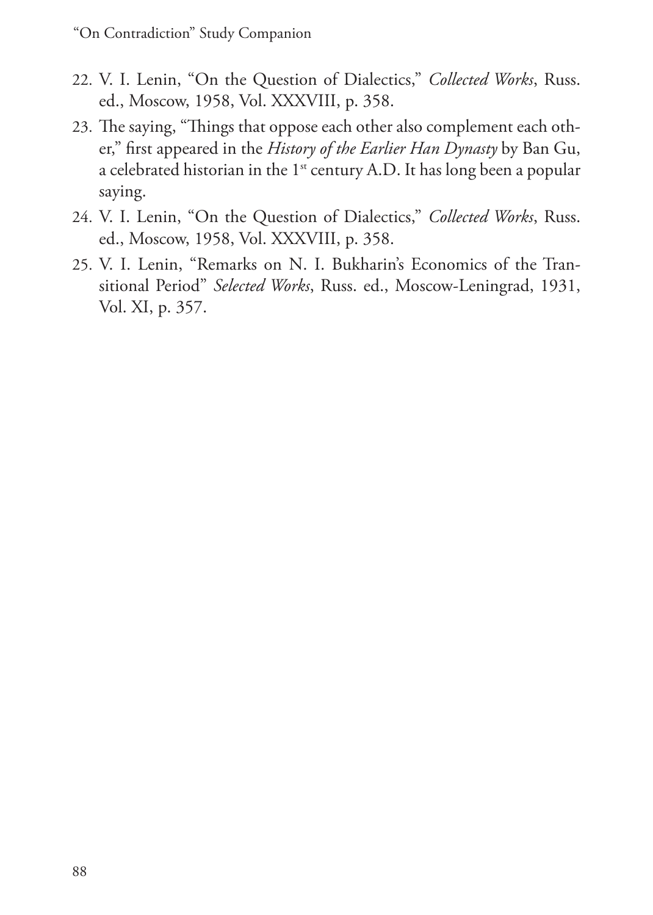22. V. I. Lenin, "On the Question of Dialectics," *Collected Works*, Russ. ed., Moscow, 1958, Vol. XXXVIII, p. 358.
23. The saying, "Things that oppose each other also complement each other," first appeared in the *History of the Earlier Han Dynasty* by Ban Gu, a celebrated historian in the 1st century A.D. It has long been a popular saying.
24. V. I. Lenin, "On the Question of Dialectics," *Collected Works*, Russ. ed., Moscow, 1958, Vol. XXXVIII, p. 358.
25. V. I. Lenin, "Remarks on N. I. Bukharin's Economics of the Transitional Period" *Selected Works*, Russ. ed., Moscow-Leningrad, 1931, Vol. XI, p. 357.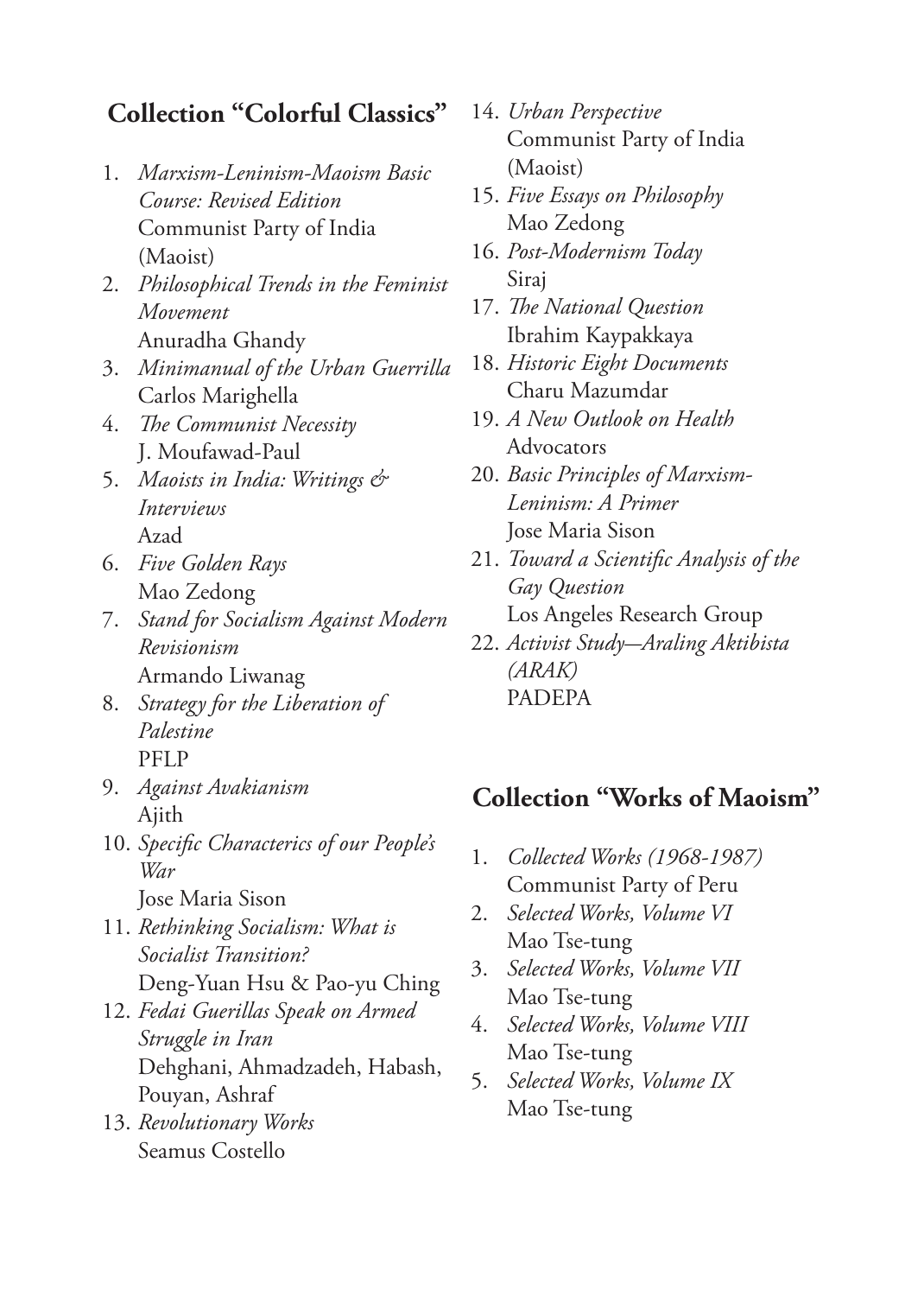## Collection "Colorful Classics"

1. *Marxism-Leninism-Maoism Basic Course: Revised Edition*
   Communist Party of India (Maoist)
2. *Philosophical Trends in the Feminist Movement*
   Anuradha Ghandy
3. *Minimanual of the Urban Guerrilla*
   Carlos Marighella
4. *The Communist Necessity*
   J. Moufawad-Paul
5. *Maoists in India: Writings & Interviews*
   Azad
6. *Five Golden Rays*
   Mao Zedong
7. *Stand for Socialism Against Modern Revisionism*
   Armando Liwanag
8. *Strategy for the Liberation of Palestine*
   PFLP
9. *Against Avakianism*
   Ajith
10. *Specific Characterics of our People's War*
    Jose Maria Sison
11. *Rethinking Socialism: What is Socialist Transition?*
    Deng-Yuan Hsu & Pao-yu Ching
12. *Fedai Guerillas Speak on Armed Struggle in Iran*
    Dehghani, Ahmadzadeh, Habash, Pouyan, Ashraf
13. *Revolutionary Works*
    Seamus Costello
14. *Urban Perspective*
    Communist Party of India (Maoist)
15. *Five Essays on Philosophy*
    Mao Zedong
16. *Post-Modernism Today*
    Siraj
17. *The National Question*
    Ibrahim Kaypakkaya
18. *Historic Eight Documents*
    Charu Mazumdar
19. *A New Outlook on Health*
    Advocators
20. *Basic Principles of Marxism-Leninism: A Primer*
    Jose Maria Sison
21. *Toward a Scientific Analysis of the Gay Question*
    Los Angeles Research Group
22. *Activist Study—Araling Aktibista (ARAK)*
    PADEPA

## Collection "Works of Maoism"

1. *Collected Works (1968-1987)*
   Communist Party of Peru
2. *Selected Works, Volume VI*
   Mao Tse-tung
3. *Selected Works, Volume VII*
   Mao Tse-tung
4. *Selected Works, Volume VIII*
   Mao Tse-tung
5. *Selected Works, Volume IX*
   Mao Tse-tung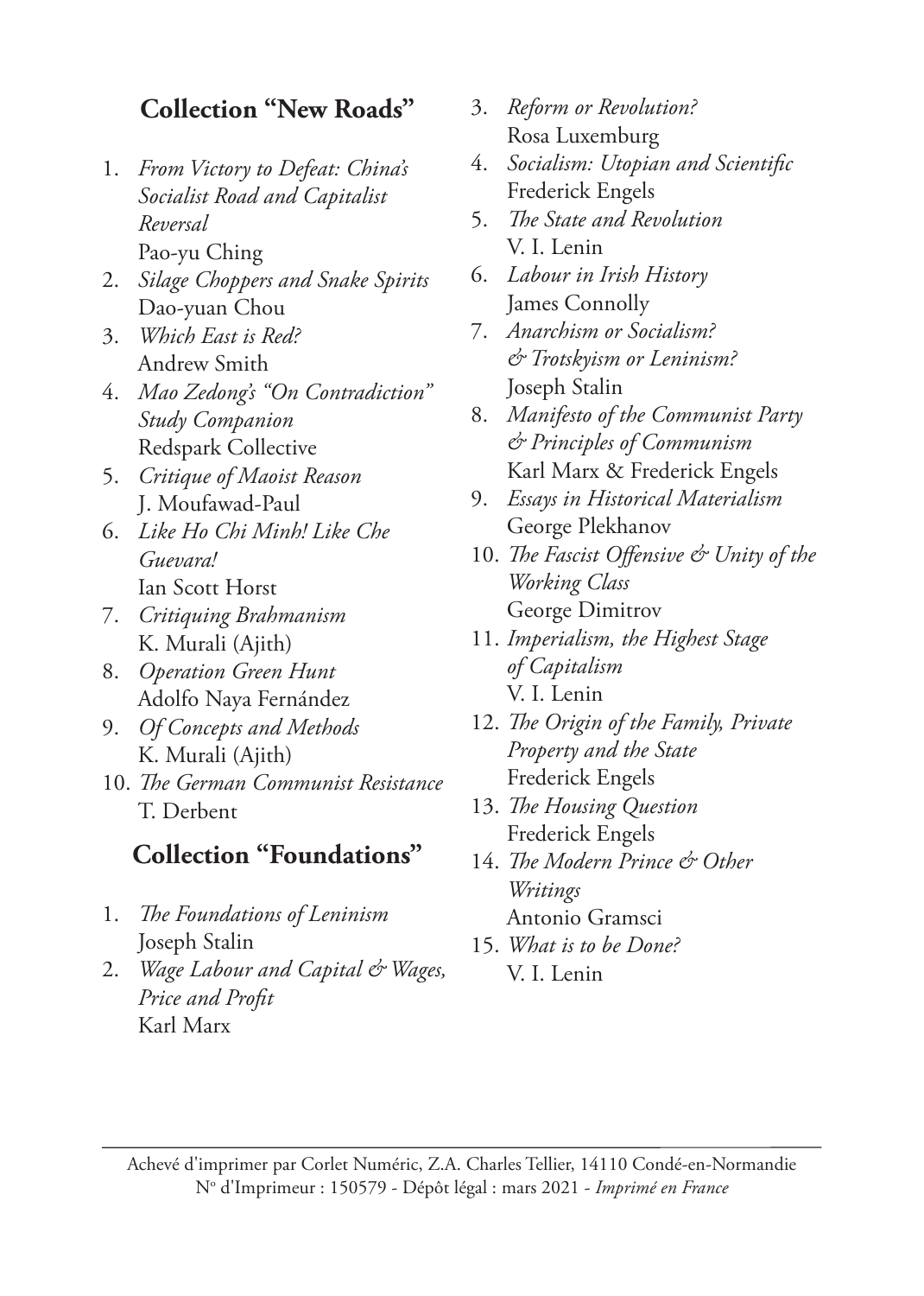## Collection "New Roads"

1. *From Victory to Defeat: China's Socialist Road and Capitalist Reversal*
   Pao-yu Ching
2. *Silage Choppers and Snake Spirits*
   Dao-yuan Chou
3. *Which East is Red?*
   Andrew Smith
4. *Mao Zedong's "On Contradiction" Study Companion*
   Redspark Collective
5. *Critique of Maoist Reason*
   J. Moufawad-Paul
6. *Like Ho Chi Minh! Like Che Guevara!*
   Ian Scott Horst
7. *Critiquing Brahmanism*
   K. Murali (Ajith)
8. *Operation Green Hunt*
   Adolfo Naya Fernández
9. *Of Concepts and Methods*
   K. Murali (Ajith)
10. *The German Communist Resistance*
    T. Derbent

## Collection "Foundations"

1. *The Foundations of Leninism*
   Joseph Stalin
2. *Wage Labour and Capital & Wages, Price and Profit*
   Karl Marx
3. *Reform or Revolution?*
   Rosa Luxemburg
4. *Socialism: Utopian and Scientific*
   Frederick Engels
5. *The State and Revolution*
   V. I. Lenin
6. *Labour in Irish History*
   James Connolly
7. *Anarchism or Socialism? & Trotskyism or Leninism?*
   Joseph Stalin
8. *Manifesto of the Communist Party & Principles of Communism*
   Karl Marx & Frederick Engels
9. *Essays in Historical Materialism*
   George Plekhanov
10. *The Fascist Offensive & Unity of the Working Class*
    George Dimitrov
11. *Imperialism, the Highest Stage of Capitalism*
    V. I. Lenin
12. *The Origin of the Family, Private Property and the State*
    Frederick Engels
13. *The Housing Question*
    Frederick Engels
14. *The Modern Prince & Other Writings*
    Antonio Gramsci
15. *What is to be Done?*
    V. I. Lenin

---

Achevé d'imprimer par Corlet Numéric, Z.A. Charles Tellier, 14110 Condé-en-Normandie
N° d'Imprimeur : 150579 - Dépôt légal : mars 2021 - *Imprimé en France*